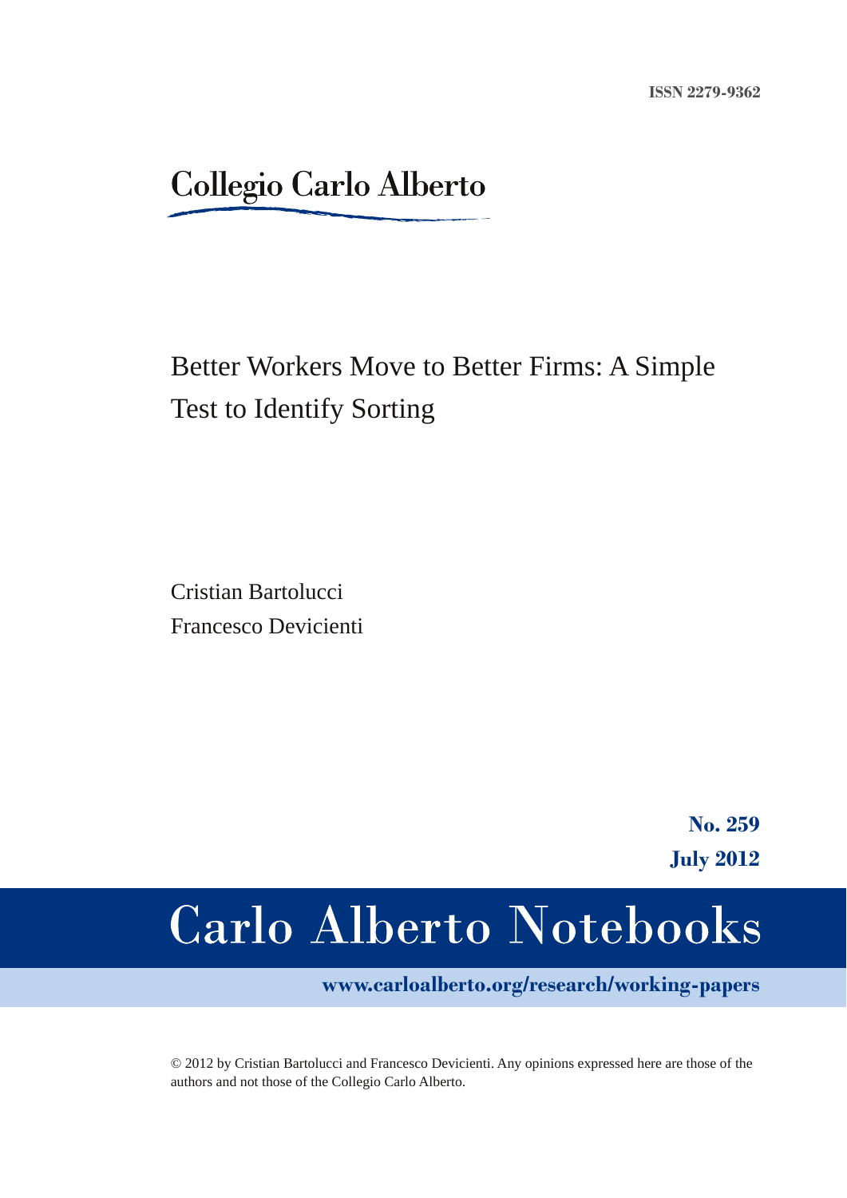ISSN 2279-9362

Collegio Carlo Alberto

# Better Workers Move to Better Firms: A Simple Test to Identify Sorting

Cristian Bartolucci
Francesco Devicienti

**No. 259**
**July 2012**

# Carlo Alberto Notebooks

**www.carloalberto.org/research/working-papers**

© 2012 by Cristian Bartolucci and Francesco Devicienti. Any opinions expressed here are those of the authors and not those of the Collegio Carlo Alberto.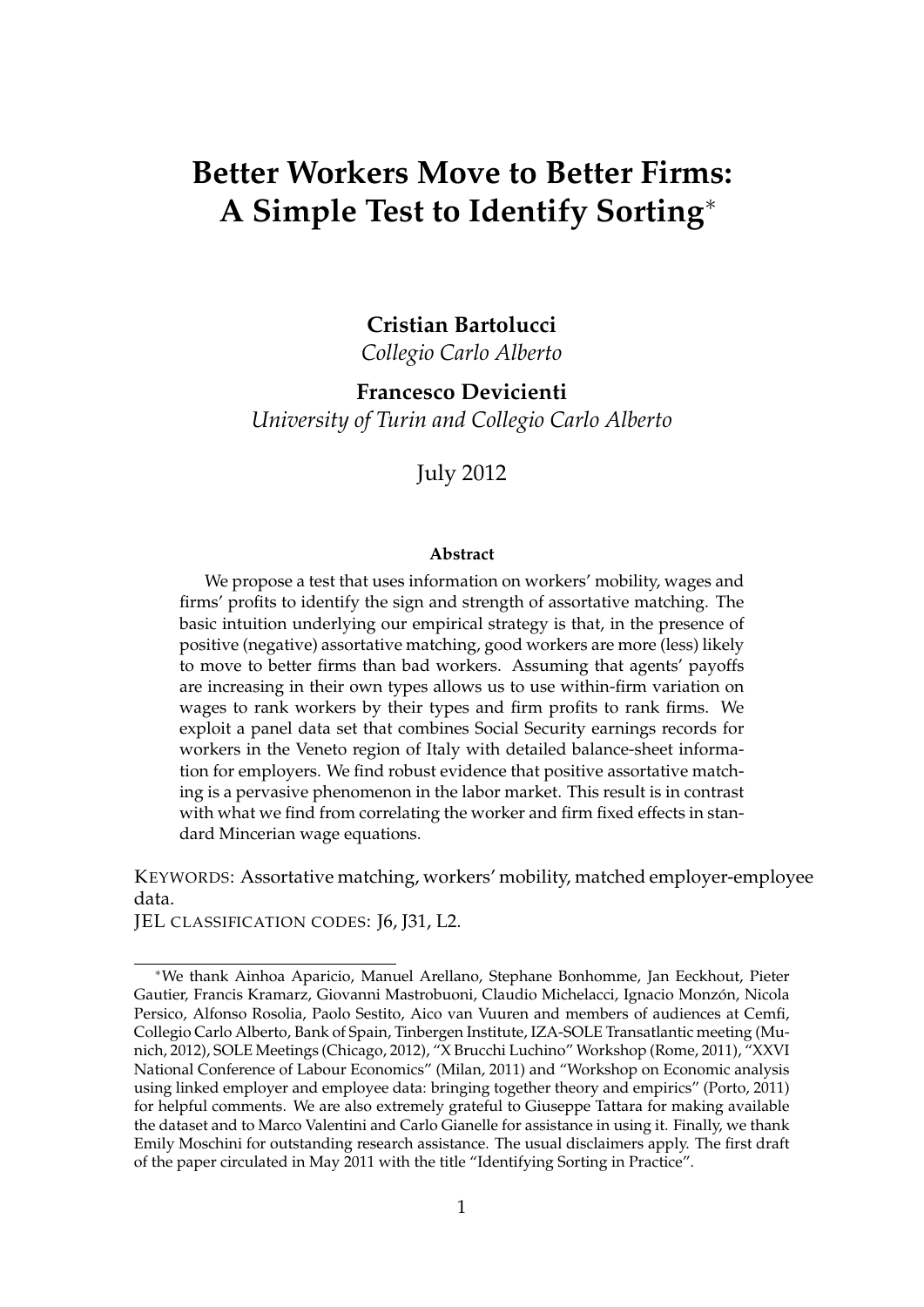# Better Workers Move to Better Firms: A Simple Test to Identify Sorting*

**Cristian Bartolucci**
*Collegio Carlo Alberto*

**Francesco Devicienti**
*University of Turin and Collegio Carlo Alberto*

July 2012

**Abstract**

We propose a test that uses information on workers' mobility, wages and firms' profits to identify the sign and strength of assortative matching. The basic intuition underlying our empirical strategy is that, in the presence of positive (negative) assortative matching, good workers are more (less) likely to move to better firms than bad workers. Assuming that agents' payoffs are increasing in their own types allows us to use within-firm variation on wages to rank workers by their types and firm profits to rank firms. We exploit a panel data set that combines Social Security earnings records for workers in the Veneto region of Italy with detailed balance-sheet information for employers. We find robust evidence that positive assortative matching is a pervasive phenomenon in the labor market. This result is in contrast with what we find from correlating the worker and firm fixed effects in standard Mincerian wage equations.

KEYWORDS: Assortative matching, workers' mobility, matched employer-employee data.
JEL CLASSIFICATION CODES: J6, J31, L2.

*We thank Ainhoa Aparicio, Manuel Arellano, Stephane Bonhomme, Jan Eeckhout, Pieter Gautier, Francis Kramarz, Giovanni Mastrobuoni, Claudio Michelacci, Ignacio Monzón, Nicola Persico, Alfonso Rosolia, Paolo Sestito, Aico van Vuuren and members of audiences at Cemfi, Collegio Carlo Alberto, Bank of Spain, Tinbergen Institute, IZA-SOLE Transatlantic meeting (Munich, 2012), SOLE Meetings (Chicago, 2012), "X Brucchi Luchino" Workshop (Rome, 2011), "XXVI National Conference of Labour Economics" (Milan, 2011) and "Workshop on Economic analysis using linked employer and employee data: bringing together theory and empirics" (Porto, 2011) for helpful comments. We are also extremely grateful to Giuseppe Tattara for making available the dataset and to Marco Valentini and Carlo Gianelle for assistance in using it. Finally, we thank Emily Moschini for outstanding research assistance. The usual disclaimers apply. The first draft of the paper circulated in May 2011 with the title "Identifying Sorting in Practice".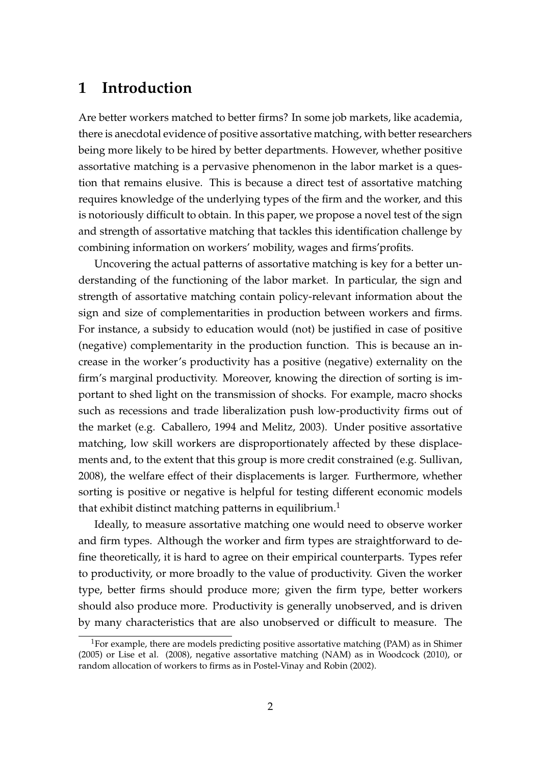# 1 Introduction

Are better workers matched to better firms? In some job markets, like academia, there is anecdotal evidence of positive assortative matching, with better researchers being more likely to be hired by better departments. However, whether positive assortative matching is a pervasive phenomenon in the labor market is a question that remains elusive. This is because a direct test of assortative matching requires knowledge of the underlying types of the firm and the worker, and this is notoriously difficult to obtain. In this paper, we propose a novel test of the sign and strength of assortative matching that tackles this identification challenge by combining information on workers' mobility, wages and firms'profits.

Uncovering the actual patterns of assortative matching is key for a better understanding of the functioning of the labor market. In particular, the sign and strength of assortative matching contain policy-relevant information about the sign and size of complementarities in production between workers and firms. For instance, a subsidy to education would (not) be justified in case of positive (negative) complementarity in the production function. This is because an increase in the worker's productivity has a positive (negative) externality on the firm's marginal productivity. Moreover, knowing the direction of sorting is important to shed light on the transmission of shocks. For example, macro shocks such as recessions and trade liberalization push low-productivity firms out of the market (e.g. Caballero, 1994 and Melitz, 2003). Under positive assortative matching, low skill workers are disproportionately affected by these displacements and, to the extent that this group is more credit constrained (e.g. Sullivan, 2008), the welfare effect of their displacements is larger. Furthermore, whether sorting is positive or negative is helpful for testing different economic models that exhibit distinct matching patterns in equilibrium.[1]

Ideally, to measure assortative matching one would need to observe worker and firm types. Although the worker and firm types are straightforward to define theoretically, it is hard to agree on their empirical counterparts. Types refer to productivity, or more broadly to the value of productivity. Given the worker type, better firms should produce more; given the firm type, better workers should also produce more. Productivity is generally unobserved, and is driven by many characteristics that are also unobserved or difficult to measure. The

[1] For example, there are models predicting positive assortative matching (PAM) as in Shimer (2005) or Lise et al. (2008), negative assortative matching (NAM) as in Woodcock (2010), or random allocation of workers to firms as in Postel-Vinay and Robin (2002).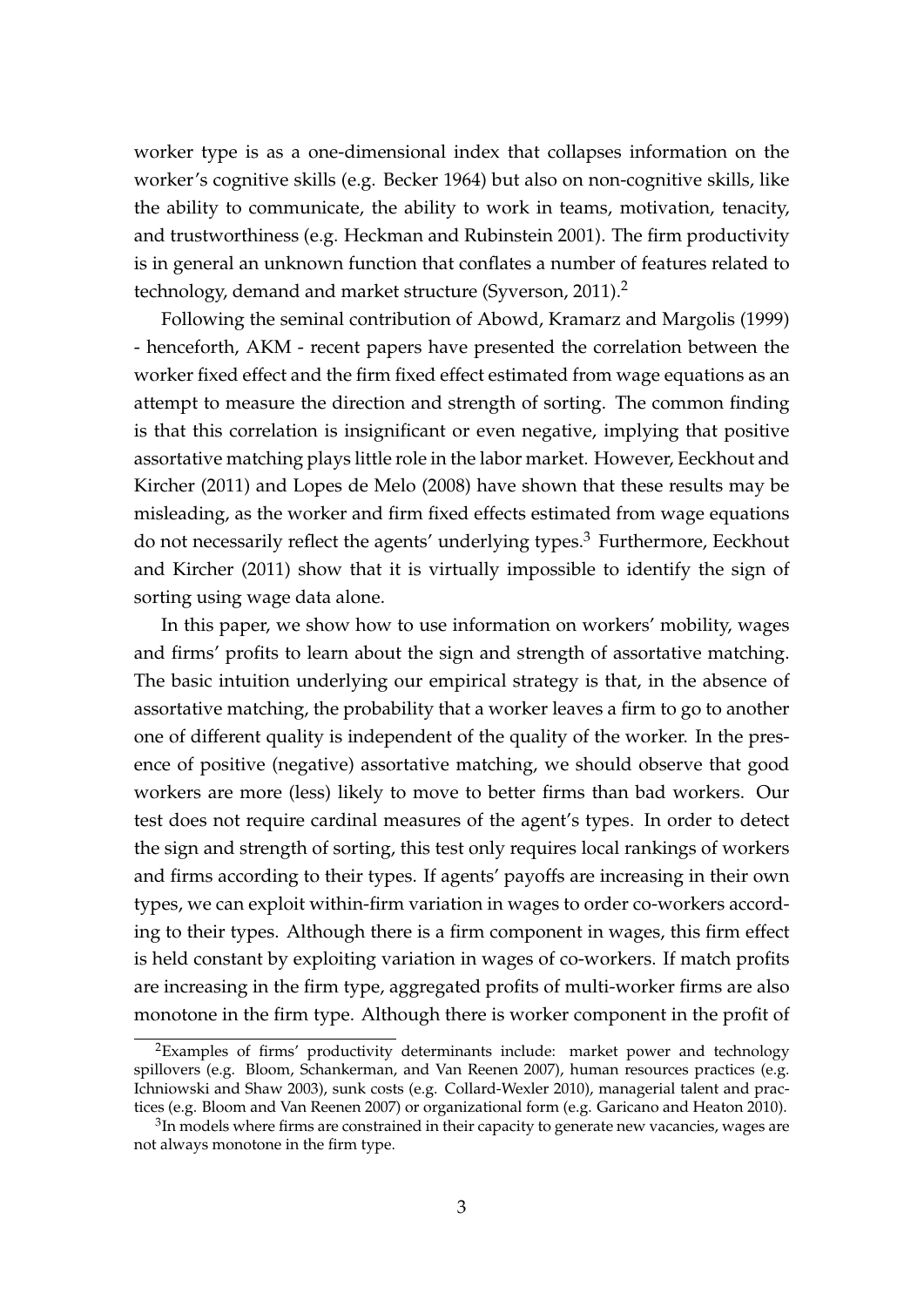worker type is as a one-dimensional index that collapses information on the worker's cognitive skills (e.g. Becker 1964) but also on non-cognitive skills, like the ability to communicate, the ability to work in teams, motivation, tenacity, and trustworthiness (e.g. Heckman and Rubinstein 2001). The firm productivity is in general an unknown function that conflates a number of features related to technology, demand and market structure (Syverson, 2011).[2]

Following the seminal contribution of Abowd, Kramarz and Margolis (1999) - henceforth, AKM - recent papers have presented the correlation between the worker fixed effect and the firm fixed effect estimated from wage equations as an attempt to measure the direction and strength of sorting. The common finding is that this correlation is insignificant or even negative, implying that positive assortative matching plays little role in the labor market. However, Eeckhout and Kircher (2011) and Lopes de Melo (2008) have shown that these results may be misleading, as the worker and firm fixed effects estimated from wage equations do not necessarily reflect the agents' underlying types.[3] Furthermore, Eeckhout and Kircher (2011) show that it is virtually impossible to identify the sign of sorting using wage data alone.

In this paper, we show how to use information on workers' mobility, wages and firms' profits to learn about the sign and strength of assortative matching. The basic intuition underlying our empirical strategy is that, in the absence of assortative matching, the probability that a worker leaves a firm to go to another one of different quality is independent of the quality of the worker. In the presence of positive (negative) assortative matching, we should observe that good workers are more (less) likely to move to better firms than bad workers. Our test does not require cardinal measures of the agent's types. In order to detect the sign and strength of sorting, this test only requires local rankings of workers and firms according to their types. If agents' payoffs are increasing in their own types, we can exploit within-firm variation in wages to order co-workers according to their types. Although there is a firm component in wages, this firm effect is held constant by exploiting variation in wages of co-workers. If match profits are increasing in the firm type, aggregated profits of multi-worker firms are also monotone in the firm type. Although there is worker component in the profit of

[2] Examples of firms' productivity determinants include: market power and technology spillovers (e.g. Bloom, Schankerman, and Van Reenen 2007), human resources practices (e.g. Ichniowski and Shaw 2003), sunk costs (e.g. Collard-Wexler 2010), managerial talent and practices (e.g. Bloom and Van Reenen 2007) or organizational form (e.g. Garicano and Heaton 2010).

[3] In models where firms are constrained in their capacity to generate new vacancies, wages are not always monotone in the firm type.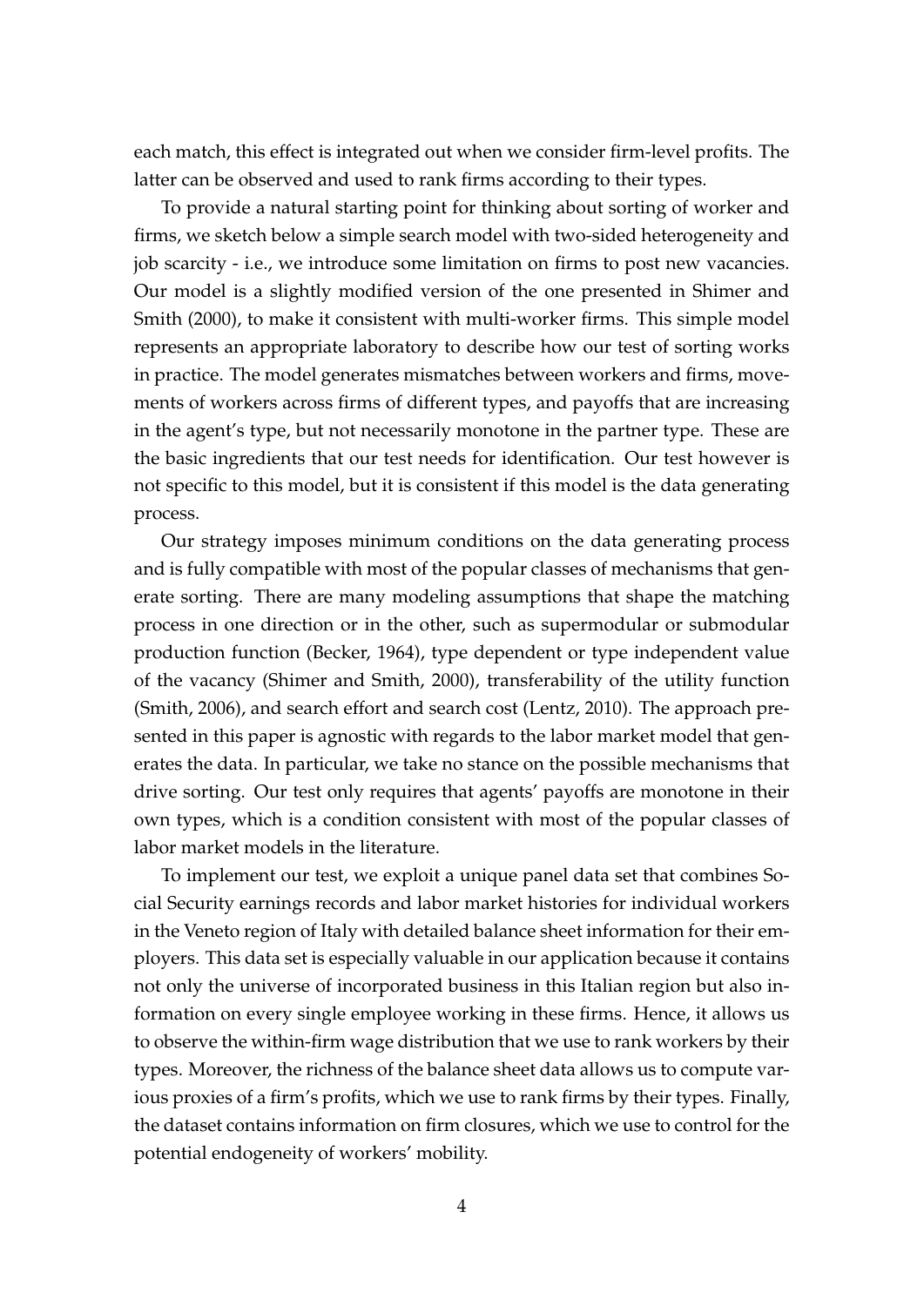each match, this effect is integrated out when we consider firm-level profits. The latter can be observed and used to rank firms according to their types.

To provide a natural starting point for thinking about sorting of worker and firms, we sketch below a simple search model with two-sided heterogeneity and job scarcity - i.e., we introduce some limitation on firms to post new vacancies. Our model is a slightly modified version of the one presented in Shimer and Smith (2000), to make it consistent with multi-worker firms. This simple model represents an appropriate laboratory to describe how our test of sorting works in practice. The model generates mismatches between workers and firms, movements of workers across firms of different types, and payoffs that are increasing in the agent's type, but not necessarily monotone in the partner type. These are the basic ingredients that our test needs for identification. Our test however is not specific to this model, but it is consistent if this model is the data generating process.

Our strategy imposes minimum conditions on the data generating process and is fully compatible with most of the popular classes of mechanisms that generate sorting. There are many modeling assumptions that shape the matching process in one direction or in the other, such as supermodular or submodular production function (Becker, 1964), type dependent or type independent value of the vacancy (Shimer and Smith, 2000), transferability of the utility function (Smith, 2006), and search effort and search cost (Lentz, 2010). The approach presented in this paper is agnostic with regards to the labor market model that generates the data. In particular, we take no stance on the possible mechanisms that drive sorting. Our test only requires that agents' payoffs are monotone in their own types, which is a condition consistent with most of the popular classes of labor market models in the literature.

To implement our test, we exploit a unique panel data set that combines Social Security earnings records and labor market histories for individual workers in the Veneto region of Italy with detailed balance sheet information for their employers. This data set is especially valuable in our application because it contains not only the universe of incorporated business in this Italian region but also information on every single employee working in these firms. Hence, it allows us to observe the within-firm wage distribution that we use to rank workers by their types. Moreover, the richness of the balance sheet data allows us to compute various proxies of a firm's profits, which we use to rank firms by their types. Finally, the dataset contains information on firm closures, which we use to control for the potential endogeneity of workers' mobility.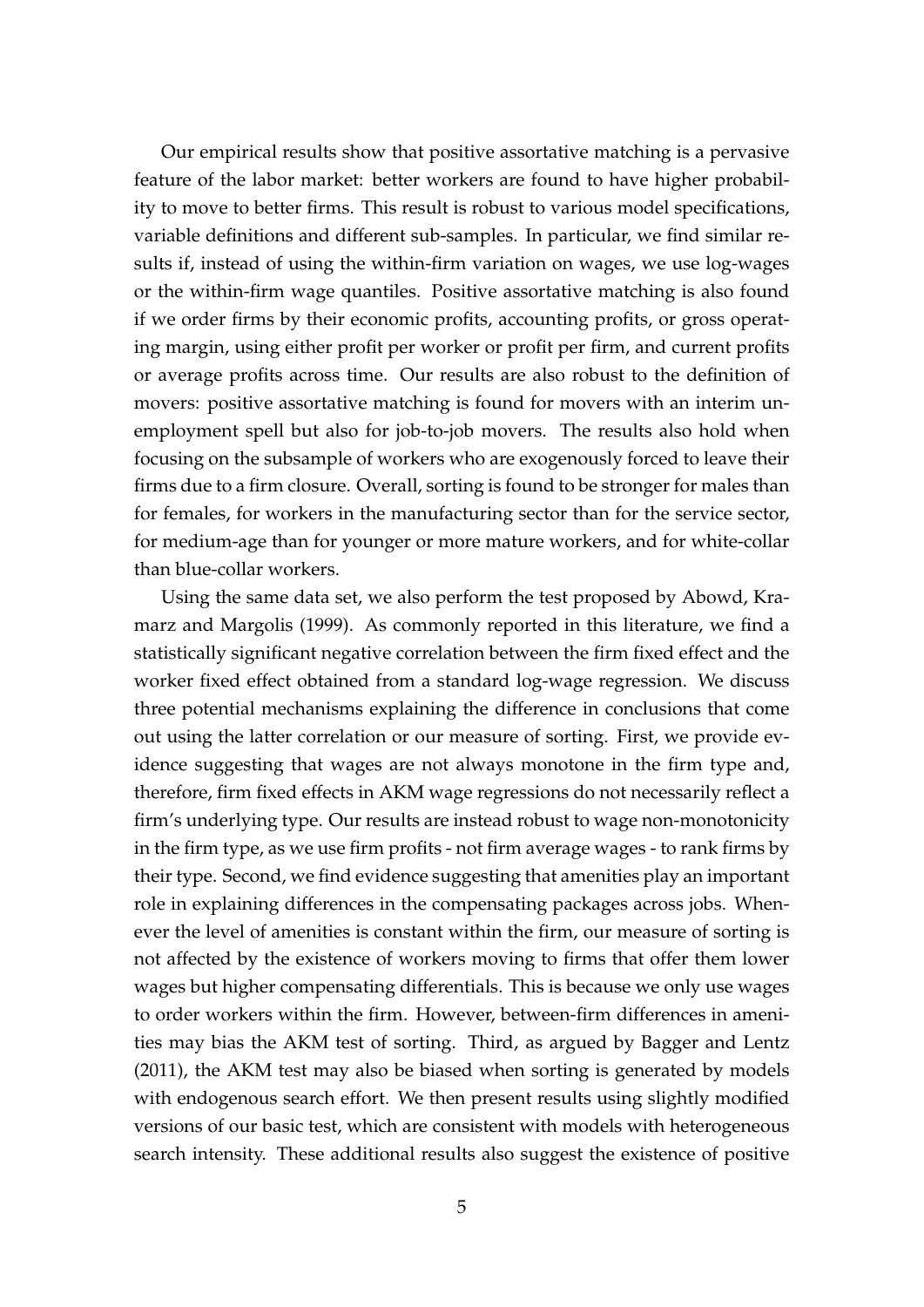Our empirical results show that positive assortative matching is a pervasive feature of the labor market: better workers are found to have higher probability to move to better firms. This result is robust to various model specifications, variable definitions and different sub-samples. In particular, we find similar results if, instead of using the within-firm variation on wages, we use log-wages or the within-firm wage quantiles. Positive assortative matching is also found if we order firms by their economic profits, accounting profits, or gross operating margin, using either profit per worker or profit per firm, and current profits or average profits across time. Our results are also robust to the definition of movers: positive assortative matching is found for movers with an interim unemployment spell but also for job-to-job movers. The results also hold when focusing on the subsample of workers who are exogenously forced to leave their firms due to a firm closure. Overall, sorting is found to be stronger for males than for females, for workers in the manufacturing sector than for the service sector, for medium-age than for younger or more mature workers, and for white-collar than blue-collar workers.

Using the same data set, we also perform the test proposed by Abowd, Kramarz and Margolis (1999). As commonly reported in this literature, we find a statistically significant negative correlation between the firm fixed effect and the worker fixed effect obtained from a standard log-wage regression. We discuss three potential mechanisms explaining the difference in conclusions that come out using the latter correlation or our measure of sorting. First, we provide evidence suggesting that wages are not always monotone in the firm type and, therefore, firm fixed effects in AKM wage regressions do not necessarily reflect a firm's underlying type. Our results are instead robust to wage non-monotonicity in the firm type, as we use firm profits - not firm average wages - to rank firms by their type. Second, we find evidence suggesting that amenities play an important role in explaining differences in the compensating packages across jobs. Whenever the level of amenities is constant within the firm, our measure of sorting is not affected by the existence of workers moving to firms that offer them lower wages but higher compensating differentials. This is because we only use wages to order workers within the firm. However, between-firm differences in amenities may bias the AKM test of sorting. Third, as argued by Bagger and Lentz (2011), the AKM test may also be biased when sorting is generated by models with endogenous search effort. We then present results using slightly modified versions of our basic test, which are consistent with models with heterogeneous search intensity. These additional results also suggest the existence of positive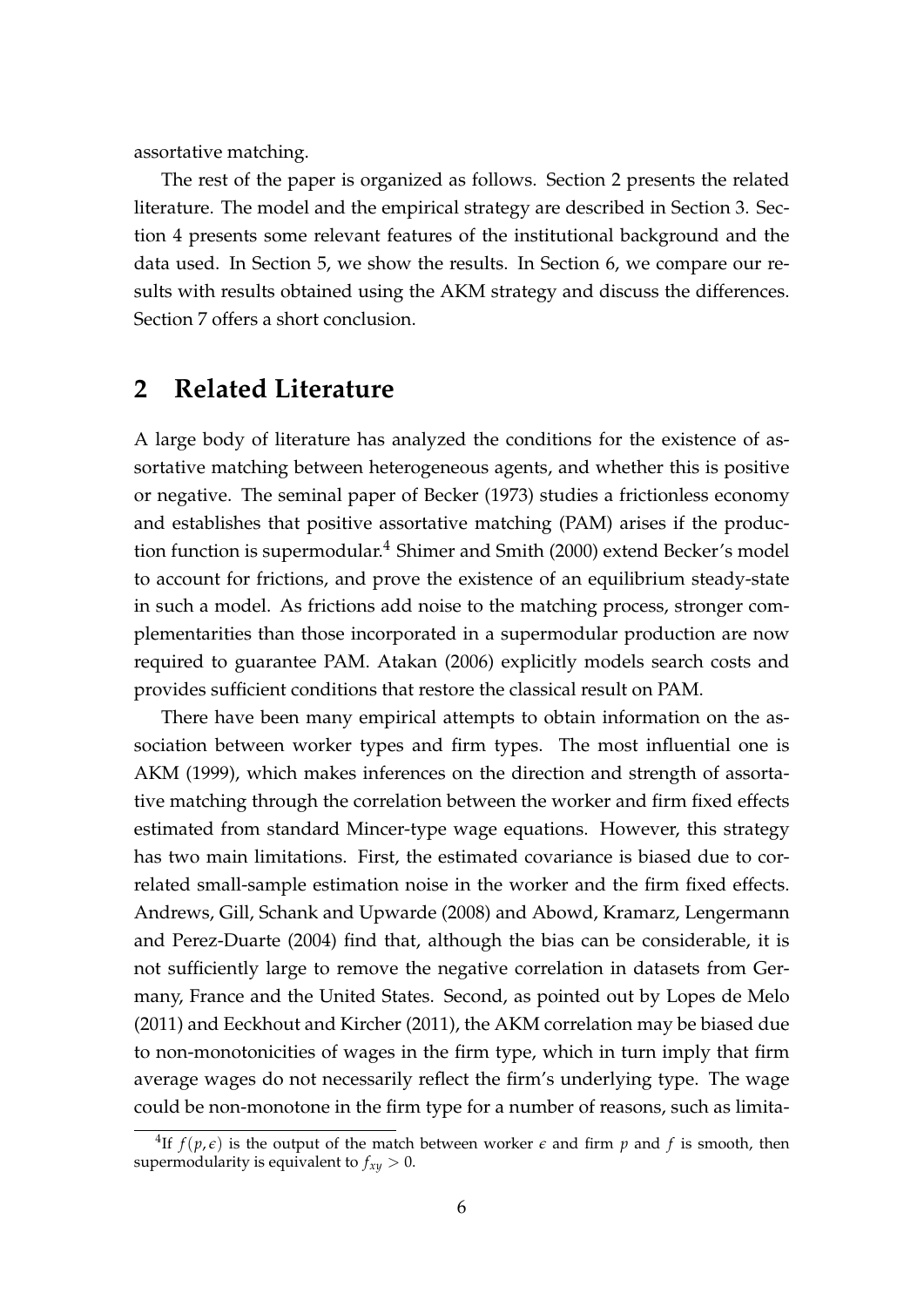assortative matching.

The rest of the paper is organized as follows. Section 2 presents the related literature. The model and the empirical strategy are described in Section 3. Section 4 presents some relevant features of the institutional background and the data used. In Section 5, we show the results. In Section 6, we compare our results with results obtained using the AKM strategy and discuss the differences. Section 7 offers a short conclusion.

## 2 Related Literature

A large body of literature has analyzed the conditions for the existence of assortative matching between heterogeneous agents, and whether this is positive or negative. The seminal paper of Becker (1973) studies a frictionless economy and establishes that positive assortative matching (PAM) arises if the production function is supermodular.[4] Shimer and Smith (2000) extend Becker's model to account for frictions, and prove the existence of an equilibrium steady-state in such a model. As frictions add noise to the matching process, stronger complementarities than those incorporated in a supermodular production are now required to guarantee PAM. Atakan (2006) explicitly models search costs and provides sufficient conditions that restore the classical result on PAM.

There have been many empirical attempts to obtain information on the association between worker types and firm types. The most influential one is AKM (1999), which makes inferences on the direction and strength of assortative matching through the correlation between the worker and firm fixed effects estimated from standard Mincer-type wage equations. However, this strategy has two main limitations. First, the estimated covariance is biased due to correlated small-sample estimation noise in the worker and the firm fixed effects. Andrews, Gill, Schank and Upwarde (2008) and Abowd, Kramarz, Lengermann and Perez-Duarte (2004) find that, although the bias can be considerable, it is not sufficiently large to remove the negative correlation in datasets from Germany, France and the United States. Second, as pointed out by Lopes de Melo (2011) and Eeckhout and Kircher (2011), the AKM correlation may be biased due to non-monotonicities of wages in the firm type, which in turn imply that firm average wages do not necessarily reflect the firm's underlying type. The wage could be non-monotone in the firm type for a number of reasons, such as limita-

[4] If $f(p, \epsilon)$ is the output of the match between worker $\epsilon$ and firm $p$ and $f$ is smooth, then supermodularity is equivalent to $f_{xy} > 0$.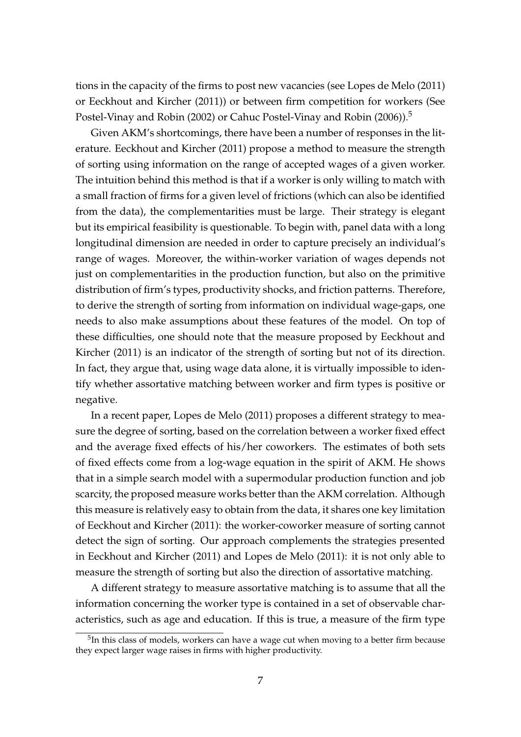tions in the capacity of the firms to post new vacancies (see Lopes de Melo (2011) or Eeckhout and Kircher (2011)) or between firm competition for workers (See Postel-Vinay and Robin (2002) or Cahuc Postel-Vinay and Robin (2006)).[5]

Given AKM's shortcomings, there have been a number of responses in the literature. Eeckhout and Kircher (2011) propose a method to measure the strength of sorting using information on the range of accepted wages of a given worker. The intuition behind this method is that if a worker is only willing to match with a small fraction of firms for a given level of frictions (which can also be identified from the data), the complementarities must be large. Their strategy is elegant but its empirical feasibility is questionable. To begin with, panel data with a long longitudinal dimension are needed in order to capture precisely an individual's range of wages. Moreover, the within-worker variation of wages depends not just on complementarities in the production function, but also on the primitive distribution of firm's types, productivity shocks, and friction patterns. Therefore, to derive the strength of sorting from information on individual wage-gaps, one needs to also make assumptions about these features of the model. On top of these difficulties, one should note that the measure proposed by Eeckhout and Kircher (2011) is an indicator of the strength of sorting but not of its direction. In fact, they argue that, using wage data alone, it is virtually impossible to identify whether assortative matching between worker and firm types is positive or negative.

In a recent paper, Lopes de Melo (2011) proposes a different strategy to measure the degree of sorting, based on the correlation between a worker fixed effect and the average fixed effects of his/her coworkers. The estimates of both sets of fixed effects come from a log-wage equation in the spirit of AKM. He shows that in a simple search model with a supermodular production function and job scarcity, the proposed measure works better than the AKM correlation. Although this measure is relatively easy to obtain from the data, it shares one key limitation of Eeckhout and Kircher (2011): the worker-coworker measure of sorting cannot detect the sign of sorting. Our approach complements the strategies presented in Eeckhout and Kircher (2011) and Lopes de Melo (2011): it is not only able to measure the strength of sorting but also the direction of assortative matching.

A different strategy to measure assortative matching is to assume that all the information concerning the worker type is contained in a set of observable characteristics, such as age and education. If this is true, a measure of the firm type

[5] In this class of models, workers can have a wage cut when moving to a better firm because they expect larger wage raises in firms with higher productivity.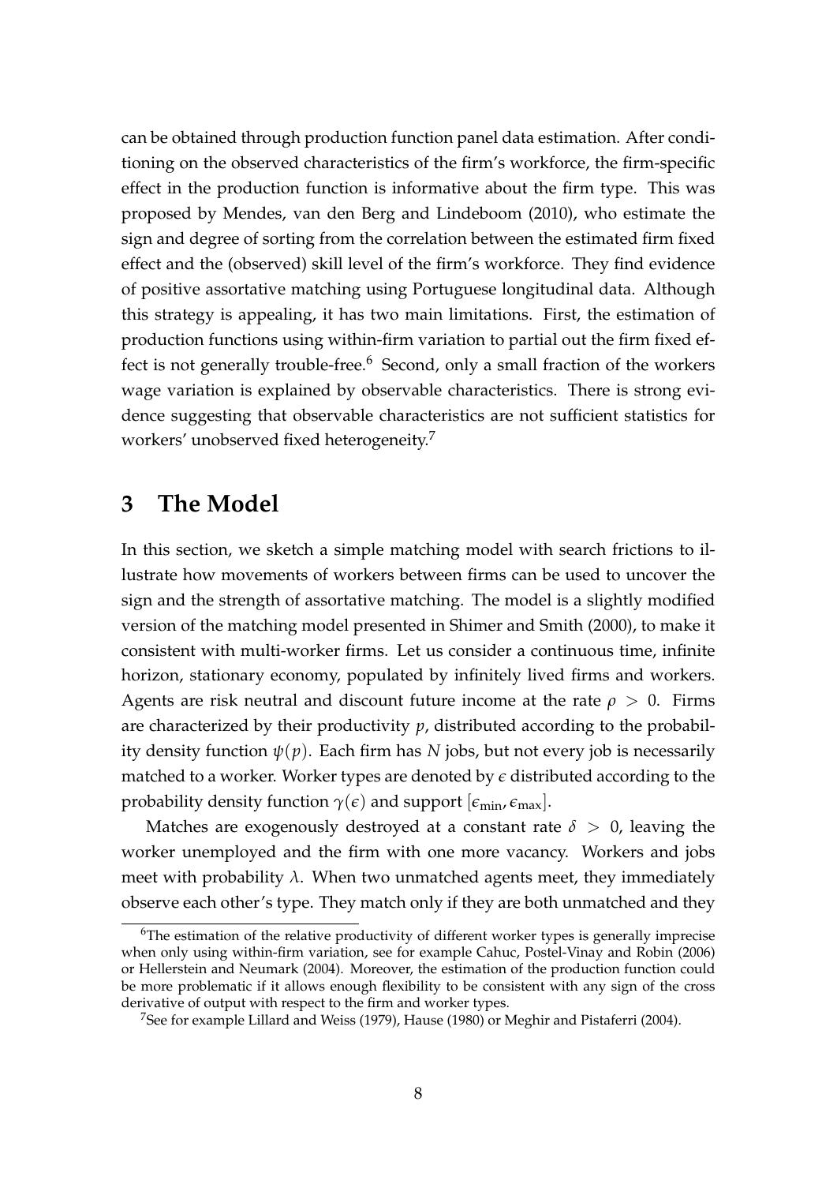can be obtained through production function panel data estimation. After conditioning on the observed characteristics of the firm's workforce, the firm-specific effect in the production function is informative about the firm type. This was proposed by Mendes, van den Berg and Lindeboom (2010), who estimate the sign and degree of sorting from the correlation between the estimated firm fixed effect and the (observed) skill level of the firm's workforce. They find evidence of positive assortative matching using Portuguese longitudinal data. Although this strategy is appealing, it has two main limitations. First, the estimation of production functions using within-firm variation to partial out the firm fixed effect is not generally trouble-free.[6] Second, only a small fraction of the workers wage variation is explained by observable characteristics. There is strong evidence suggesting that observable characteristics are not sufficient statistics for workers' unobserved fixed heterogeneity.[7]

## 3 The Model

In this section, we sketch a simple matching model with search frictions to illustrate how movements of workers between firms can be used to uncover the sign and the strength of assortative matching. The model is a slightly modified version of the matching model presented in Shimer and Smith (2000), to make it consistent with multi-worker firms. Let us consider a continuous time, infinite horizon, stationary economy, populated by infinitely lived firms and workers. Agents are risk neutral and discount future income at the rate $\rho > 0$. Firms are characterized by their productivity $p$, distributed according to the probability density function $\psi(p)$. Each firm has $N$ jobs, but not every job is necessarily matched to a worker. Worker types are denoted by $\epsilon$ distributed according to the probability density function $\gamma(\epsilon)$ and support $[\epsilon_{\min}, \epsilon_{\max}]$.

Matches are exogenously destroyed at a constant rate $\delta > 0$, leaving the worker unemployed and the firm with one more vacancy. Workers and jobs meet with probability $\lambda$. When two unmatched agents meet, they immediately observe each other's type. They match only if they are both unmatched and they

[6] The estimation of the relative productivity of different worker types is generally imprecise when only using within-firm variation, see for example Cahuc, Postel-Vinay and Robin (2006) or Hellerstein and Neumark (2004). Moreover, the estimation of the production function could be more problematic if it allows enough flexibility to be consistent with any sign of the cross derivative of output with respect to the firm and worker types.

[7] See for example Lillard and Weiss (1979), Hause (1980) or Meghir and Pistaferri (2004).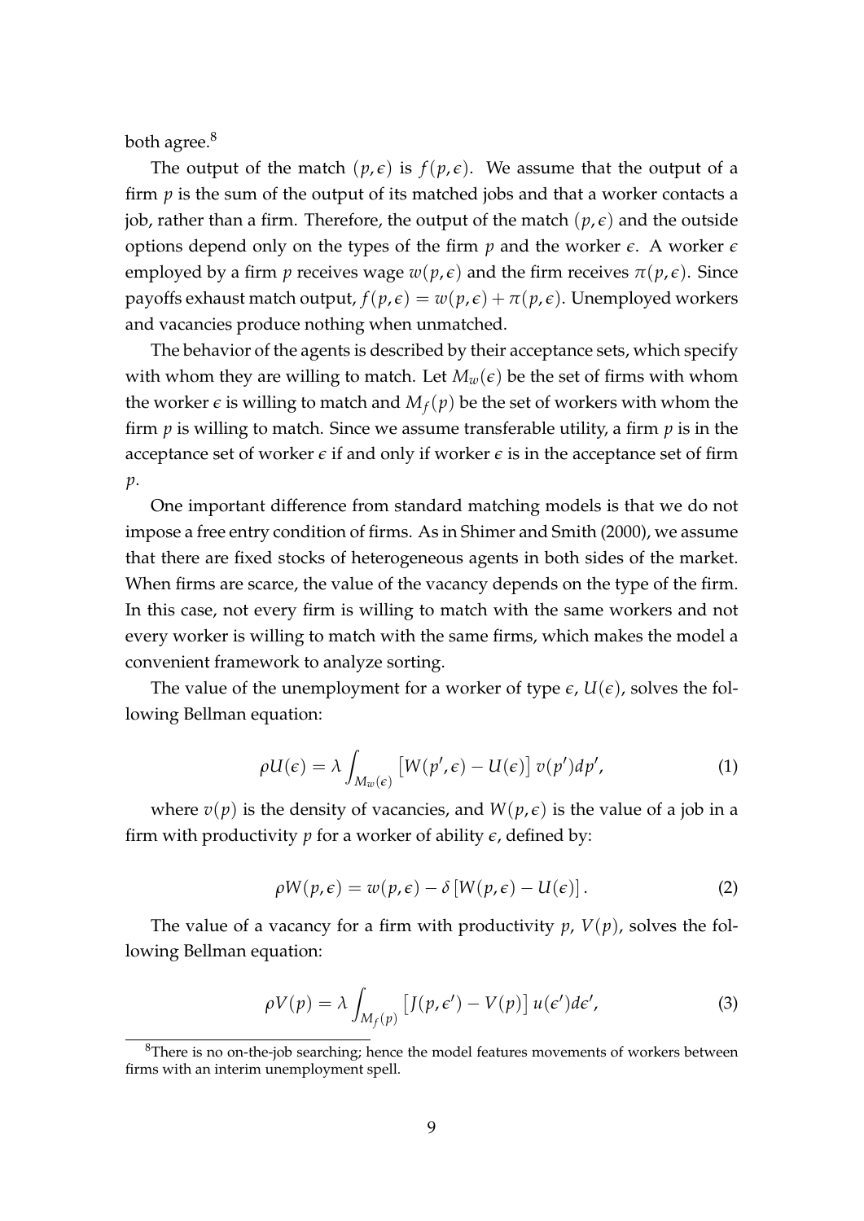both agree.[8]

The output of the match $(p, \epsilon)$ is $f(p, \epsilon)$. We assume that the output of a firm $p$ is the sum of the output of its matched jobs and that a worker contacts a job, rather than a firm. Therefore, the output of the match $(p, \epsilon)$ and the outside options depend only on the types of the firm $p$ and the worker $\epsilon$. A worker $\epsilon$ employed by a firm $p$ receives wage $w(p, \epsilon)$ and the firm receives $\pi(p, \epsilon)$. Since payoffs exhaust match output, $f(p, \epsilon) = w(p, \epsilon) + \pi(p, \epsilon)$. Unemployed workers and vacancies produce nothing when unmatched.

The behavior of the agents is described by their acceptance sets, which specify with whom they are willing to match. Let $M_w(\epsilon)$ be the set of firms with whom the worker $\epsilon$ is willing to match and $M_f(p)$ be the set of workers with whom the firm $p$ is willing to match. Since we assume transferable utility, a firm $p$ is in the acceptance set of worker $\epsilon$ if and only if worker $\epsilon$ is in the acceptance set of firm $p$.

One important difference from standard matching models is that we do not impose a free entry condition of firms. As in Shimer and Smith (2000), we assume that there are fixed stocks of heterogeneous agents in both sides of the market. When firms are scarce, the value of the vacancy depends on the type of the firm. In this case, not every firm is willing to match with the same workers and not every worker is willing to match with the same firms, which makes the model a convenient framework to analyze sorting.

The value of the unemployment for a worker of type $\epsilon$, $U(\epsilon)$, solves the following Bellman equation:

$$\rho U(\epsilon) = \lambda \int_{M_w(\epsilon)} \left[W(p', \epsilon) - U(\epsilon)\right] v(p') dp', \tag{1}$$

where $v(p)$ is the density of vacancies, and $W(p, \epsilon)$ is the value of a job in a firm with productivity $p$ for a worker of ability $\epsilon$, defined by:

$$\rho W(p, \epsilon) = w(p, \epsilon) - \delta \left[W(p, \epsilon) - U(\epsilon)\right]. \tag{2}$$

The value of a vacancy for a firm with productivity $p$, $V(p)$, solves the following Bellman equation:

$$\rho V(p) = \lambda \int_{M_f(p)} \left[J(p, \epsilon') - V(p)\right] u(\epsilon') d\epsilon', \tag{3}$$

[8] There is no on-the-job searching; hence the model features movements of workers between firms with an interim unemployment spell.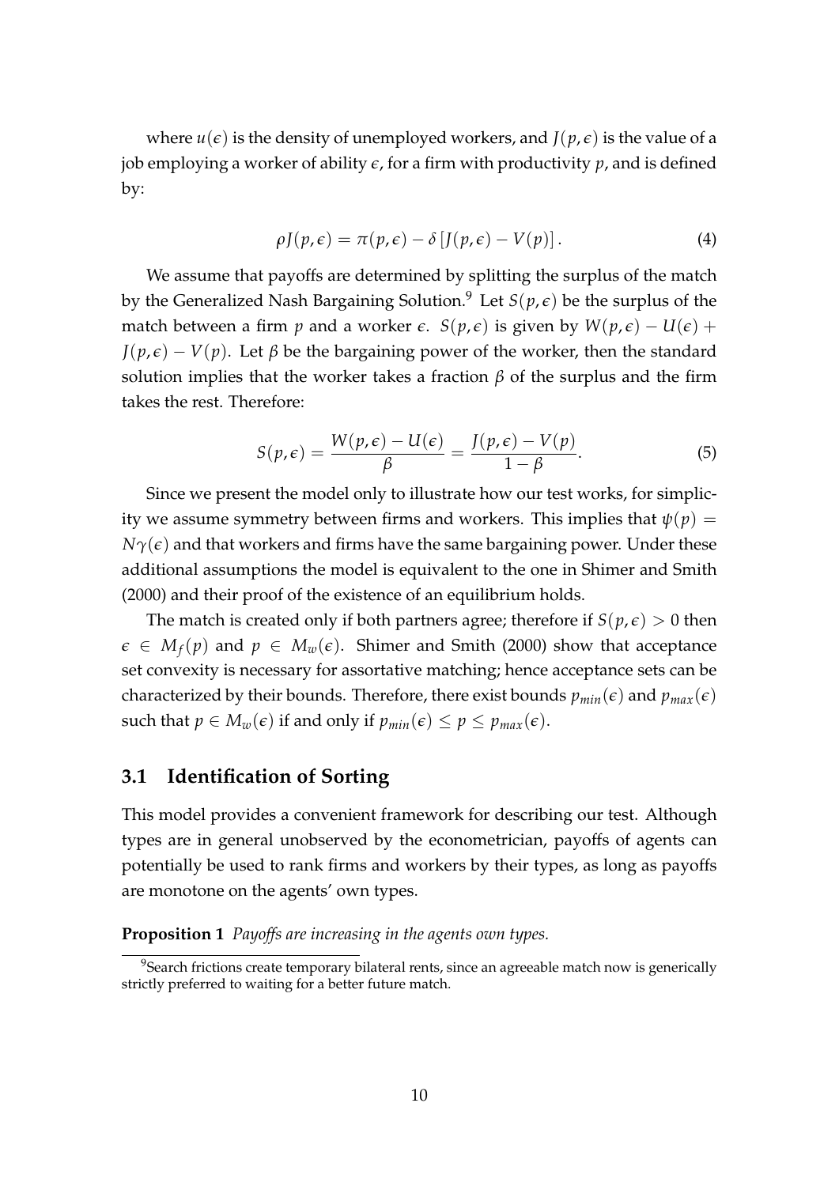where $u(\epsilon)$ is the density of unemployed workers, and $J(p, \epsilon)$ is the value of a job employing a worker of ability $\epsilon$, for a firm with productivity $p$, and is defined by:

$$\rho J(p, \epsilon) = \pi(p, \epsilon) - \delta \left[ J(p, \epsilon) - V(p) \right]. \tag{4}$$

We assume that payoffs are determined by splitting the surplus of the match by the Generalized Nash Bargaining Solution.[9] Let $S(p, \epsilon)$ be the surplus of the match between a firm $p$ and a worker $\epsilon$. $S(p, \epsilon)$ is given by $W(p, \epsilon) - U(\epsilon) + J(p, \epsilon) - V(p)$. Let $\beta$ be the bargaining power of the worker, then the standard solution implies that the worker takes a fraction $\beta$ of the surplus and the firm takes the rest. Therefore:

$$S(p, \epsilon) = \frac{W(p, \epsilon) - U(\epsilon)}{\beta} = \frac{J(p, \epsilon) - V(p)}{1 - \beta}. \tag{5}$$

Since we present the model only to illustrate how our test works, for simplicity we assume symmetry between firms and workers. This implies that $\psi(p) = N\gamma(\epsilon)$ and that workers and firms have the same bargaining power. Under these additional assumptions the model is equivalent to the one in Shimer and Smith (2000) and their proof of the existence of an equilibrium holds.

The match is created only if both partners agree; therefore if $S(p, \epsilon) > 0$ then $\epsilon \in M_f(p)$ and $p \in M_w(\epsilon)$. Shimer and Smith (2000) show that acceptance set convexity is necessary for assortative matching; hence acceptance sets can be characterized by their bounds. Therefore, there exist bounds $p_{min}(\epsilon)$ and $p_{max}(\epsilon)$ such that $p \in M_w(\epsilon)$ if and only if $p_{min}(\epsilon) \leq p \leq p_{max}(\epsilon)$.

### 3.1 Identification of Sorting

This model provides a convenient framework for describing our test. Although types are in general unobserved by the econometrician, payoffs of agents can potentially be used to rank firms and workers by their types, as long as payoffs are monotone on the agents' own types.

**Proposition 1** *Payoffs are increasing in the agents own types.*

[9] Search frictions create temporary bilateral rents, since an agreeable match now is generically strictly preferred to waiting for a better future match.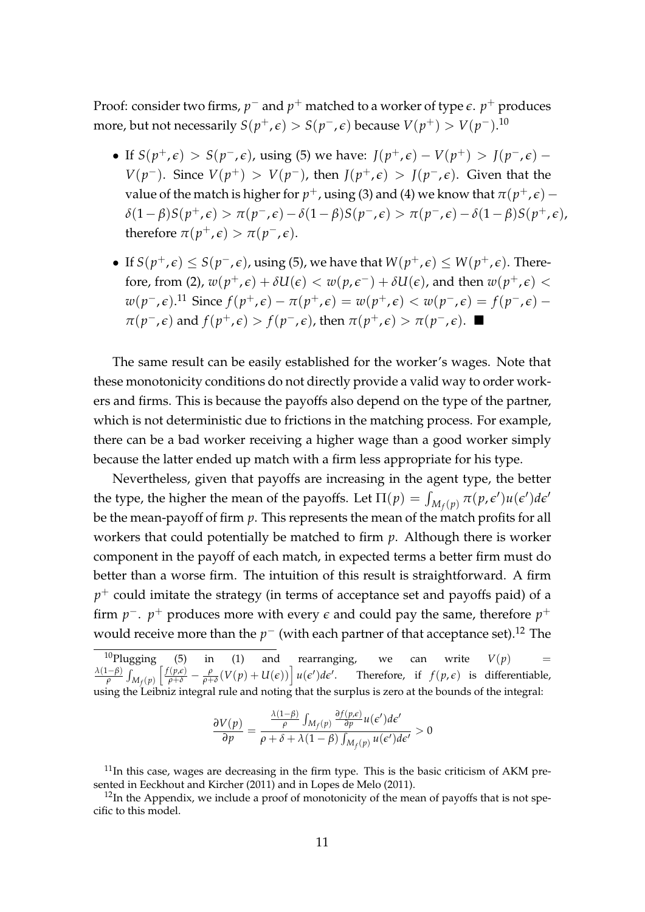Proof: consider two firms, $p^-$ and $p^+$ matched to a worker of type $\epsilon$. $p^+$ produces more, but not necessarily $S(p^+,\epsilon) > S(p^-,\epsilon)$ because $V(p^+) > V(p^-)$.[10]

- If $S(p^+,\epsilon) > S(p^-,\epsilon)$, using (5) we have: $J(p^+,\epsilon) - V(p^+) > J(p^-,\epsilon) - V(p^-)$. Since $V(p^+) > V(p^-)$, then $J(p^+,\epsilon) > J(p^-,\epsilon)$. Given that the value of the match is higher for $p^+$, using (3) and (4) we know that $\pi(p^+,\epsilon) - \delta(1-\beta)S(p^+,\epsilon) > \pi(p^-,\epsilon) - \delta(1-\beta)S(p^-,\epsilon) > \pi(p^-,\epsilon) - \delta(1-\beta)S(p^+,\epsilon)$, therefore $\pi(p^+,\epsilon) > \pi(p^-,\epsilon)$.

- If $S(p^+,\epsilon) \leq S(p^-,\epsilon)$, using (5), we have that $W(p^+,\epsilon) \leq W(p^+,\epsilon)$. Therefore, from (2), $w(p^+,\epsilon) + \delta U(\epsilon) < w(p,\epsilon^-) + \delta U(\epsilon)$, and then $w(p^+,\epsilon) < w(p^-,\epsilon)$.[11] Since $f(p^+,\epsilon) - \pi(p^+,\epsilon) = w(p^+,\epsilon) < w(p^-,\epsilon) = f(p^-,\epsilon) - \pi(p^-,\epsilon)$ and $f(p^+,\epsilon) > f(p^-,\epsilon)$, then $\pi(p^+,\epsilon) > \pi(p^-,\epsilon)$. ■

The same result can be easily established for the worker's wages. Note that these monotonicity conditions do not directly provide a valid way to order workers and firms. This is because the payoffs also depend on the type of the partner, which is not deterministic due to frictions in the matching process. For example, there can be a bad worker receiving a higher wage than a good worker simply because the latter ended up match with a firm less appropriate for his type.

Nevertheless, given that payoffs are increasing in the agent type, the better the type, the higher the mean of the payoffs. Let $\Pi(p) = \int_{M_f(p)} \pi(p,\epsilon')u(\epsilon')d\epsilon'$ be the mean-payoff of firm $p$. This represents the mean of the match profits for all workers that could potentially be matched to firm $p$. Although there is worker component in the payoff of each match, in expected terms a better firm must do better than a worse firm. The intuition of this result is straightforward. A firm $p^+$ could imitate the strategy (in terms of acceptance set and payoffs paid) of a firm $p^-$. $p^+$ produces more with every $\epsilon$ and could pay the same, therefore $p^+$ would receive more than the $p^-$ (with each partner of that acceptance set).[12] The

[10] Plugging (5) in (1) and rearranging, we can write $V(p) = \frac{\lambda(1-\beta)}{\rho}\int_{M_f(p)}\left[\frac{f(p,\epsilon)}{\rho+\delta} - \frac{\rho}{\rho+\delta}(V(p)+U(\epsilon))\right]u(\epsilon')d\epsilon'$. Therefore, if $f(p,\epsilon)$ is differentiable, using the Leibniz integral rule and noting that the surplus is zero at the bounds of the integral:

$$\frac{\partial V(p)}{\partial p} = \frac{\frac{\lambda(1-\beta)}{\rho}\int_{M_f(p)}\frac{\partial f(p,\epsilon)}{\partial p}u(\epsilon')d\epsilon'}{\rho+\delta+\lambda(1-\beta)\int_{M_f(p)}u(\epsilon')d\epsilon'} > 0$$

[11] In this case, wages are decreasing in the firm type. This is the basic criticism of AKM presented in Eeckhout and Kircher (2011) and in Lopes de Melo (2011).

[12] In the Appendix, we include a proof of monotonicity of the mean of payoffs that is not specific to this model.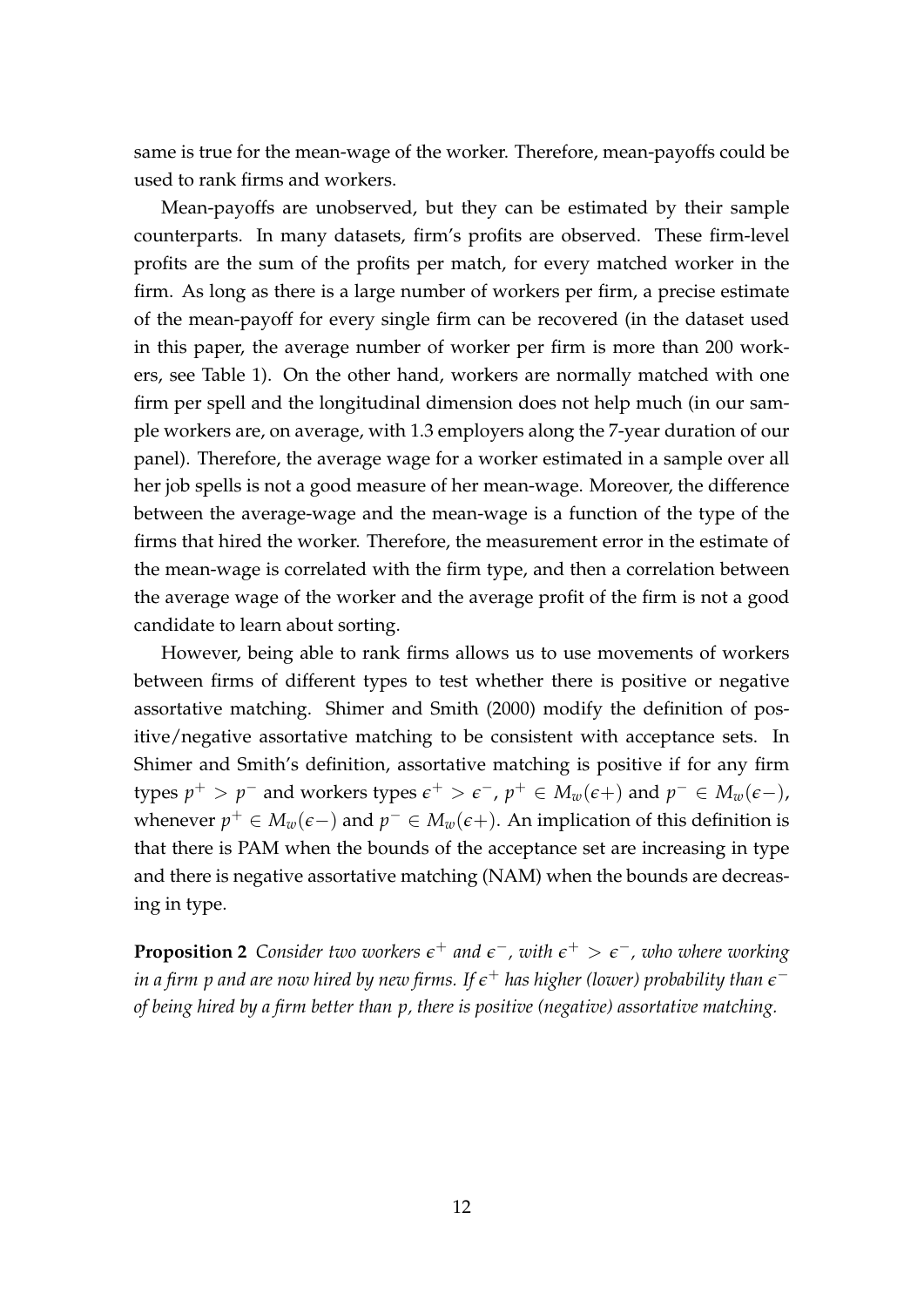same is true for the mean-wage of the worker. Therefore, mean-payoffs could be used to rank firms and workers.

Mean-payoffs are unobserved, but they can be estimated by their sample counterparts. In many datasets, firm's profits are observed. These firm-level profits are the sum of the profits per match, for every matched worker in the firm. As long as there is a large number of workers per firm, a precise estimate of the mean-payoff for every single firm can be recovered (in the dataset used in this paper, the average number of worker per firm is more than 200 workers, see Table 1). On the other hand, workers are normally matched with one firm per spell and the longitudinal dimension does not help much (in our sample workers are, on average, with 1.3 employers along the 7-year duration of our panel). Therefore, the average wage for a worker estimated in a sample over all her job spells is not a good measure of her mean-wage. Moreover, the difference between the average-wage and the mean-wage is a function of the type of the firms that hired the worker. Therefore, the measurement error in the estimate of the mean-wage is correlated with the firm type, and then a correlation between the average wage of the worker and the average profit of the firm is not a good candidate to learn about sorting.

However, being able to rank firms allows us to use movements of workers between firms of different types to test whether there is positive or negative assortative matching. Shimer and Smith (2000) modify the definition of positive/negative assortative matching to be consistent with acceptance sets. In Shimer and Smith's definition, assortative matching is positive if for any firm types $p^+ > p^-$ and workers types $\epsilon^+ > \epsilon^-$, $p^+ \in M_w(\epsilon+)$ and $p^- \in M_w(\epsilon-)$, whenever $p^+ \in M_w(\epsilon-)$ and $p^- \in M_w(\epsilon+)$. An implication of this definition is that there is PAM when the bounds of the acceptance set are increasing in type and there is negative assortative matching (NAM) when the bounds are decreasing in type.

**Proposition 2** *Consider two workers $\epsilon^+$ and $\epsilon^-$, with $\epsilon^+ > \epsilon^-$, who where working in a firm $p$ and are now hired by new firms. If $\epsilon^+$ has higher (lower) probability than $\epsilon^-$ of being hired by a firm better than $p$, there is positive (negative) assortative matching.*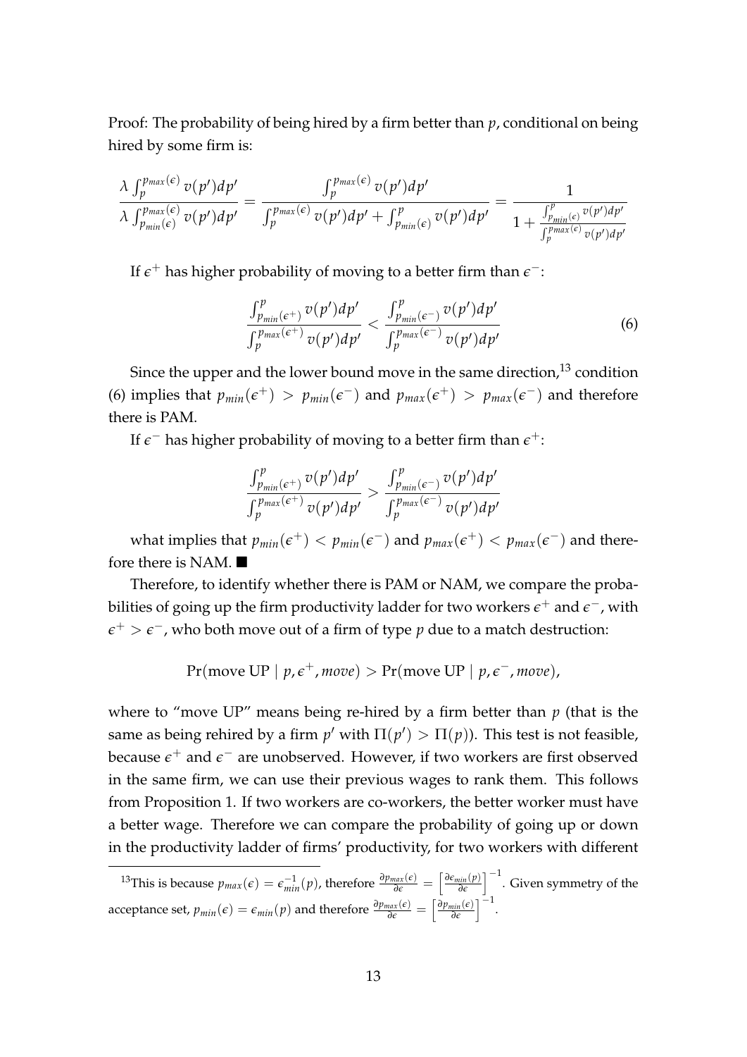Proof: The probability of being hired by a firm better than $p$, conditional on being hired by some firm is:

$$\frac{\lambda \int_{p}^{p_{max}(\epsilon)} v(p')dp'}{\lambda \int_{p_{min}(\epsilon)}^{p_{max}(\epsilon)} v(p')dp'} = \frac{\int_{p}^{p_{max}(\epsilon)} v(p')dp'}{\int_{p}^{p_{max}(\epsilon)} v(p')dp' + \int_{p_{min}(\epsilon)}^{p} v(p')dp'} = \frac{1}{1 + \frac{\int_{p_{min}(\epsilon)}^{p} v(p')dp'}{\int_{p}^{p_{max}(\epsilon)} v(p')dp'}}$$

If $\epsilon^+$ has higher probability of moving to a better firm than $\epsilon^-$:

$$\frac{\int_{p_{min}(\epsilon^+)}^{p} v(p')dp'}{\int_{p}^{p_{max}(\epsilon^+)} v(p')dp'} < \frac{\int_{p_{min}(\epsilon^-)}^{p} v(p')dp'}{\int_{p}^{p_{max}(\epsilon^-)} v(p')dp'} \tag{6}$$

Since the upper and the lower bound move in the same direction,[13] condition (6) implies that $p_{min}(\epsilon^+) > p_{min}(\epsilon^-)$ and $p_{max}(\epsilon^+) > p_{max}(\epsilon^-)$ and therefore there is PAM.

If $\epsilon^-$ has higher probability of moving to a better firm than $\epsilon^+$:

$$\frac{\int_{p_{min}(\epsilon^+)}^{p} v(p')dp'}{\int_{p}^{p_{max}(\epsilon^+)} v(p')dp'} > \frac{\int_{p_{min}(\epsilon^-)}^{p} v(p')dp'}{\int_{p}^{p_{max}(\epsilon^-)} v(p')dp'}$$

what implies that $p_{min}(\epsilon^+) < p_{min}(\epsilon^-)$ and $p_{max}(\epsilon^+) < p_{max}(\epsilon^-)$ and therefore there is NAM. ■

Therefore, to identify whether there is PAM or NAM, we compare the probabilities of going up the firm productivity ladder for two workers $\epsilon^+$ and $\epsilon^-$, with $\epsilon^+ > \epsilon^-$, who both move out of a firm of type $p$ due to a match destruction:

$$\Pr(\text{move UP} \mid p, \epsilon^+, move) > \Pr(\text{move UP} \mid p, \epsilon^-, move),$$

where to "move UP" means being re-hired by a firm better than $p$ (that is the same as being rehired by a firm $p'$ with $\Pi(p') > \Pi(p)$). This test is not feasible, because $\epsilon^+$ and $\epsilon^-$ are unobserved. However, if two workers are first observed in the same firm, we can use their previous wages to rank them. This follows from Proposition 1. If two workers are co-workers, the better worker must have a better wage. Therefore we can compare the probability of going up or down in the productivity ladder of firms' productivity, for two workers with different

[13] This is because $p_{max}(\epsilon) = \epsilon_{min}^{-1}(p)$, therefore $\frac{\partial p_{max}(\epsilon)}{\partial \epsilon} = \left[\frac{\partial \epsilon_{min}(p)}{\partial \epsilon}\right]^{-1}$. Given symmetry of the acceptance set, $p_{min}(\epsilon) = \epsilon_{min}(p)$ and therefore $\frac{\partial p_{max}(\epsilon)}{\partial \epsilon} = \left[\frac{\partial p_{min}(\epsilon)}{\partial \epsilon}\right]^{-1}$.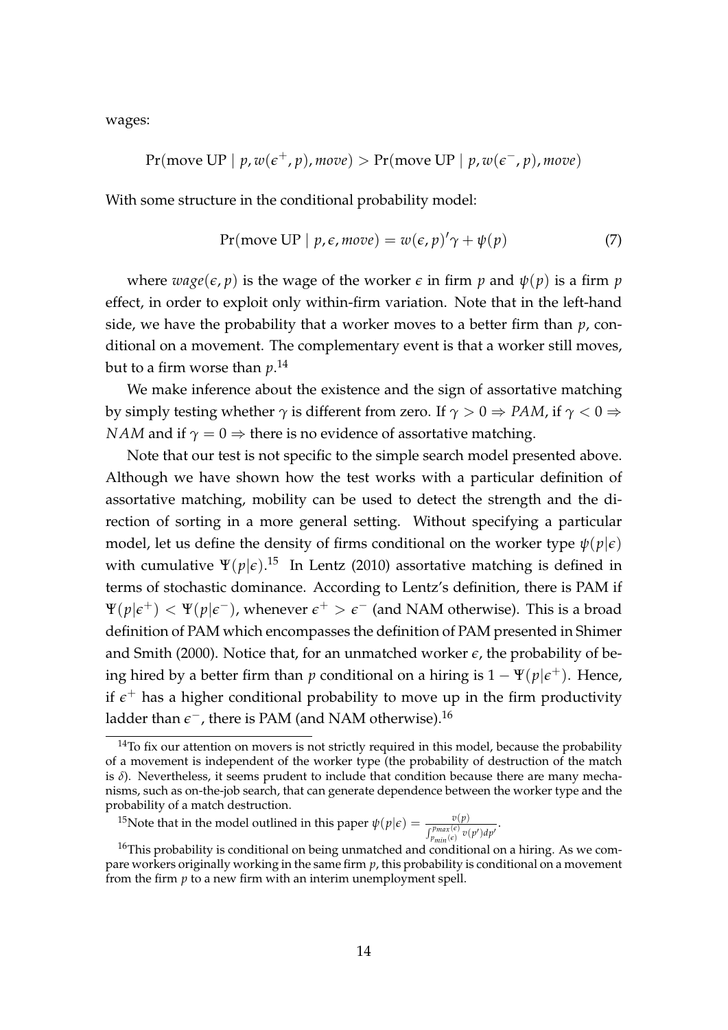wages:

$$\Pr(\text{move UP} \mid p, w(\epsilon^+, p), move) > \Pr(\text{move UP} \mid p, w(\epsilon^-, p), move)$$

With some structure in the conditional probability model:

$$\Pr(\text{move UP} \mid p, \epsilon, move) = w(\epsilon, p)'\gamma + \psi(p) \tag{7}$$

where $wage(\epsilon, p)$ is the wage of the worker $\epsilon$ in firm $p$ and $\psi(p)$ is a firm $p$ effect, in order to exploit only within-firm variation. Note that in the left-hand side, we have the probability that a worker moves to a better firm than $p$, conditional on a movement. The complementary event is that a worker still moves, but to a firm worse than $p$.[14]

We make inference about the existence and the sign of assortative matching by simply testing whether $\gamma$ is different from zero. If $\gamma > 0 \Rightarrow PAM$, if $\gamma < 0 \Rightarrow NAM$ and if $\gamma = 0 \Rightarrow$ there is no evidence of assortative matching.

Note that our test is not specific to the simple search model presented above. Although we have shown how the test works with a particular definition of assortative matching, mobility can be used to detect the strength and the direction of sorting in a more general setting. Without specifying a particular model, let us define the density of firms conditional on the worker type $\psi(p|\epsilon)$ with cumulative $\Psi(p|\epsilon)$.[15] In Lentz (2010) assortative matching is defined in terms of stochastic dominance. According to Lentz's definition, there is PAM if $\Psi(p|\epsilon^+) < \Psi(p|\epsilon^-)$, whenever $\epsilon^+ > \epsilon^-$ (and NAM otherwise). This is a broad definition of PAM which encompasses the definition of PAM presented in Shimer and Smith (2000). Notice that, for an unmatched worker $\epsilon$, the probability of being hired by a better firm than $p$ conditional on a hiring is $1 - \Psi(p|\epsilon^+)$. Hence, if $\epsilon^+$ has a higher conditional probability to move up in the firm productivity ladder than $\epsilon^-$, there is PAM (and NAM otherwise).[16]

---

[14] To fix our attention on movers is not strictly required in this model, because the probability of a movement is independent of the worker type (the probability of destruction of the match is $\delta$). Nevertheless, it seems prudent to include that condition because there are many mechanisms, such as on-the-job search, that can generate dependence between the worker type and the probability of a match destruction.

[15] Note that in the model outlined in this paper $\psi(p|\epsilon) = \frac{v(p)}{\int_{p_{min}(\epsilon)}^{p_{max}(\epsilon)} v(p')dp'}$.

[16] This probability is conditional on being unmatched and conditional on a hiring. As we compare workers originally working in the same firm $p$, this probability is conditional on a movement from the firm $p$ to a new firm with an interim unemployment spell.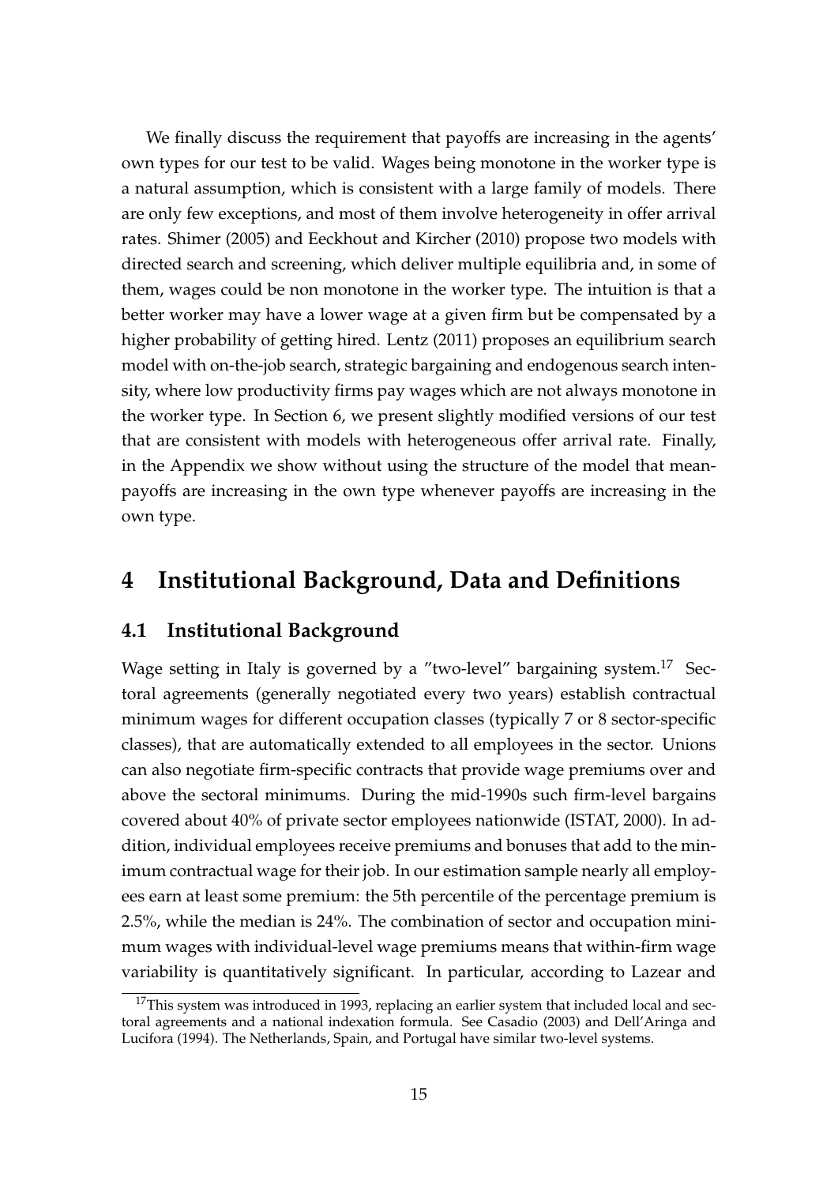We finally discuss the requirement that payoffs are increasing in the agents' own types for our test to be valid. Wages being monotone in the worker type is a natural assumption, which is consistent with a large family of models. There are only few exceptions, and most of them involve heterogeneity in offer arrival rates. Shimer (2005) and Eeckhout and Kircher (2010) propose two models with directed search and screening, which deliver multiple equilibria and, in some of them, wages could be non monotone in the worker type. The intuition is that a better worker may have a lower wage at a given firm but be compensated by a higher probability of getting hired. Lentz (2011) proposes an equilibrium search model with on-the-job search, strategic bargaining and endogenous search intensity, where low productivity firms pay wages which are not always monotone in the worker type. In Section 6, we present slightly modified versions of our test that are consistent with models with heterogeneous offer arrival rate. Finally, in the Appendix we show without using the structure of the model that mean-payoffs are increasing in the own type whenever payoffs are increasing in the own type.

# 4 Institutional Background, Data and Definitions

## 4.1 Institutional Background

Wage setting in Italy is governed by a "two-level" bargaining system.[17] Sectoral agreements (generally negotiated every two years) establish contractual minimum wages for different occupation classes (typically 7 or 8 sector-specific classes), that are automatically extended to all employees in the sector. Unions can also negotiate firm-specific contracts that provide wage premiums over and above the sectoral minimums. During the mid-1990s such firm-level bargains covered about 40% of private sector employees nationwide (ISTAT, 2000). In addition, individual employees receive premiums and bonuses that add to the minimum contractual wage for their job. In our estimation sample nearly all employees earn at least some premium: the 5th percentile of the percentage premium is 2.5%, while the median is 24%. The combination of sector and occupation minimum wages with individual-level wage premiums means that within-firm wage variability is quantitatively significant. In particular, according to Lazear and

[17] This system was introduced in 1993, replacing an earlier system that included local and sectoral agreements and a national indexation formula. See Casadio (2003) and Dell'Aringa and Lucifora (1994). The Netherlands, Spain, and Portugal have similar two-level systems.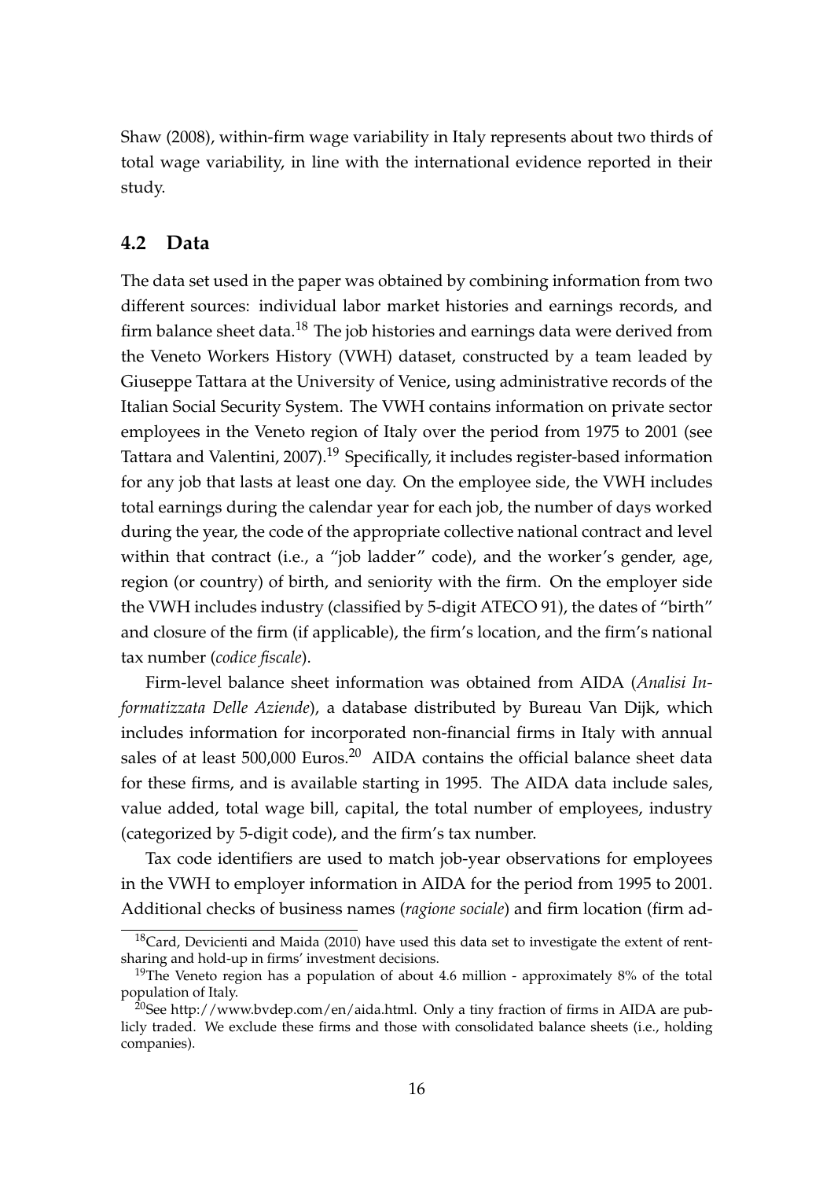Shaw (2008), within-firm wage variability in Italy represents about two thirds of total wage variability, in line with the international evidence reported in their study.

## 4.2 Data

The data set used in the paper was obtained by combining information from two different sources: individual labor market histories and earnings records, and firm balance sheet data.[18] The job histories and earnings data were derived from the Veneto Workers History (VWH) dataset, constructed by a team leaded by Giuseppe Tattara at the University of Venice, using administrative records of the Italian Social Security System. The VWH contains information on private sector employees in the Veneto region of Italy over the period from 1975 to 2001 (see Tattara and Valentini, 2007).[19] Specifically, it includes register-based information for any job that lasts at least one day. On the employee side, the VWH includes total earnings during the calendar year for each job, the number of days worked during the year, the code of the appropriate collective national contract and level within that contract (i.e., a "job ladder" code), and the worker's gender, age, region (or country) of birth, and seniority with the firm. On the employer side the VWH includes industry (classified by 5-digit ATECO 91), the dates of "birth" and closure of the firm (if applicable), the firm's location, and the firm's national tax number (*codice fiscale*).

Firm-level balance sheet information was obtained from AIDA (*Analisi Informatizzata Delle Aziende*), a database distributed by Bureau Van Dijk, which includes information for incorporated non-financial firms in Italy with annual sales of at least 500,000 Euros.[20] AIDA contains the official balance sheet data for these firms, and is available starting in 1995. The AIDA data include sales, value added, total wage bill, capital, the total number of employees, industry (categorized by 5-digit code), and the firm's tax number.

Tax code identifiers are used to match job-year observations for employees in the VWH to employer information in AIDA for the period from 1995 to 2001. Additional checks of business names (*ragione sociale*) and firm location (firm ad-

[18] Card, Devicienti and Maida (2010) have used this data set to investigate the extent of rent-sharing and hold-up in firms' investment decisions.

[19] The Veneto region has a population of about 4.6 million - approximately 8% of the total population of Italy.

[20] See http://www.bvdep.com/en/aida.html. Only a tiny fraction of firms in AIDA are publicly traded. We exclude these firms and those with consolidated balance sheets (i.e., holding companies).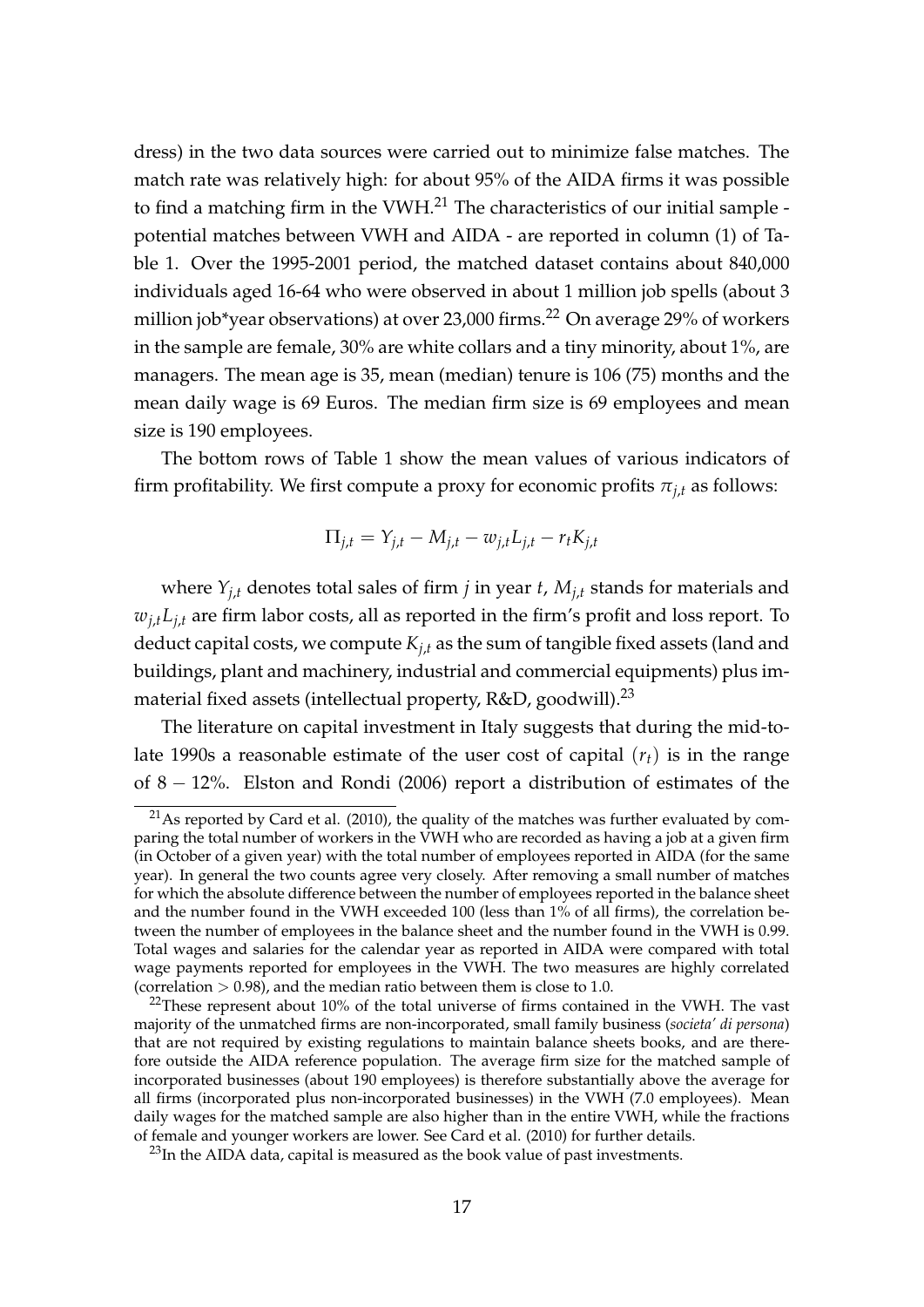dress) in the two data sources were carried out to minimize false matches. The match rate was relatively high: for about 95% of the AIDA firms it was possible to find a matching firm in the VWH.[21] The characteristics of our initial sample - potential matches between VWH and AIDA - are reported in column (1) of Table 1. Over the 1995-2001 period, the matched dataset contains about 840,000 individuals aged 16-64 who were observed in about 1 million job spells (about 3 million job*year observations) at over 23,000 firms.[22] On average 29% of workers in the sample are female, 30% are white collars and a tiny minority, about 1%, are managers. The mean age is 35, mean (median) tenure is 106 (75) months and the mean daily wage is 69 Euros. The median firm size is 69 employees and mean size is 190 employees.

The bottom rows of Table 1 show the mean values of various indicators of firm profitability. We first compute a proxy for economic profits $\pi_{j,t}$ as follows:

$$\Pi_{j,t} = Y_{j,t} - M_{j,t} - w_{j,t}L_{j,t} - r_t K_{j,t}$$

where $Y_{j,t}$ denotes total sales of firm $j$ in year $t$, $M_{j,t}$ stands for materials and $w_{j,t}L_{j,t}$ are firm labor costs, all as reported in the firm's profit and loss report. To deduct capital costs, we compute $K_{j,t}$ as the sum of tangible fixed assets (land and buildings, plant and machinery, industrial and commercial equipments) plus immaterial fixed assets (intellectual property, R&D, goodwill).[23]

The literature on capital investment in Italy suggests that during the mid-to-late 1990s a reasonable estimate of the user cost of capital $(r_t)$ is in the range of $8 - 12\%$. Elston and Rondi (2006) report a distribution of estimates of the

[21] As reported by Card et al. (2010), the quality of the matches was further evaluated by comparing the total number of workers in the VWH who are recorded as having a job at a given firm (in October of a given year) with the total number of employees reported in AIDA (for the same year). In general the two counts agree very closely. After removing a small number of matches for which the absolute difference between the number of employees reported in the balance sheet and the number found in the VWH exceeded 100 (less than 1% of all firms), the correlation between the number of employees in the balance sheet and the number found in the VWH is 0.99. Total wages and salaries for the calendar year as reported in AIDA were compared with total wage payments reported for employees in the VWH. The two measures are highly correlated (correlation $> 0.98$), and the median ratio between them is close to 1.0.

[22] These represent about 10% of the total universe of firms contained in the VWH. The vast majority of the unmatched firms are non-incorporated, small family business (*societa' di persona*) that are not required by existing regulations to maintain balance sheets books, and are therefore outside the AIDA reference population. The average firm size for the matched sample of incorporated businesses (about 190 employees) is therefore substantially above the average for all firms (incorporated plus non-incorporated businesses) in the VWH (7.0 employees). Mean daily wages for the matched sample are also higher than in the entire VWH, while the fractions of female and younger workers are lower. See Card et al. (2010) for further details.

[23] In the AIDA data, capital is measured as the book value of past investments.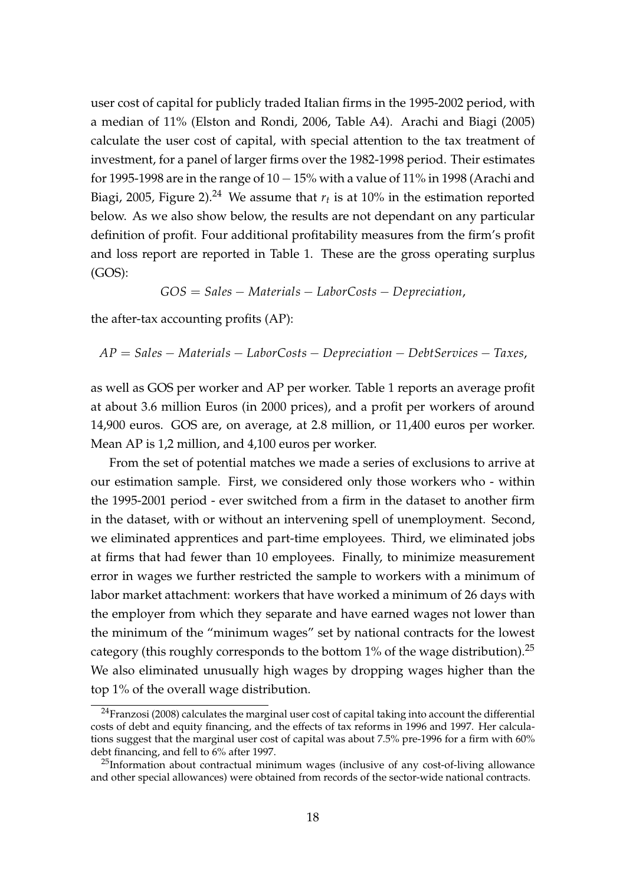user cost of capital for publicly traded Italian firms in the 1995-2002 period, with a median of 11% (Elston and Rondi, 2006, Table A4). Arachi and Biagi (2005) calculate the user cost of capital, with special attention to the tax treatment of investment, for a panel of larger firms over the 1982-1998 period. Their estimates for 1995-1998 are in the range of $10 - 15\%$ with a value of 11% in 1998 (Arachi and Biagi, 2005, Figure 2).[24] We assume that $r_t$ is at 10% in the estimation reported below. As we also show below, the results are not dependant on any particular definition of profit. Four additional profitability measures from the firm's profit and loss report are reported in Table 1. These are the gross operating surplus (GOS):

$$GOS = Sales - Materials - LaborCosts - Depreciation,$$

the after-tax accounting profits (AP):

$$AP = Sales - Materials - LaborCosts - Depreciation - DebtServices - Taxes,$$

as well as GOS per worker and AP per worker. Table 1 reports an average profit at about 3.6 million Euros (in 2000 prices), and a profit per workers of around 14,900 euros. GOS are, on average, at 2.8 million, or 11,400 euros per worker. Mean AP is 1,2 million, and 4,100 euros per worker.

From the set of potential matches we made a series of exclusions to arrive at our estimation sample. First, we considered only those workers who - within the 1995-2001 period - ever switched from a firm in the dataset to another firm in the dataset, with or without an intervening spell of unemployment. Second, we eliminated apprentices and part-time employees. Third, we eliminated jobs at firms that had fewer than 10 employees. Finally, to minimize measurement error in wages we further restricted the sample to workers with a minimum of labor market attachment: workers that have worked a minimum of 26 days with the employer from which they separate and have earned wages not lower than the minimum of the "minimum wages" set by national contracts for the lowest category (this roughly corresponds to the bottom 1% of the wage distribution).[25] We also eliminated unusually high wages by dropping wages higher than the top 1% of the overall wage distribution.

[24] Franzosi (2008) calculates the marginal user cost of capital taking into account the differential costs of debt and equity financing, and the effects of tax reforms in 1996 and 1997. Her calculations suggest that the marginal user cost of capital was about 7.5% pre-1996 for a firm with 60% debt financing, and fell to 6% after 1997.

[25] Information about contractual minimum wages (inclusive of any cost-of-living allowance and other special allowances) were obtained from records of the sector-wide national contracts.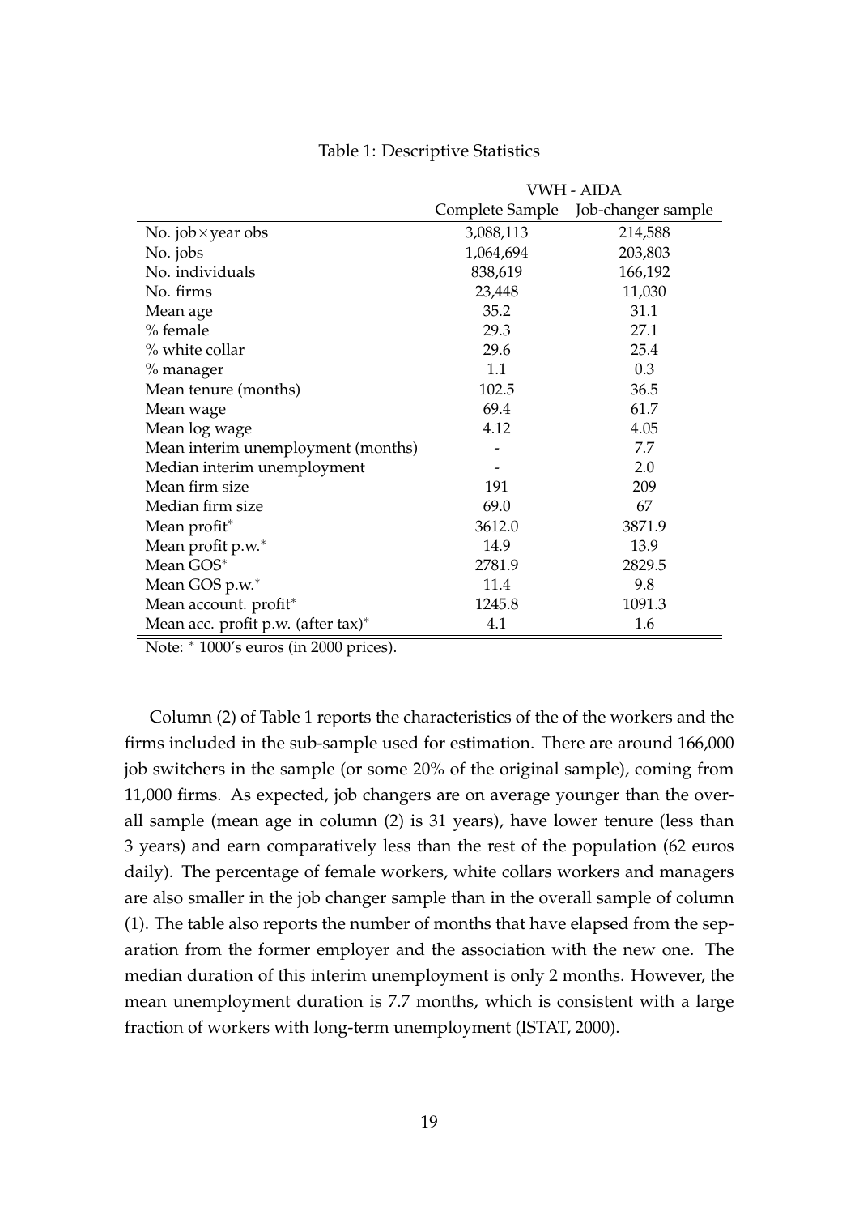Table 1: Descriptive Statistics

| | VWH - AIDA | |
|---|---|---|
| | Complete Sample | Job-changer sample |
| No. job×year obs | 3,088,113 | 214,588 |
| No. jobs | 1,064,694 | 203,803 |
| No. individuals | 838,619 | 166,192 |
| No. firms | 23,448 | 11,030 |
| Mean age | 35.2 | 31.1 |
| % female | 29.3 | 27.1 |
| % white collar | 29.6 | 25.4 |
| % manager | 1.1 | 0.3 |
| Mean tenure (months) | 102.5 | 36.5 |
| Mean wage | 69.4 | 61.7 |
| Mean log wage | 4.12 | 4.05 |
| Mean interim unemployment (months) | - | 7.7 |
| Median interim unemployment | - | 2.0 |
| Mean firm size | 191 | 209 |
| Median firm size | 69.0 | 67 |
| Mean profit* | 3612.0 | 3871.9 |
| Mean profit p.w.* | 14.9 | 13.9 |
| Mean GOS* | 2781.9 | 2829.5 |
| Mean GOS p.w.* | 11.4 | 9.8 |
| Mean account. profit* | 1245.8 | 1091.3 |
| Mean acc. profit p.w. (after tax)* | 4.1 | 1.6 |

Note: * 1000's euros (in 2000 prices).

Column (2) of Table 1 reports the characteristics of the of the workers and the firms included in the sub-sample used for estimation. There are around 166,000 job switchers in the sample (or some 20% of the original sample), coming from 11,000 firms. As expected, job changers are on average younger than the overall sample (mean age in column (2) is 31 years), have lower tenure (less than 3 years) and earn comparatively less than the rest of the population (62 euros daily). The percentage of female workers, white collars workers and managers are also smaller in the job changer sample than in the overall sample of column (1). The table also reports the number of months that have elapsed from the separation from the former employer and the association with the new one. The median duration of this interim unemployment is only 2 months. However, the mean unemployment duration is 7.7 months, which is consistent with a large fraction of workers with long-term unemployment (ISTAT, 2000).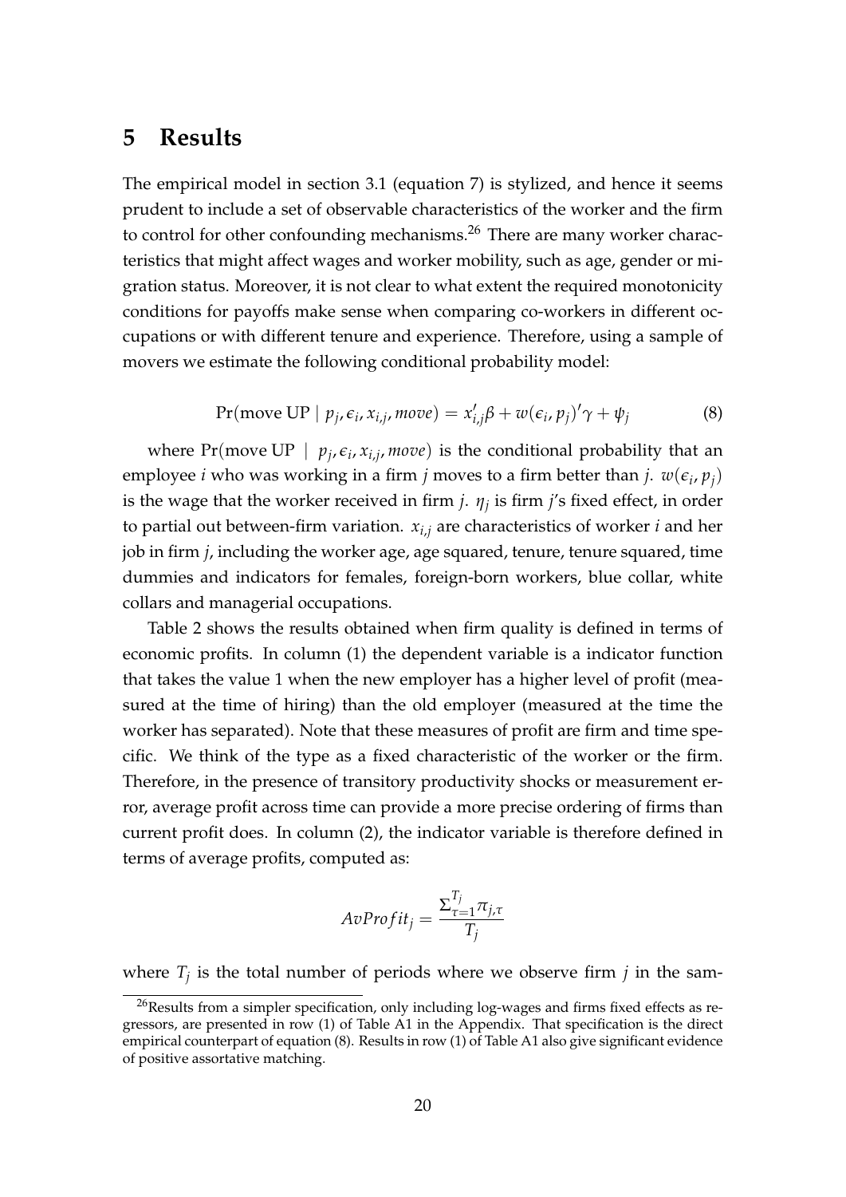# 5 Results

The empirical model in section 3.1 (equation 7) is stylized, and hence it seems prudent to include a set of observable characteristics of the worker and the firm to control for other confounding mechanisms.[26] There are many worker characteristics that might affect wages and worker mobility, such as age, gender or migration status. Moreover, it is not clear to what extent the required monotonicity conditions for payoffs make sense when comparing co-workers in different occupations or with different tenure and experience. Therefore, using a sample of movers we estimate the following conditional probability model:

$$\Pr(\text{move UP} \mid p_j, \epsilon_i, x_{i,j}, move) = x_{i,j}'\beta + w(\epsilon_i, p_j)'\gamma + \psi_j \tag{8}$$

where $\Pr(\text{move UP} \mid p_j, \epsilon_i, x_{i,j}, move)$ is the conditional probability that an employee $i$ who was working in a firm $j$ moves to a firm better than $j$. $w(\epsilon_i, p_j)$ is the wage that the worker received in firm $j$. $\eta_j$ is firm $j$'s fixed effect, in order to partial out between-firm variation. $x_{i,j}$ are characteristics of worker $i$ and her job in firm $j$, including the worker age, age squared, tenure, tenure squared, time dummies and indicators for females, foreign-born workers, blue collar, white collars and managerial occupations.

Table 2 shows the results obtained when firm quality is defined in terms of economic profits. In column (1) the dependent variable is a indicator function that takes the value 1 when the new employer has a higher level of profit (measured at the time of hiring) than the old employer (measured at the time the worker has separated). Note that these measures of profit are firm and time specific. We think of the type as a fixed characteristic of the worker or the firm. Therefore, in the presence of transitory productivity shocks or measurement error, average profit across time can provide a more precise ordering of firms than current profit does. In column (2), the indicator variable is therefore defined in terms of average profits, computed as:

$$AvProfit_j = \frac{\Sigma_{\tau=1}^{T_j} \pi_{j,\tau}}{T_j}$$

where $T_j$ is the total number of periods where we observe firm $j$ in the sam-

[26] Results from a simpler specification, only including log-wages and firms fixed effects as regressors, are presented in row (1) of Table A1 in the Appendix. That specification is the direct empirical counterpart of equation (8). Results in row (1) of Table A1 also give significant evidence of positive assortative matching.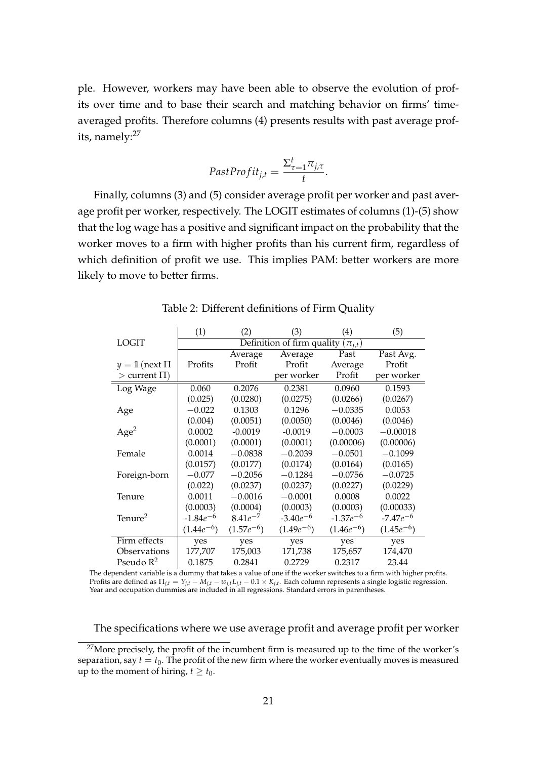ple. However, workers may have been able to observe the evolution of profits over time and to base their search and matching behavior on firms' time-averaged profits. Therefore columns (4) presents results with past average profits, namely:[27]

$$PastProfit_{j,t} = \frac{\Sigma_{\tau=1}^{t} \pi_{j,\tau}}{t}.$$

Finally, columns (3) and (5) consider average profit per worker and past average profit per worker, respectively. The LOGIT estimates of columns (1)-(5) show that the log wage has a positive and significant impact on the probability that the worker moves to a firm with higher profits than his current firm, regardless of which definition of profit we use. This implies PAM: better workers are more likely to move to better firms.

Table 2: Different definitions of Firm Quality

| | (1) | (2) | (3) | (4) | (5) |
|---|---|---|---|---|---|
| LOGIT | Definition of firm quality $(\pi_{j,t})$ | | | | |
| $y = \mathbb{1}(\text{next } \Pi > \text{current } \Pi)$ | Profits | Average Profit | Average Profit per worker | Past Average Profit | Past Avg. Profit per worker |
| Log Wage | 0.060 | 0.2076 | 0.2381 | 0.0960 | 0.1593 |
| | (0.025) | (0.0280) | (0.0275) | (0.0266) | (0.0267) |
| Age | $-0.022$ | 0.1303 | 0.1296 | $-0.0335$ | 0.0053 |
| | (0.004) | (0.0051) | (0.0050) | (0.0046) | (0.0046) |
| Age$^2$ | 0.0002 | -0.0019 | -0.0019 | $-0.0003$ | $-0.00018$ |
| | (0.0001) | (0.0001) | (0.0001) | (0.00006) | (0.00006) |
| Female | 0.0014 | $-0.0838$ | $-0.2039$ | $-0.0501$ | $-0.1099$ |
| | (0.0157) | (0.0177) | (0.0174) | (0.0164) | (0.0165) |
| Foreign-born | $-0.077$ | $-0.2056$ | $-0.1284$ | $-0.0756$ | $-0.0725$ |
| | (0.022) | (0.0237) | (0.0237) | (0.0227) | (0.0229) |
| Tenure | 0.0011 | $-0.0016$ | $-0.0001$ | 0.0008 | 0.0022 |
| | (0.0003) | (0.0004) | (0.0003) | (0.0003) | (0.00033) |
| Tenure$^2$ | $-1.84e^{-6}$ | $8.41e^{-7}$ | $-3.40e^{-6}$ | $-1.37e^{-6}$ | $-7.47e^{-6}$ |
| | $(1.44e^{-6})$ | $(1.57e^{-6})$ | $(1.49e^{-6})$ | $(1.46e^{-6})$ | $(1.45e^{-6})$ |
| Firm effects | yes | yes | yes | yes | yes |
| Observations | 177,707 | 175,003 | 171,738 | 175,657 | 174,470 |
| Pseudo R$^2$ | 0.1875 | 0.2841 | 0.2729 | 0.2317 | 23.44 |

The dependent variable is a dummy that takes a value of one if the worker switches to a firm with higher profits. Profits are defined as $\Pi_{j,t} = Y_{j,t} - M_{j,t} - w_{j,t}L_{j,t} - 0.1 \times K_{j,t}$. Each column represents a single logistic regression. Year and occupation dummies are included in all regressions. Standard errors in parentheses.

The specifications where we use average profit and average profit per worker

[27] More precisely, the profit of the incumbent firm is measured up to the time of the worker's separation, say $t = t_0$. The profit of the new firm where the worker eventually moves is measured up to the moment of hiring, $t \geq t_0$.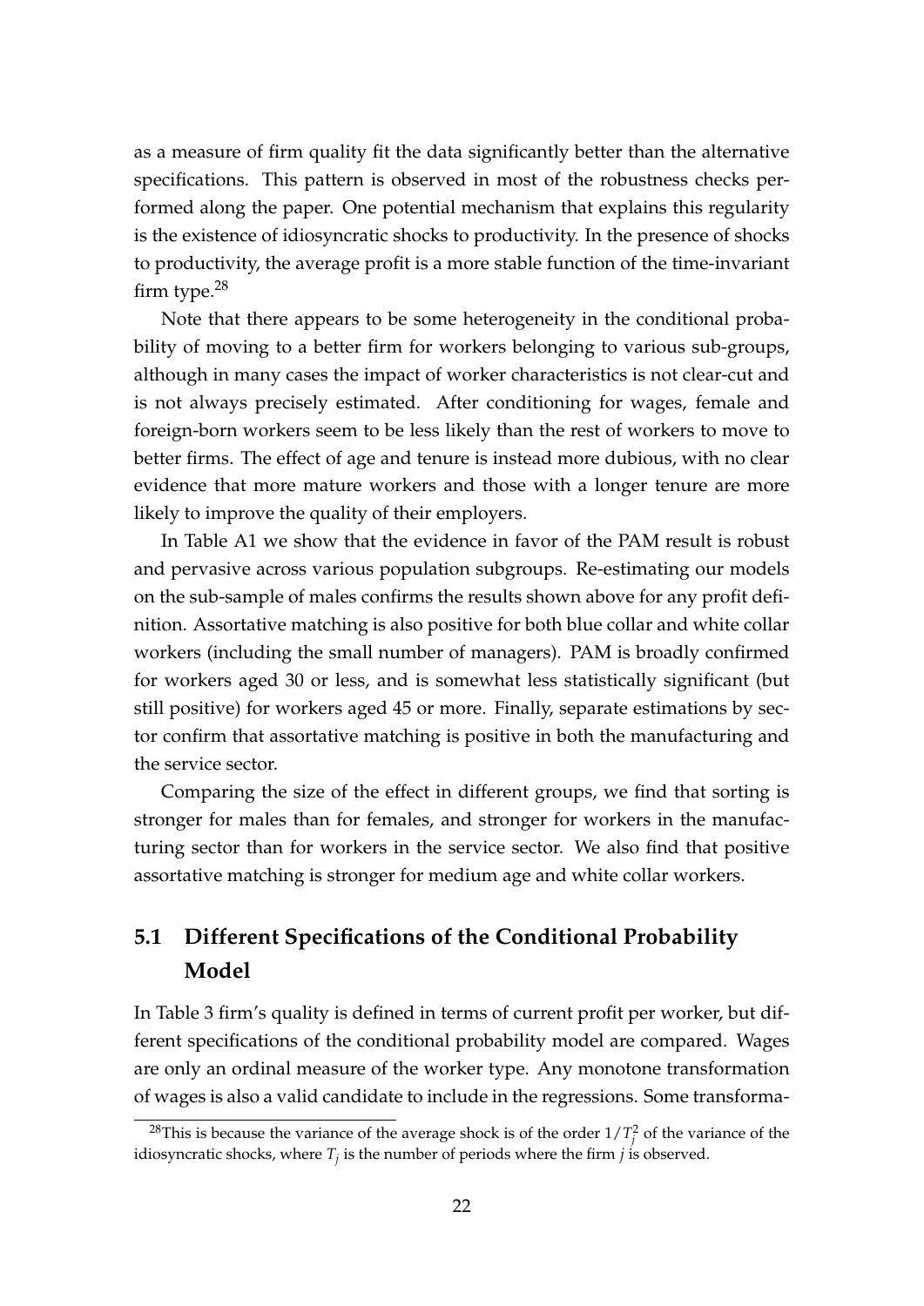as a measure of firm quality fit the data significantly better than the alternative specifications. This pattern is observed in most of the robustness checks performed along the paper. One potential mechanism that explains this regularity is the existence of idiosyncratic shocks to productivity. In the presence of shocks to productivity, the average profit is a more stable function of the time-invariant firm type.[28]

Note that there appears to be some heterogeneity in the conditional probability of moving to a better firm for workers belonging to various sub-groups, although in many cases the impact of worker characteristics is not clear-cut and is not always precisely estimated. After conditioning for wages, female and foreign-born workers seem to be less likely than the rest of workers to move to better firms. The effect of age and tenure is instead more dubious, with no clear evidence that more mature workers and those with a longer tenure are more likely to improve the quality of their employers.

In Table A1 we show that the evidence in favor of the PAM result is robust and pervasive across various population subgroups. Re-estimating our models on the sub-sample of males confirms the results shown above for any profit definition. Assortative matching is also positive for both blue collar and white collar workers (including the small number of managers). PAM is broadly confirmed for workers aged 30 or less, and is somewhat less statistically significant (but still positive) for workers aged 45 or more. Finally, separate estimations by sector confirm that assortative matching is positive in both the manufacturing and the service sector.

Comparing the size of the effect in different groups, we find that sorting is stronger for males than for females, and stronger for workers in the manufacturing sector than for workers in the service sector. We also find that positive assortative matching is stronger for medium age and white collar workers.

## 5.1 Different Specifications of the Conditional Probability Model

In Table 3 firm's quality is defined in terms of current profit per worker, but different specifications of the conditional probability model are compared. Wages are only an ordinal measure of the worker type. Any monotone transformation of wages is also a valid candidate to include in the regressions. Some transforma-

[28]This is because the variance of the average shock is of the order $1/T_j^2$ of the variance of the idiosyncratic shocks, where $T_j$ is the number of periods where the firm $j$ is observed.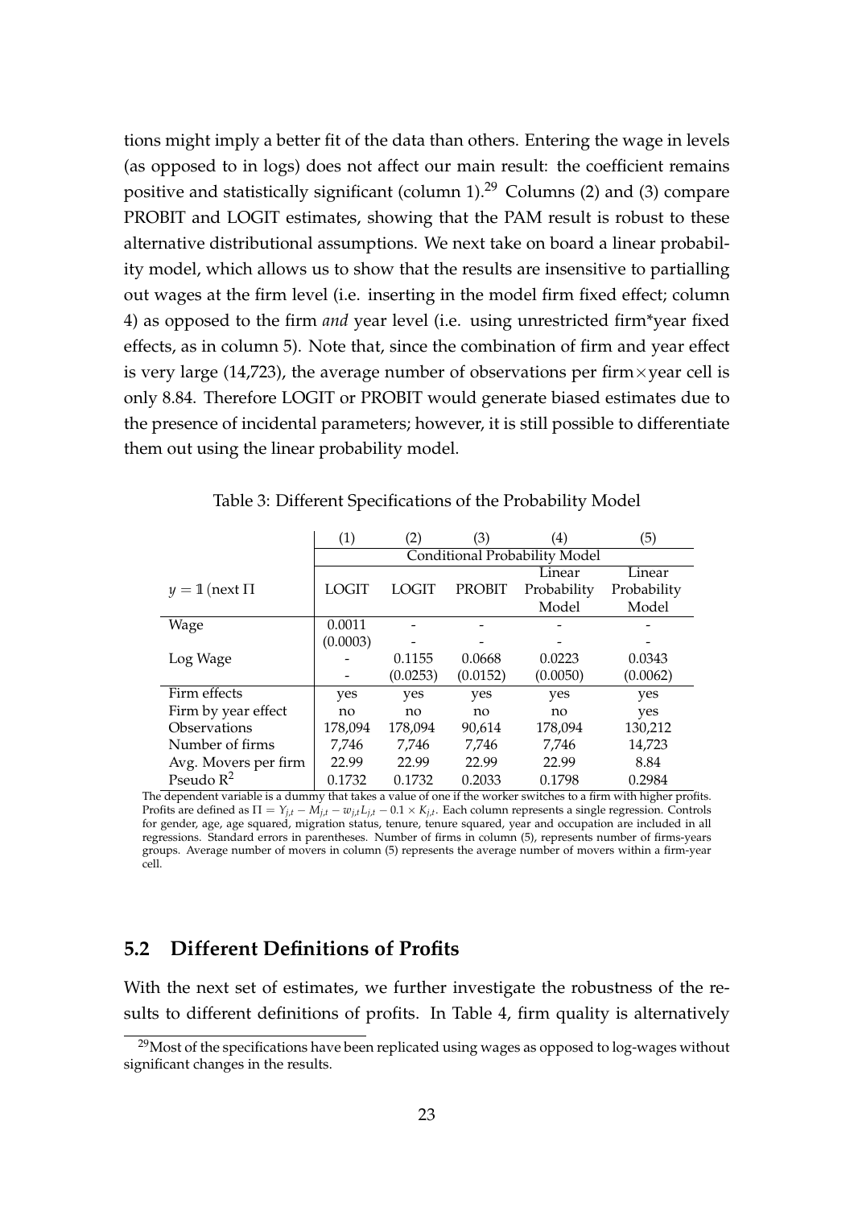tions might imply a better fit of the data than others. Entering the wage in levels (as opposed to in logs) does not affect our main result: the coefficient remains positive and statistically significant (column 1).[29] Columns (2) and (3) compare PROBIT and LOGIT estimates, showing that the PAM result is robust to these alternative distributional assumptions. We next take on board a linear probability model, which allows us to show that the results are insensitive to partialling out wages at the firm level (i.e. inserting in the model firm fixed effect; column 4) as opposed to the firm *and* year level (i.e. using unrestricted firm*year fixed effects, as in column 5). Note that, since the combination of firm and year effect is very large (14,723), the average number of observations per firm$\times$year cell is only 8.84. Therefore LOGIT or PROBIT would generate biased estimates due to the presence of incidental parameters; however, it is still possible to differentiate them out using the linear probability model.

Table 3: Different Specifications of the Probability Model

| | (1) | (2) | (3) | (4) | (5) |
|---|---|---|---|---|---|
| | Conditional Probability Model | | | | |
| $y = \mathbb{1}$ (next $\Pi$ | LOGIT | LOGIT | PROBIT | Linear Probability Model | Linear Probability Model |
| Wage | 0.0011 | - | - | - | - |
| | (0.0003) | - | - | - | - |
| Log Wage | - | 0.1155 | 0.0668 | 0.0223 | 0.0343 |
| | - | (0.0253) | (0.0152) | (0.0050) | (0.0062) |
| Firm effects | yes | yes | yes | yes | yes |
| Firm by year effect | no | no | no | no | yes |
| Observations | 178,094 | 178,094 | 90,614 | 178,094 | 130,212 |
| Number of firms | 7,746 | 7,746 | 7,746 | 7,746 | 14,723 |
| Avg. Movers per firm | 22.99 | 22.99 | 22.99 | 22.99 | 8.84 |
| Pseudo $R^2$ | 0.1732 | 0.1732 | 0.2033 | 0.1798 | 0.2984 |

The dependent variable is a dummy that takes a value of one if the worker switches to a firm with higher profits. Profits are defined as $\Pi = Y_{j,t} - M_{j,t} - w_{j,t}L_{j,t} - 0.1 \times K_{j,t}$. Each column represents a single regression. Controls for gender, age, age squared, migration status, tenure, tenure squared, year and occupation are included in all regressions. Standard errors in parentheses. Number of firms in column (5), represents number of firms-years groups. Average number of movers in column (5) represents the average number of movers within a firm-year cell.

## 5.2 Different Definitions of Profits

With the next set of estimates, we further investigate the robustness of the results to different definitions of profits. In Table 4, firm quality is alternatively

[29] Most of the specifications have been replicated using wages as opposed to log-wages without significant changes in the results.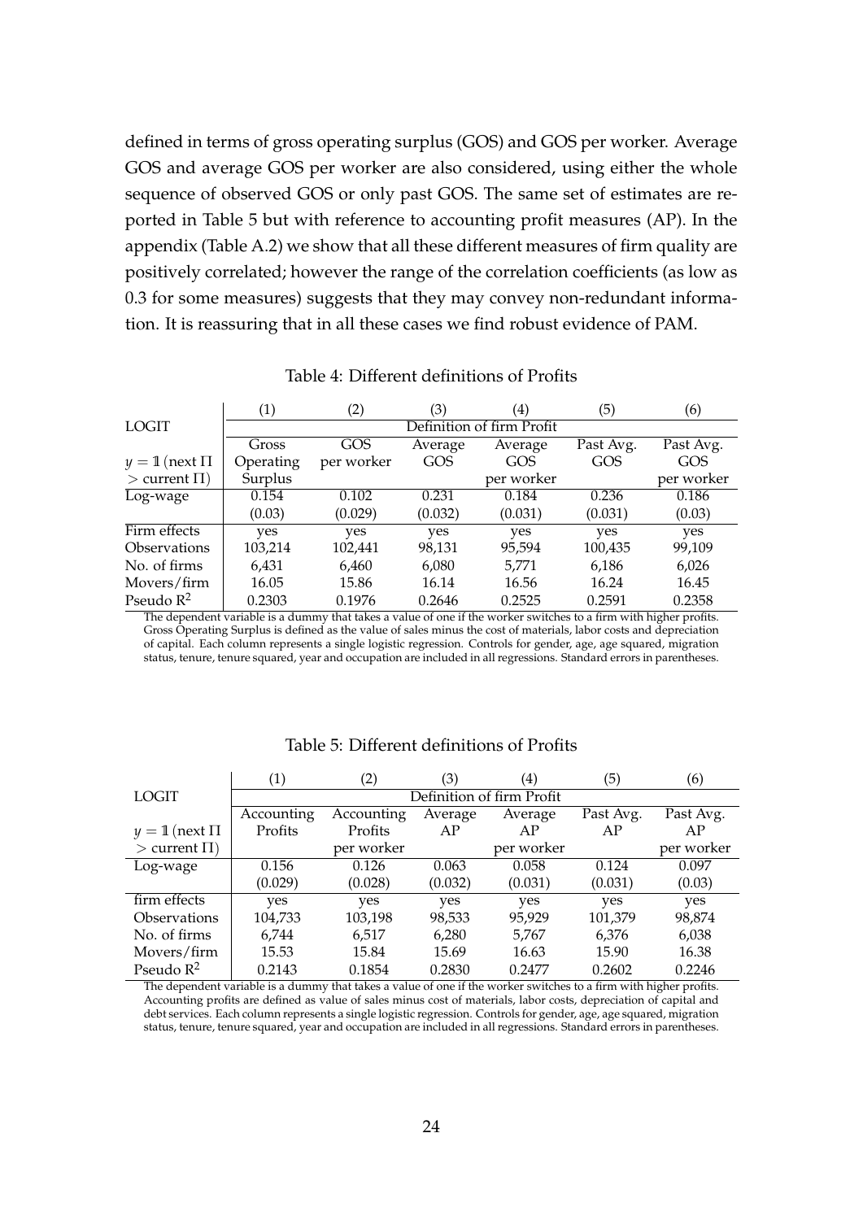defined in terms of gross operating surplus (GOS) and GOS per worker. Average GOS and average GOS per worker are also considered, using either the whole sequence of observed GOS or only past GOS. The same set of estimates are reported in Table 5 but with reference to accounting profit measures (AP). In the appendix (Table A.2) we show that all these different measures of firm quality are positively correlated; however the range of the correlation coefficients (as low as 0.3 for some measures) suggests that they may convey non-redundant information. It is reassuring that in all these cases we find robust evidence of PAM.

Table 4: Different definitions of Profits

| | (1) | (2) | (3) | (4) | (5) | (6) |
|---|---|---|---|---|---|---|
| LOGIT | Definition of firm Profit | | | | | |
| $y = \mathbb{1}$ (next $\Pi$ $>$ current $\Pi$) | Gross Operating Surplus | GOS per worker | Average GOS | Average GOS per worker | Past Avg. GOS | Past Avg. GOS per worker |
| Log-wage | 0.154 | 0.102 | 0.231 | 0.184 | 0.236 | 0.186 |
| | (0.03) | (0.029) | (0.032) | (0.031) | (0.031) | (0.03) |
| Firm effects | yes | yes | yes | yes | yes | yes |
| Observations | 103,214 | 102,441 | 98,131 | 95,594 | 100,435 | 99,109 |
| No. of firms | 6,431 | 6,460 | 6,080 | 5,771 | 6,186 | 6,026 |
| Movers/firm | 16.05 | 15.86 | 16.14 | 16.56 | 16.24 | 16.45 |
| Pseudo $R^2$ | 0.2303 | 0.1976 | 0.2646 | 0.2525 | 0.2591 | 0.2358 |

The dependent variable is a dummy that takes a value of one if the worker switches to a firm with higher profits. Gross Operating Surplus is defined as the value of sales minus the cost of materials, labor costs and depreciation of capital. Each column represents a single logistic regression. Controls for gender, age, age squared, migration status, tenure, tenure squared, year and occupation are included in all regressions. Standard errors in parentheses.

Table 5: Different definitions of Profits

| | (1) | (2) | (3) | (4) | (5) | (6) |
|---|---|---|---|---|---|---|
| LOGIT | Definition of firm Profit | | | | | |
| $y = \mathbb{1}$ (next $\Pi$ $>$ current $\Pi$) | Accounting Profits | Accounting Profits per worker | Average AP | Average AP per worker | Past Avg. AP | Past Avg. AP per worker |
| Log-wage | 0.156 | 0.126 | 0.063 | 0.058 | 0.124 | 0.097 |
| | (0.029) | (0.028) | (0.032) | (0.031) | (0.031) | (0.03) |
| firm effects | yes | yes | yes | yes | yes | yes |
| Observations | 104,733 | 103,198 | 98,533 | 95,929 | 101,379 | 98,874 |
| No. of firms | 6,744 | 6,517 | 6,280 | 5,767 | 6,376 | 6,038 |
| Movers/firm | 15.53 | 15.84 | 15.69 | 16.63 | 15.90 | 16.38 |
| Pseudo $R^2$ | 0.2143 | 0.1854 | 0.2830 | 0.2477 | 0.2602 | 0.2246 |

The dependent variable is a dummy that takes a value of one if the worker switches to a firm with higher profits. Accounting profits are defined as value of sales minus cost of materials, labor costs, depreciation of capital and debt services. Each column represents a single logistic regression. Controls for gender, age, age squared, migration status, tenure, tenure squared, year and occupation are included in all regressions. Standard errors in parentheses.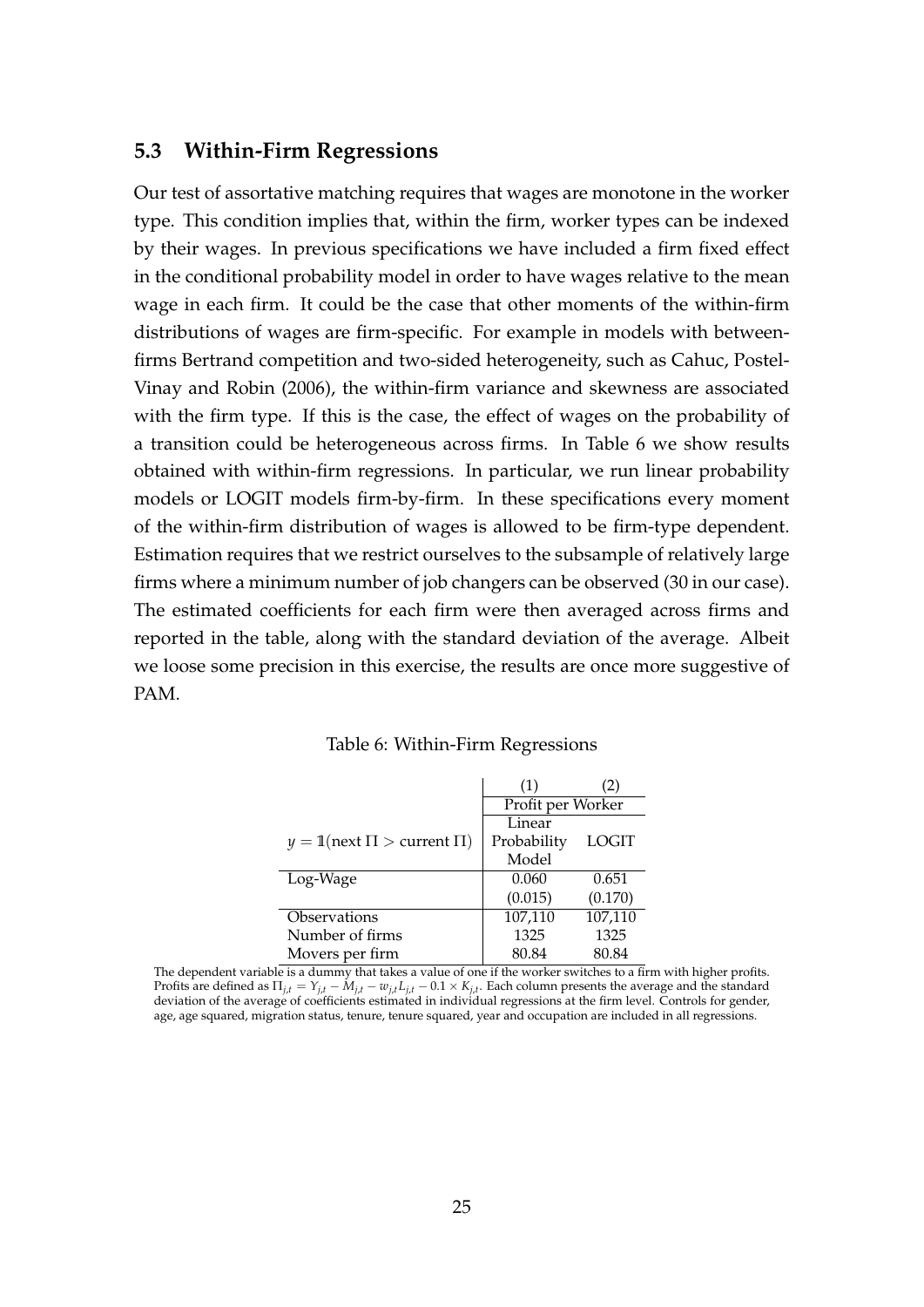## 5.3 Within-Firm Regressions

Our test of assortative matching requires that wages are monotone in the worker type. This condition implies that, within the firm, worker types can be indexed by their wages. In previous specifications we have included a firm fixed effect in the conditional probability model in order to have wages relative to the mean wage in each firm. It could be the case that other moments of the within-firm distributions of wages are firm-specific. For example in models with between-firms Bertrand competition and two-sided heterogeneity, such as Cahuc, Postel-Vinay and Robin (2006), the within-firm variance and skewness are associated with the firm type. If this is the case, the effect of wages on the probability of a transition could be heterogeneous across firms. In Table 6 we show results obtained with within-firm regressions. In particular, we run linear probability models or LOGIT models firm-by-firm. In these specifications every moment of the within-firm distribution of wages is allowed to be firm-type dependent. Estimation requires that we restrict ourselves to the subsample of relatively large firms where a minimum number of job changers can be observed (30 in our case). The estimated coefficients for each firm were then averaged across firms and reported in the table, along with the standard deviation of the average. Albeit we loose some precision in this exercise, the results are once more suggestive of PAM.

Table 6: Within-Firm Regressions

| | (1) | (2) |
|---|---|---|
| | Profit per Worker | |
| $y = \mathbb{1}(\text{next } \Pi > \text{current } \Pi)$ | Linear Probability Model | LOGIT |
| Log-Wage | 0.060 | 0.651 |
| | (0.015) | (0.170) |
| Observations | 107,110 | 107,110 |
| Number of firms | 1325 | 1325 |
| Movers per firm | 80.84 | 80.84 |

The dependent variable is a dummy that takes a value of one if the worker switches to a firm with higher profits. Profits are defined as $\Pi_{j,t} = Y_{j,t} - M_{j,t} - w_{j,t}L_{j,t} - 0.1 \times K_{j,t}$. Each column presents the average and the standard deviation of the average of coefficients estimated in individual regressions at the firm level. Controls for gender, age, age squared, migration status, tenure, tenure squared, year and occupation are included in all regressions.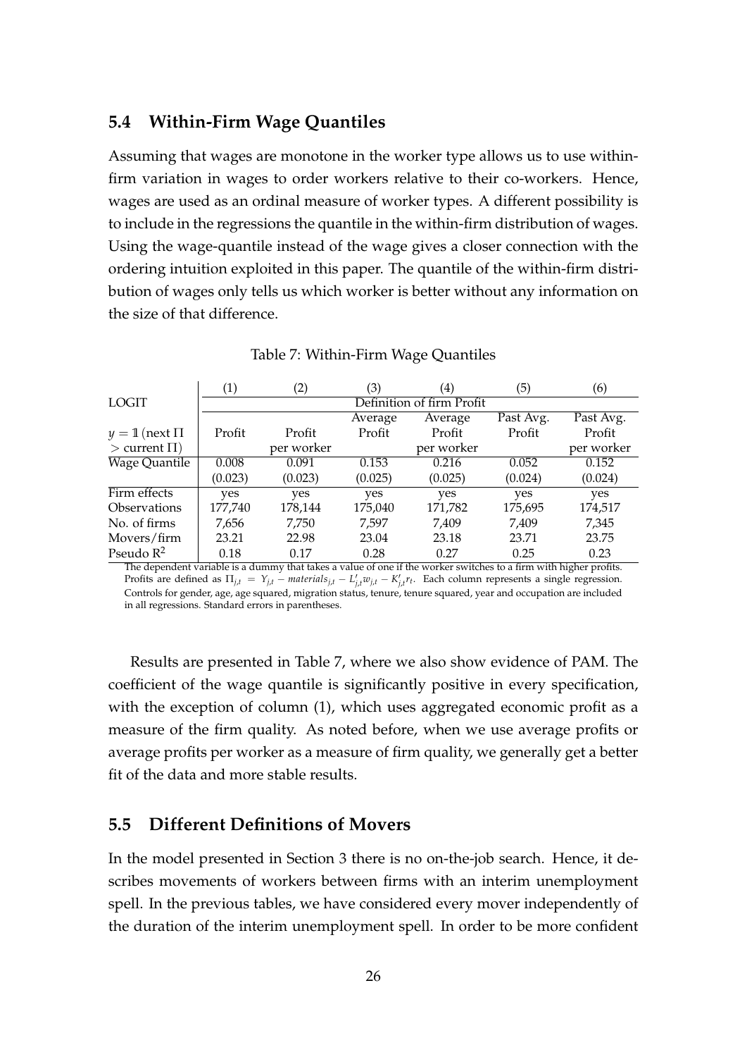## 5.4 Within-Firm Wage Quantiles

Assuming that wages are monotone in the worker type allows us to use within-firm variation in wages to order workers relative to their co-workers. Hence, wages are used as an ordinal measure of worker types. A different possibility is to include in the regressions the quantile in the within-firm distribution of wages. Using the wage-quantile instead of the wage gives a closer connection with the ordering intuition exploited in this paper. The quantile of the within-firm distribution of wages only tells us which worker is better without any information on the size of that difference.

Table 7: Within-Firm Wage Quantiles

| | (1) | (2) | (3) | (4) | (5) | (6) |
|---|---|---|---|---|---|---|
| LOGIT | Definition of firm Profit | | | | | |
| | | | Average | Average | Past Avg. | Past Avg. |
| $y = \mathbb{1}$ (next $\Pi$ $>$ current $\Pi$) | Profit | Profit per worker | Profit | Profit per worker | Profit | Profit per worker |
| Wage Quantile | 0.008 | 0.091 | 0.153 | 0.216 | 0.052 | 0.152 |
| | (0.023) | (0.023) | (0.025) | (0.025) | (0.024) | (0.024) |
| Firm effects | yes | yes | yes | yes | yes | yes |
| Observations | 177,740 | 178,144 | 175,040 | 171,782 | 175,695 | 174,517 |
| No. of firms | 7,656 | 7,750 | 7,597 | 7,409 | 7,409 | 7,345 |
| Movers/firm | 23.21 | 22.98 | 23.04 | 23.18 | 23.71 | 23.75 |
| Pseudo $R^2$ | 0.18 | 0.17 | 0.28 | 0.27 | 0.25 | 0.23 |

The dependent variable is a dummy that takes a value of one if the worker switches to a firm with higher profits. Profits are defined as $\Pi_{j,t} = Y_{j,t} - materials_{j,t} - L'_{j,t}w_{j,t} - K'_{j,t}r_t$. Each column represents a single regression. Controls for gender, age, age squared, migration status, tenure, tenure squared, year and occupation are included in all regressions. Standard errors in parentheses.

Results are presented in Table 7, where we also show evidence of PAM. The coefficient of the wage quantile is significantly positive in every specification, with the exception of column (1), which uses aggregated economic profit as a measure of the firm quality. As noted before, when we use average profits or average profits per worker as a measure of firm quality, we generally get a better fit of the data and more stable results.

## 5.5 Different Definitions of Movers

In the model presented in Section 3 there is no on-the-job search. Hence, it describes movements of workers between firms with an interim unemployment spell. In the previous tables, we have considered every mover independently of the duration of the interim unemployment spell. In order to be more confident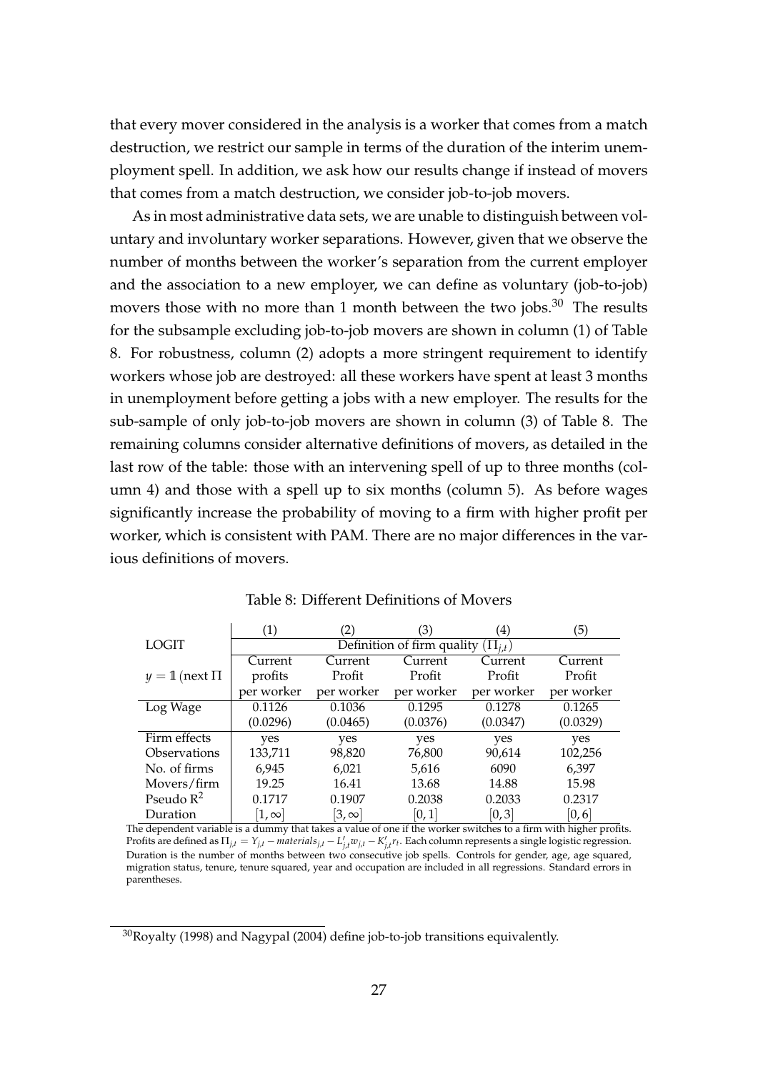that every mover considered in the analysis is a worker that comes from a match destruction, we restrict our sample in terms of the duration of the interim unemployment spell. In addition, we ask how our results change if instead of movers that comes from a match destruction, we consider job-to-job movers.

As in most administrative data sets, we are unable to distinguish between voluntary and involuntary worker separations. However, given that we observe the number of months between the worker's separation from the current employer and the association to a new employer, we can define as voluntary (job-to-job) movers those with no more than 1 month between the two jobs.[30] The results for the subsample excluding job-to-job movers are shown in column (1) of Table 8. For robustness, column (2) adopts a more stringent requirement to identify workers whose job are destroyed: all these workers have spent at least 3 months in unemployment before getting a jobs with a new employer. The results for the sub-sample of only job-to-job movers are shown in column (3) of Table 8. The remaining columns consider alternative definitions of movers, as detailed in the last row of the table: those with an intervening spell of up to three months (column 4) and those with a spell up to six months (column 5). As before wages significantly increase the probability of moving to a firm with higher profit per worker, which is consistent with PAM. There are no major differences in the various definitions of movers.

Table 8: Different Definitions of Movers

| | (1) | (2) | (3) | (4) | (5) |
|---|---|---|---|---|---|
| LOGIT | Definition of firm quality $(\Pi_{j,t})$ | | | | |
| $y = \mathbb{1}$ (next $\Pi$ | Current profits per worker | Current Profit per worker | Current Profit per worker | Current Profit per worker | Current Profit per worker |
| Log Wage | 0.1126 | 0.1036 | 0.1295 | 0.1278 | 0.1265 |
| | (0.0296) | (0.0465) | (0.0376) | (0.0347) | (0.0329) |
| Firm effects | yes | yes | yes | yes | yes |
| Observations | 133,711 | 98,820 | 76,800 | 90,614 | 102,256 |
| No. of firms | 6,945 | 6,021 | 5,616 | 6090 | 6,397 |
| Movers/firm | 19.25 | 16.41 | 13.68 | 14.88 | 15.98 |
| Pseudo $R^2$ | 0.1717 | 0.1907 | 0.2038 | 0.2033 | 0.2317 |
| Duration | $[1, \infty]$ | $[3, \infty]$ | $[0, 1]$ | $[0, 3]$ | $[0, 6]$ |

The dependent variable is a dummy that takes a value of one if the worker switches to a firm with higher profits. Profits are defined as $\Pi_{j,t} = Y_{j,t} - materials_{j,t} - L'_{j,t}w_{j,t} - K'_{j,t}r_t$. Each column represents a single logistic regression. Duration is the number of months between two consecutive job spells. Controls for gender, age, age squared, migration status, tenure, tenure squared, year and occupation are included in all regressions. Standard errors in parentheses.

[30] Royalty (1998) and Nagypal (2004) define job-to-job transitions equivalently.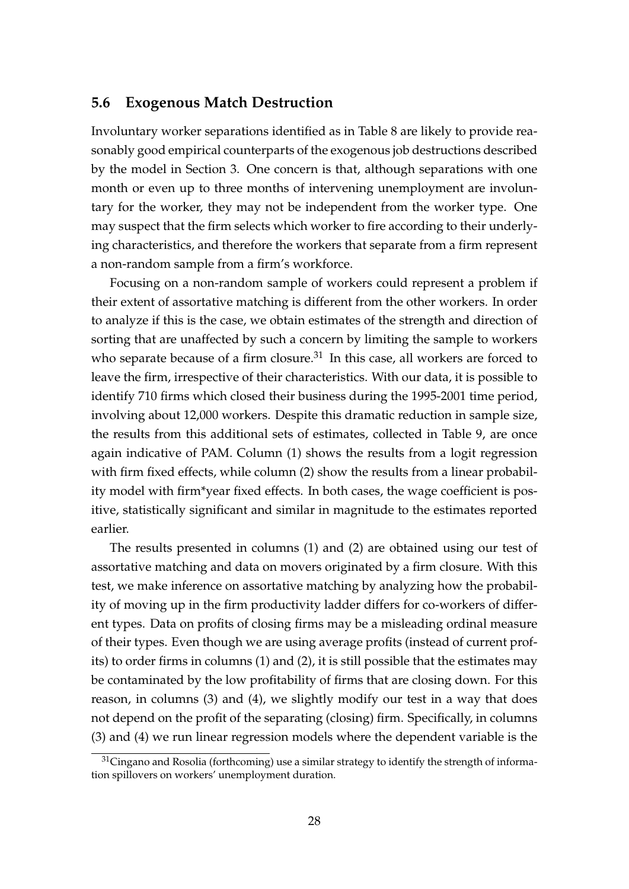## 5.6 Exogenous Match Destruction

Involuntary worker separations identified as in Table 8 are likely to provide reasonably good empirical counterparts of the exogenous job destructions described by the model in Section 3. One concern is that, although separations with one month or even up to three months of intervening unemployment are involuntary for the worker, they may not be independent from the worker type. One may suspect that the firm selects which worker to fire according to their underlying characteristics, and therefore the workers that separate from a firm represent a non-random sample from a firm's workforce.

Focusing on a non-random sample of workers could represent a problem if their extent of assortative matching is different from the other workers. In order to analyze if this is the case, we obtain estimates of the strength and direction of sorting that are unaffected by such a concern by limiting the sample to workers who separate because of a firm closure.[31] In this case, all workers are forced to leave the firm, irrespective of their characteristics. With our data, it is possible to identify 710 firms which closed their business during the 1995-2001 time period, involving about 12,000 workers. Despite this dramatic reduction in sample size, the results from this additional sets of estimates, collected in Table 9, are once again indicative of PAM. Column (1) shows the results from a logit regression with firm fixed effects, while column (2) show the results from a linear probability model with firm*year fixed effects. In both cases, the wage coefficient is positive, statistically significant and similar in magnitude to the estimates reported earlier.

The results presented in columns (1) and (2) are obtained using our test of assortative matching and data on movers originated by a firm closure. With this test, we make inference on assortative matching by analyzing how the probability of moving up in the firm productivity ladder differs for co-workers of different types. Data on profits of closing firms may be a misleading ordinal measure of their types. Even though we are using average profits (instead of current profits) to order firms in columns (1) and (2), it is still possible that the estimates may be contaminated by the low profitability of firms that are closing down. For this reason, in columns (3) and (4), we slightly modify our test in a way that does not depend on the profit of the separating (closing) firm. Specifically, in columns (3) and (4) we run linear regression models where the dependent variable is the

[31] Cingano and Rosolia (forthcoming) use a similar strategy to identify the strength of information spillovers on workers' unemployment duration.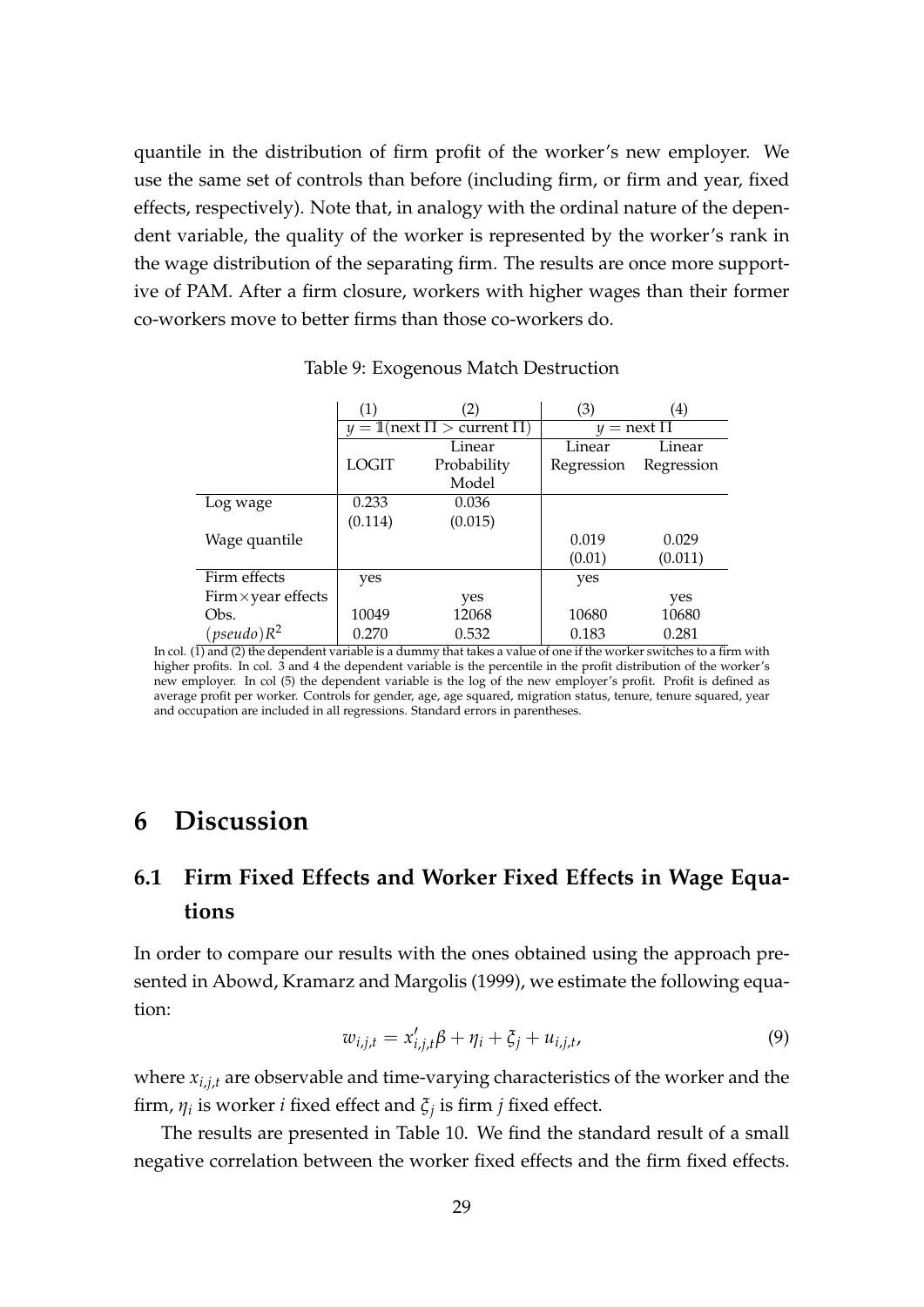quantile in the distribution of firm profit of the worker's new employer. We use the same set of controls than before (including firm, or firm and year, fixed effects, respectively). Note that, in analogy with the ordinal nature of the dependent variable, the quality of the worker is represented by the worker's rank in the wage distribution of the separating firm. The results are once more supportive of PAM. After a firm closure, workers with higher wages than their former co-workers move to better firms than those co-workers do.

Table 9: Exogenous Match Destruction

| | (1) | (2) | (3) | (4) |
|---|---|---|---|---|
| | $y = \mathbb{1}(\text{next } \Pi > \text{current } \Pi)$ | | $y = \text{next } \Pi$ | |
| | LOGIT | Linear Probability Model | Linear Regression | Linear Regression |
| Log wage | 0.233 | 0.036 | | |
| | (0.114) | (0.015) | | |
| Wage quantile | | | 0.019 | 0.029 |
| | | | (0.01) | (0.011) |
| Firm effects | yes | | yes | |
| Firm×year effects | | yes | | yes |
| Obs. | 10049 | 12068 | 10680 | 10680 |
| $(pseudo)R^2$ | 0.270 | 0.532 | 0.183 | 0.281 |

In col. (1) and (2) the dependent variable is a dummy that takes a value of one if the worker switches to a firm with higher profits. In col. 3 and 4 the dependent variable is the percentile in the profit distribution of the worker's new employer. In col (5) the dependent variable is the log of the new employer's profit. Profit is defined as average profit per worker. Controls for gender, age, age squared, migration status, tenure, tenure squared, year and occupation are included in all regressions. Standard errors in parentheses.

# 6 Discussion

## 6.1 Firm Fixed Effects and Worker Fixed Effects in Wage Equations

In order to compare our results with the ones obtained using the approach presented in Abowd, Kramarz and Margolis (1999), we estimate the following equation:

$$w_{i,j,t} = x'_{i,j,t}\beta + \eta_i + \xi_j + u_{i,j,t}, \tag{9}$$

where $x_{i,j,t}$ are observable and time-varying characteristics of the worker and the firm, $\eta_i$ is worker $i$ fixed effect and $\xi_j$ is firm $j$ fixed effect.

The results are presented in Table 10. We find the standard result of a small negative correlation between the worker fixed effects and the firm fixed effects.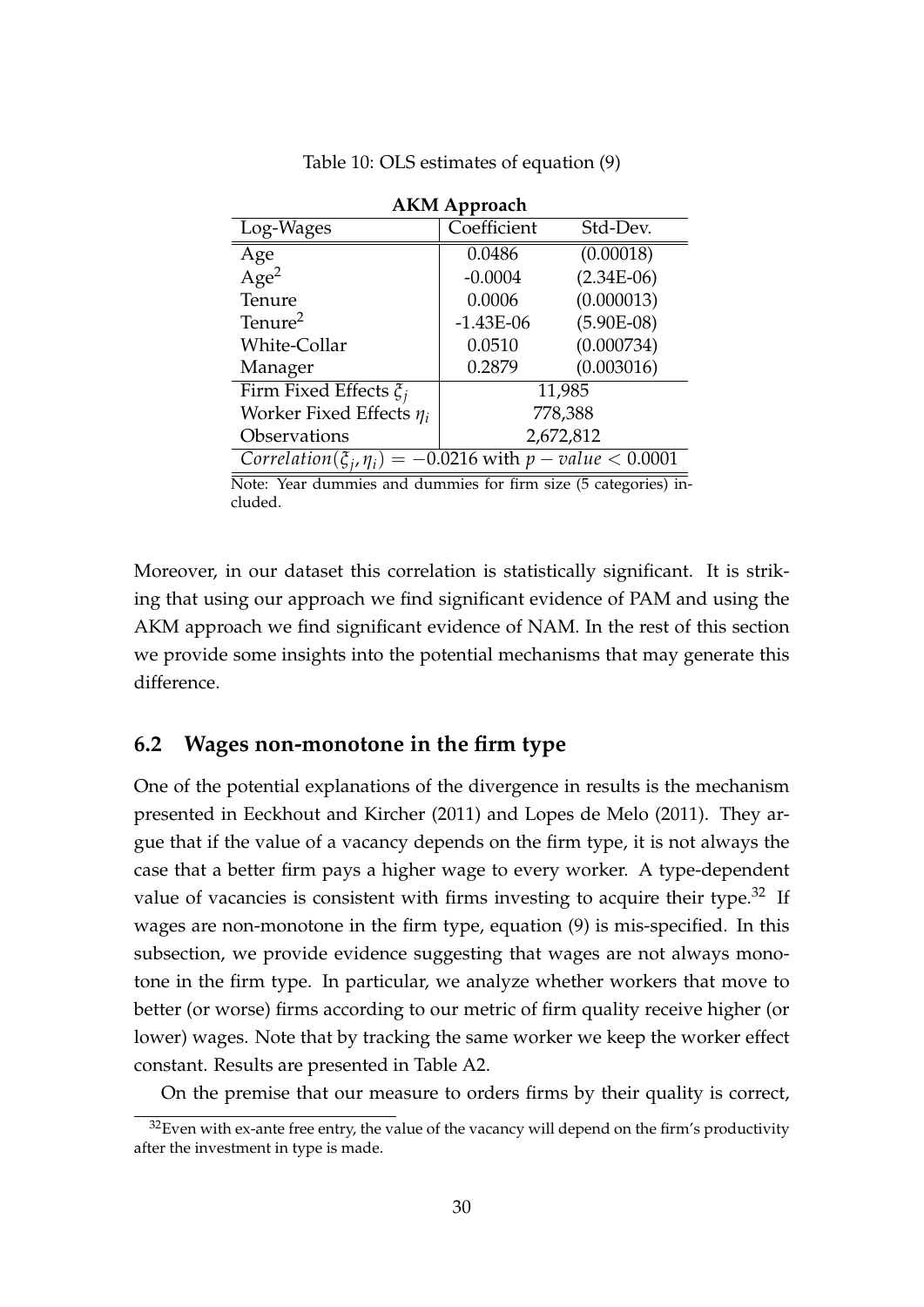Table 10: OLS estimates of equation (9)

| **AKM Approach** | | |
|---|---|---|
| Log-Wages | Coefficient | Std-Dev. |
| Age | 0.0486 | (0.00018) |
| Age$^2$ | -0.0004 | (2.34E-06) |
| Tenure | 0.0006 | (0.000013) |
| Tenure$^2$ | -1.43E-06 | (5.90E-08) |
| White-Collar | 0.0510 | (0.000734) |
| Manager | 0.2879 | (0.003016) |
| Firm Fixed Effects $\xi_j$ | 11,985 | |
| Worker Fixed Effects $\eta_i$ | 778,388 | |
| Observations | 2,672,812 | |
| $Correlation(\xi_j, \eta_i) = -0.0216$ with $p - value < 0.0001$ | | |

Note: Year dummies and dummies for firm size (5 categories) included.

Moreover, in our dataset this correlation is statistically significant. It is striking that using our approach we find significant evidence of PAM and using the AKM approach we find significant evidence of NAM. In the rest of this section we provide some insights into the potential mechanisms that may generate this difference.

## 6.2 Wages non-monotone in the firm type

One of the potential explanations of the divergence in results is the mechanism presented in Eeckhout and Kircher (2011) and Lopes de Melo (2011). They argue that if the value of a vacancy depends on the firm type, it is not always the case that a better firm pays a higher wage to every worker. A type-dependent value of vacancies is consistent with firms investing to acquire their type.[32] If wages are non-monotone in the firm type, equation (9) is mis-specified. In this subsection, we provide evidence suggesting that wages are not always monotone in the firm type. In particular, we analyze whether workers that move to better (or worse) firms according to our metric of firm quality receive higher (or lower) wages. Note that by tracking the same worker we keep the worker effect constant. Results are presented in Table A2.

On the premise that our measure to orders firms by their quality is correct,

[32] Even with ex-ante free entry, the value of the vacancy will depend on the firm's productivity after the investment in type is made.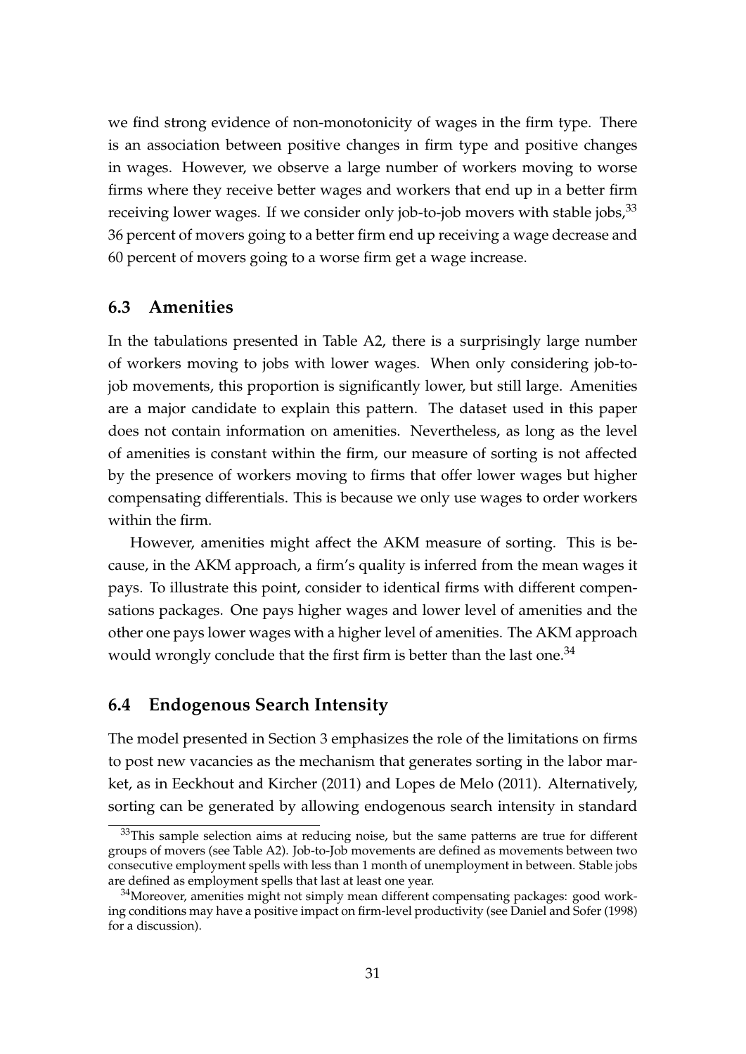we find strong evidence of non-monotonicity of wages in the firm type. There is an association between positive changes in firm type and positive changes in wages. However, we observe a large number of workers moving to worse firms where they receive better wages and workers that end up in a better firm receiving lower wages. If we consider only job-to-job movers with stable jobs,[33] 36 percent of movers going to a better firm end up receiving a wage decrease and 60 percent of movers going to a worse firm get a wage increase.

### 6.3 Amenities

In the tabulations presented in Table A2, there is a surprisingly large number of workers moving to jobs with lower wages. When only considering job-to-job movements, this proportion is significantly lower, but still large. Amenities are a major candidate to explain this pattern. The dataset used in this paper does not contain information on amenities. Nevertheless, as long as the level of amenities is constant within the firm, our measure of sorting is not affected by the presence of workers moving to firms that offer lower wages but higher compensating differentials. This is because we only use wages to order workers within the firm.

However, amenities might affect the AKM measure of sorting. This is because, in the AKM approach, a firm's quality is inferred from the mean wages it pays. To illustrate this point, consider to identical firms with different compensations packages. One pays higher wages and lower level of amenities and the other one pays lower wages with a higher level of amenities. The AKM approach would wrongly conclude that the first firm is better than the last one.[34]

### 6.4 Endogenous Search Intensity

The model presented in Section 3 emphasizes the role of the limitations on firms to post new vacancies as the mechanism that generates sorting in the labor market, as in Eeckhout and Kircher (2011) and Lopes de Melo (2011). Alternatively, sorting can be generated by allowing endogenous search intensity in standard

[33] This sample selection aims at reducing noise, but the same patterns are true for different groups of movers (see Table A2). Job-to-Job movements are defined as movements between two consecutive employment spells with less than 1 month of unemployment in between. Stable jobs are defined as employment spells that last at least one year.

[34] Moreover, amenities might not simply mean different compensating packages: good working conditions may have a positive impact on firm-level productivity (see Daniel and Sofer (1998) for a discussion).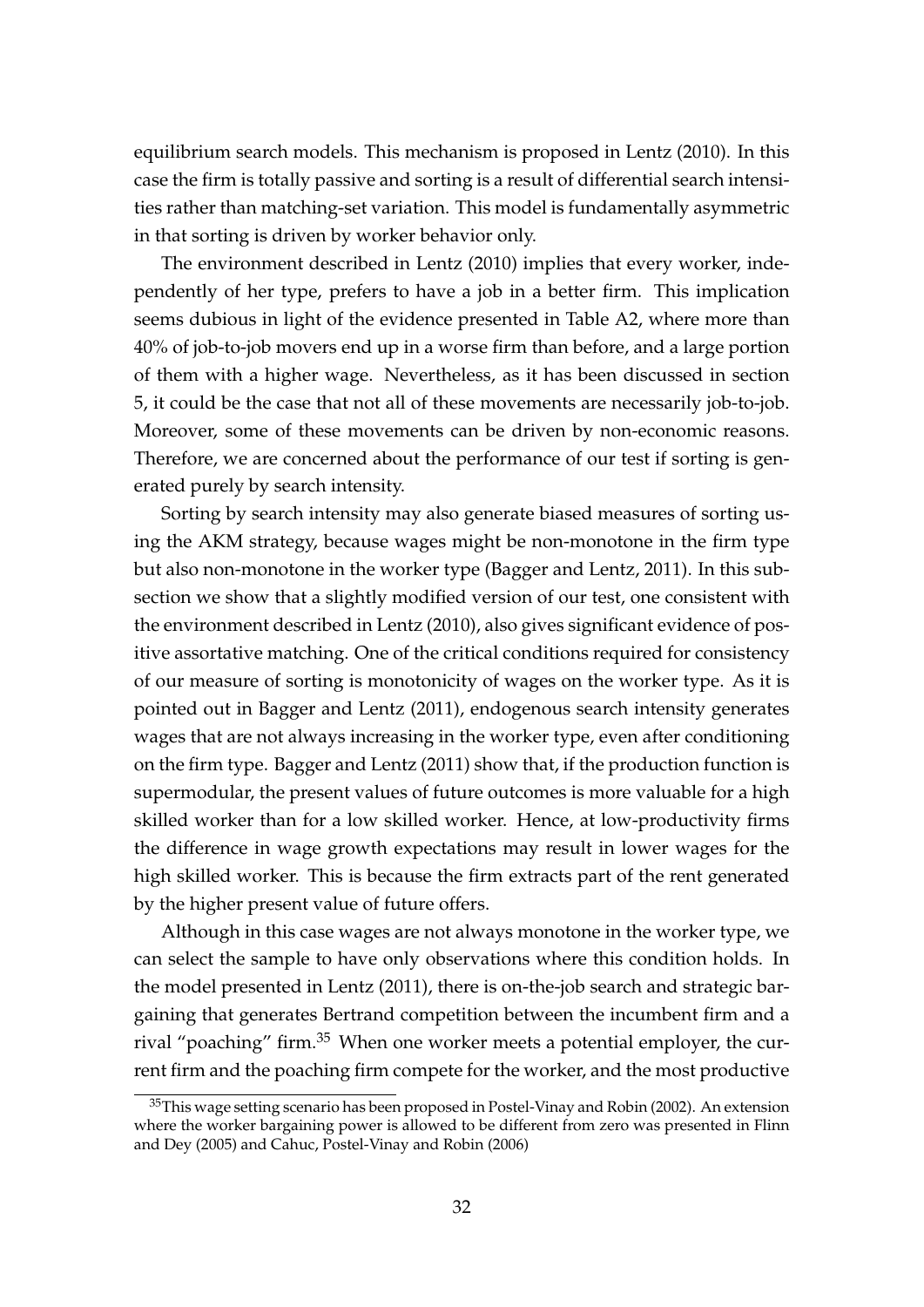equilibrium search models. This mechanism is proposed in Lentz (2010). In this case the firm is totally passive and sorting is a result of differential search intensities rather than matching-set variation. This model is fundamentally asymmetric in that sorting is driven by worker behavior only.

The environment described in Lentz (2010) implies that every worker, independently of her type, prefers to have a job in a better firm. This implication seems dubious in light of the evidence presented in Table A2, where more than 40% of job-to-job movers end up in a worse firm than before, and a large portion of them with a higher wage. Nevertheless, as it has been discussed in section 5, it could be the case that not all of these movements are necessarily job-to-job. Moreover, some of these movements can be driven by non-economic reasons. Therefore, we are concerned about the performance of our test if sorting is generated purely by search intensity.

Sorting by search intensity may also generate biased measures of sorting using the AKM strategy, because wages might be non-monotone in the firm type but also non-monotone in the worker type (Bagger and Lentz, 2011). In this subsection we show that a slightly modified version of our test, one consistent with the environment described in Lentz (2010), also gives significant evidence of positive assortative matching. One of the critical conditions required for consistency of our measure of sorting is monotonicity of wages on the worker type. As it is pointed out in Bagger and Lentz (2011), endogenous search intensity generates wages that are not always increasing in the worker type, even after conditioning on the firm type. Bagger and Lentz (2011) show that, if the production function is supermodular, the present values of future outcomes is more valuable for a high skilled worker than for a low skilled worker. Hence, at low-productivity firms the difference in wage growth expectations may result in lower wages for the high skilled worker. This is because the firm extracts part of the rent generated by the higher present value of future offers.

Although in this case wages are not always monotone in the worker type, we can select the sample to have only observations where this condition holds. In the model presented in Lentz (2011), there is on-the-job search and strategic bargaining that generates Bertrand competition between the incumbent firm and a rival "poaching" firm.[35] When one worker meets a potential employer, the current firm and the poaching firm compete for the worker, and the most productive

[35] This wage setting scenario has been proposed in Postel-Vinay and Robin (2002). An extension where the worker bargaining power is allowed to be different from zero was presented in Flinn and Dey (2005) and Cahuc, Postel-Vinay and Robin (2006)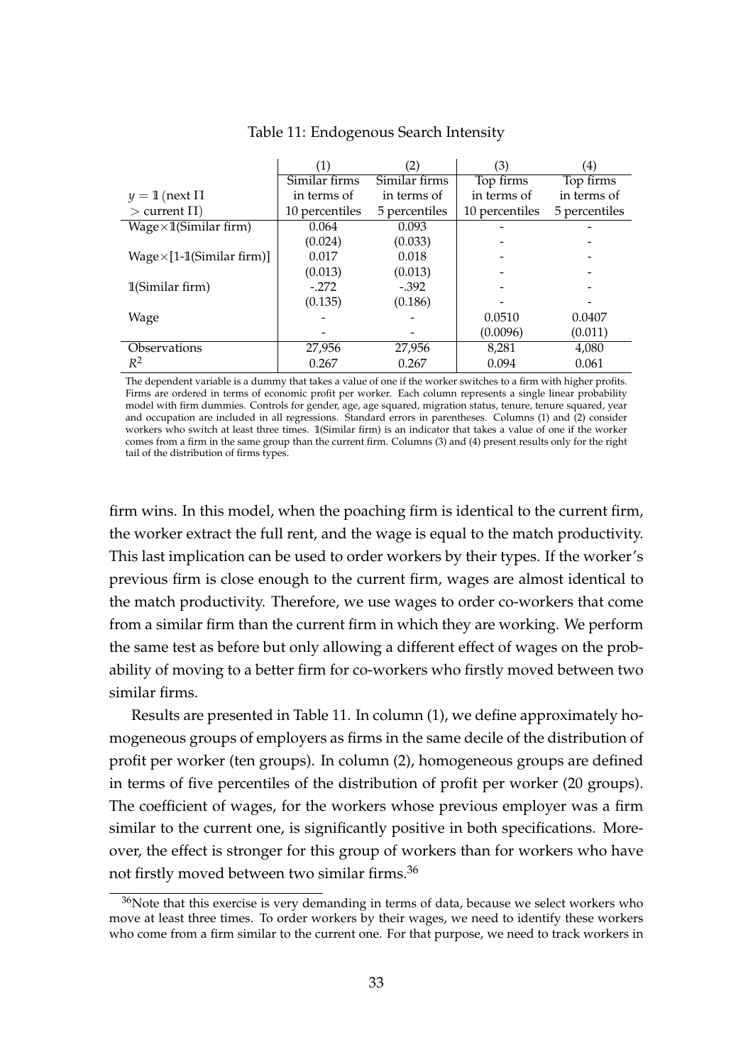Table 11: Endogenous Search Intensity

| | (1) | (2) | (3) | (4) |
|---|---|---|---|---|
| $y = \mathbb{1}$ (next $\Pi$ $>$ current $\Pi$) | Similar firms in terms of 10 percentiles | Similar firms in terms of 5 percentiles | Top firms in terms of 10 percentiles | Top firms in terms of 5 percentiles |
| Wage$\times\mathbb{1}$(Similar firm) | 0.064 | 0.093 | - | - |
| | (0.024) | (0.033) | - | - |
| Wage$\times$[1-$\mathbb{1}$(Similar firm)] | 0.017 | 0.018 | - | - |
| | (0.013) | (0.013) | - | - |
| $\mathbb{1}$(Similar firm) | -.272 | -.392 | - | - |
| | (0.135) | (0.186) | - | - |
| Wage | - | - | 0.0510 | 0.0407 |
| | - | - | (0.0096) | (0.011) |
| Observations | 27,956 | 27,956 | 8,281 | 4,080 |
| $R^2$ | 0.267 | 0.267 | 0.094 | 0.061 |

The dependent variable is a dummy that takes a value of one if the worker switches to a firm with higher profits. Firms are ordered in terms of economic profit per worker. Each column represents a single linear probability model with firm dummies. Controls for gender, age, age squared, migration status, tenure, tenure squared, year and occupation are included in all regressions. Standard errors in parentheses. Columns (1) and (2) consider workers who switch at least three times. $\mathbb{1}$(Similar firm) is an indicator that takes a value of one if the worker comes from a firm in the same group than the current firm. Columns (3) and (4) present results only for the right tail of the distribution of firms types.

firm wins. In this model, when the poaching firm is identical to the current firm, the worker extract the full rent, and the wage is equal to the match productivity. This last implication can be used to order workers by their types. If the worker's previous firm is close enough to the current firm, wages are almost identical to the match productivity. Therefore, we use wages to order co-workers that come from a similar firm than the current firm in which they are working. We perform the same test as before but only allowing a different effect of wages on the probability of moving to a better firm for co-workers who firstly moved between two similar firms.

Results are presented in Table 11. In column (1), we define approximately homogeneous groups of employers as firms in the same decile of the distribution of profit per worker (ten groups). In column (2), homogeneous groups are defined in terms of five percentiles of the distribution of profit per worker (20 groups). The coefficient of wages, for the workers whose previous employer was a firm similar to the current one, is significantly positive in both specifications. Moreover, the effect is stronger for this group of workers than for workers who have not firstly moved between two similar firms.[36]

[36]Note that this exercise is very demanding in terms of data, because we select workers who move at least three times. To order workers by their wages, we need to identify these workers who come from a firm similar to the current one. For that purpose, we need to track workers in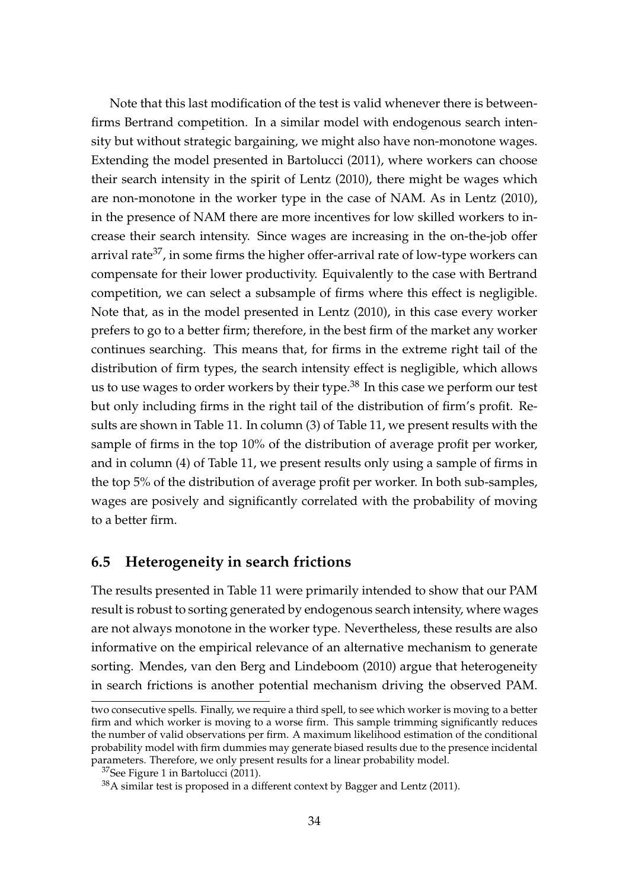Note that this last modification of the test is valid whenever there is between-firms Bertrand competition. In a similar model with endogenous search intensity but without strategic bargaining, we might also have non-monotone wages. Extending the model presented in Bartolucci (2011), where workers can choose their search intensity in the spirit of Lentz (2010), there might be wages which are non-monotone in the worker type in the case of NAM. As in Lentz (2010), in the presence of NAM there are more incentives for low skilled workers to increase their search intensity. Since wages are increasing in the on-the-job offer arrival rate[37], in some firms the higher offer-arrival rate of low-type workers can compensate for their lower productivity. Equivalently to the case with Bertrand competition, we can select a subsample of firms where this effect is negligible. Note that, as in the model presented in Lentz (2010), in this case every worker prefers to go to a better firm; therefore, in the best firm of the market any worker continues searching. This means that, for firms in the extreme right tail of the distribution of firm types, the search intensity effect is negligible, which allows us to use wages to order workers by their type.[38] In this case we perform our test but only including firms in the right tail of the distribution of firm's profit. Results are shown in Table 11. In column (3) of Table 11, we present results with the sample of firms in the top 10% of the distribution of average profit per worker, and in column (4) of Table 11, we present results only using a sample of firms in the top 5% of the distribution of average profit per worker. In both sub-samples, wages are posively and significantly correlated with the probability of moving to a better firm.

## 6.5 Heterogeneity in search frictions

The results presented in Table 11 were primarily intended to show that our PAM result is robust to sorting generated by endogenous search intensity, where wages are not always monotone in the worker type. Nevertheless, these results are also informative on the empirical relevance of an alternative mechanism to generate sorting. Mendes, van den Berg and Lindeboom (2010) argue that heterogeneity in search frictions is another potential mechanism driving the observed PAM.

---

two consecutive spells. Finally, we require a third spell, to see which worker is moving to a better firm and which worker is moving to a worse firm. This sample trimming significantly reduces the number of valid observations per firm. A maximum likelihood estimation of the conditional probability model with firm dummies may generate biased results due to the presence incidental parameters. Therefore, we only present results for a linear probability model.

[37] See Figure 1 in Bartolucci (2011).

[38] A similar test is proposed in a different context by Bagger and Lentz (2011).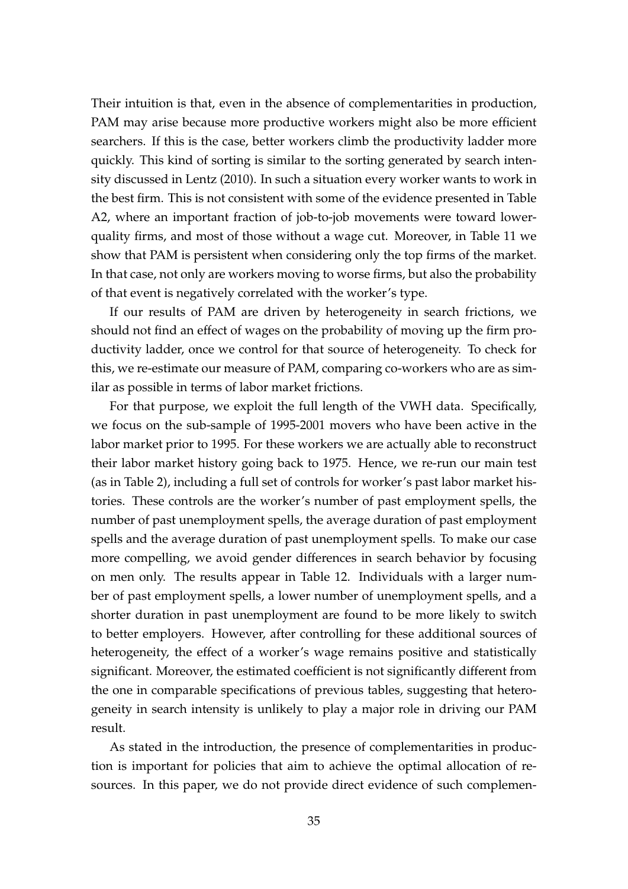Their intuition is that, even in the absence of complementarities in production, PAM may arise because more productive workers might also be more efficient searchers. If this is the case, better workers climb the productivity ladder more quickly. This kind of sorting is similar to the sorting generated by search intensity discussed in Lentz (2010). In such a situation every worker wants to work in the best firm. This is not consistent with some of the evidence presented in Table A2, where an important fraction of job-to-job movements were toward lower-quality firms, and most of those without a wage cut. Moreover, in Table 11 we show that PAM is persistent when considering only the top firms of the market. In that case, not only are workers moving to worse firms, but also the probability of that event is negatively correlated with the worker's type.

If our results of PAM are driven by heterogeneity in search frictions, we should not find an effect of wages on the probability of moving up the firm productivity ladder, once we control for that source of heterogeneity. To check for this, we re-estimate our measure of PAM, comparing co-workers who are as similar as possible in terms of labor market frictions.

For that purpose, we exploit the full length of the VWH data. Specifically, we focus on the sub-sample of 1995-2001 movers who have been active in the labor market prior to 1995. For these workers we are actually able to reconstruct their labor market history going back to 1975. Hence, we re-run our main test (as in Table 2), including a full set of controls for worker's past labor market histories. These controls are the worker's number of past employment spells, the number of past unemployment spells, the average duration of past employment spells and the average duration of past unemployment spells. To make our case more compelling, we avoid gender differences in search behavior by focusing on men only. The results appear in Table 12. Individuals with a larger number of past employment spells, a lower number of unemployment spells, and a shorter duration in past unemployment are found to be more likely to switch to better employers. However, after controlling for these additional sources of heterogeneity, the effect of a worker's wage remains positive and statistically significant. Moreover, the estimated coefficient is not significantly different from the one in comparable specifications of previous tables, suggesting that heterogeneity in search intensity is unlikely to play a major role in driving our PAM result.

As stated in the introduction, the presence of complementarities in production is important for policies that aim to achieve the optimal allocation of resources. In this paper, we do not provide direct evidence of such complemen-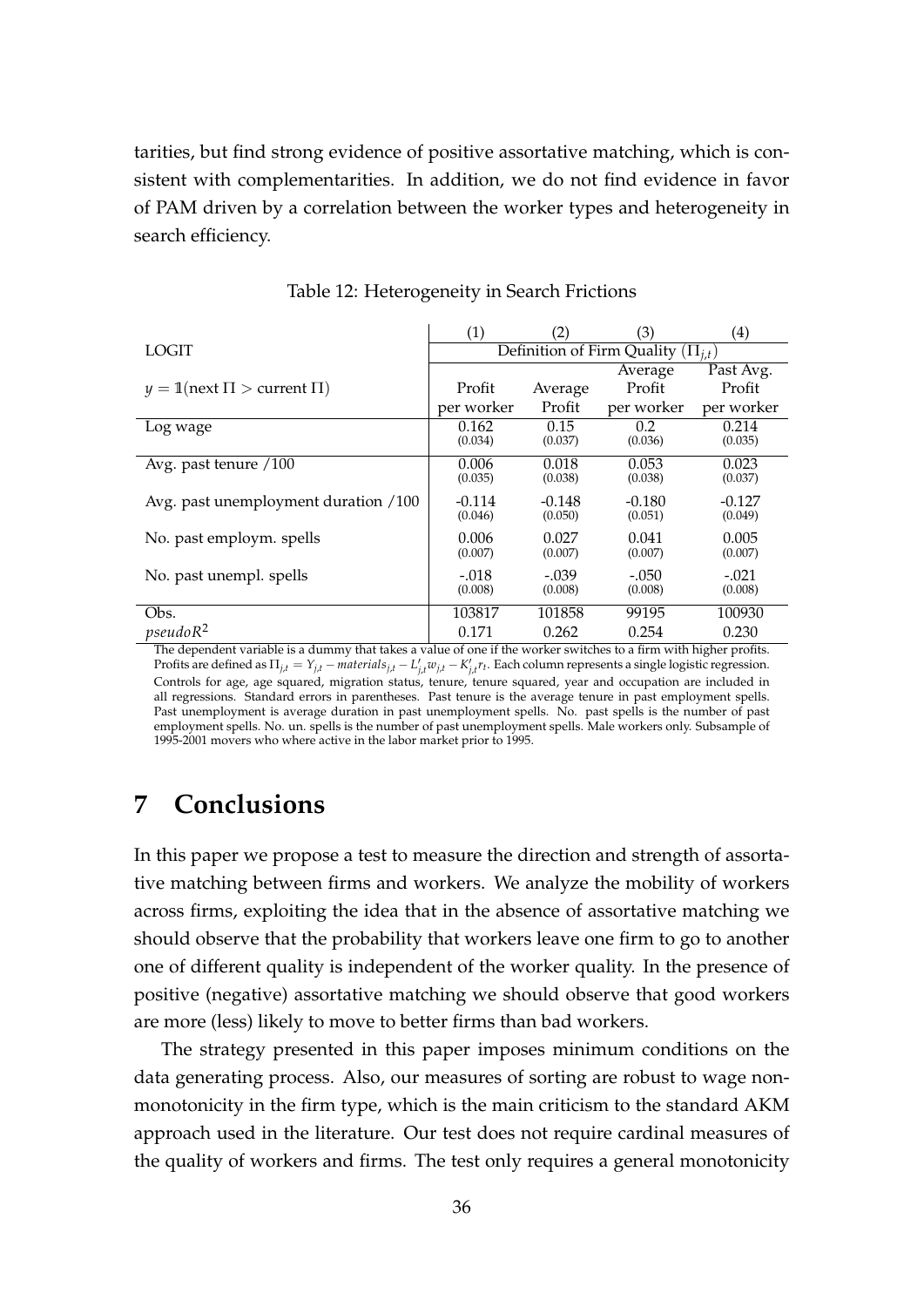tarities, but find strong evidence of positive assortative matching, which is consistent with complementarities. In addition, we do not find evidence in favor of PAM driven by a correlation between the worker types and heterogeneity in search efficiency.

Table 12: Heterogeneity in Search Frictions

| | (1) | (2) | (3) | (4) |
|---|---|---|---|---|
| LOGIT | Definition of Firm Quality ($\Pi_{j,t}$) | | | |
| $y = \mathbb{1}(\text{next } \Pi > \text{current } \Pi)$ | Profit per worker | Average Profit | Average Profit per worker | Past Avg. Profit per worker |
| Log wage | 0.162 (0.034) | 0.15 (0.037) | 0.2 (0.036) | 0.214 (0.035) |
| Avg. past tenure /100 | 0.006 (0.035) | 0.018 (0.038) | 0.053 (0.038) | 0.023 (0.037) |
| Avg. past unemployment duration /100 | -0.114 (0.046) | -0.148 (0.050) | -0.180 (0.051) | -0.127 (0.049) |
| No. past employm. spells | 0.006 (0.007) | 0.027 (0.007) | 0.041 (0.007) | 0.005 (0.007) |
| No. past unempl. spells | -.018 (0.008) | -.039 (0.008) | -.050 (0.008) | -.021 (0.008) |
| Obs. | 103817 | 101858 | 99195 | 100930 |
| $pseudoR^2$ | 0.171 | 0.262 | 0.254 | 0.230 |

The dependent variable is a dummy that takes a value of one if the worker switches to a firm with higher profits. Profits are defined as $\Pi_{j,t} = Y_{j,t} - materials_{j,t} - L'_{j,t}w_{j,t} - K'_{j,t}r_t$. Each column represents a single logistic regression. Controls for age, age squared, migration status, tenure, tenure squared, year and occupation are included in all regressions. Standard errors in parentheses. Past tenure is the average tenure in past employment spells. Past unemployment is average duration in past unemployment spells. No. past spells is the number of past employment spells. No. un. spells is the number of past unemployment spells. Male workers only. Subsample of 1995-2001 movers who where active in the labor market prior to 1995.

# 7 Conclusions

In this paper we propose a test to measure the direction and strength of assortative matching between firms and workers. We analyze the mobility of workers across firms, exploiting the idea that in the absence of assortative matching we should observe that the probability that workers leave one firm to go to another one of different quality is independent of the worker quality. In the presence of positive (negative) assortative matching we should observe that good workers are more (less) likely to move to better firms than bad workers.

The strategy presented in this paper imposes minimum conditions on the data generating process. Also, our measures of sorting are robust to wage nonmonotonicity in the firm type, which is the main criticism to the standard AKM approach used in the literature. Our test does not require cardinal measures of the quality of workers and firms. The test only requires a general monotonicity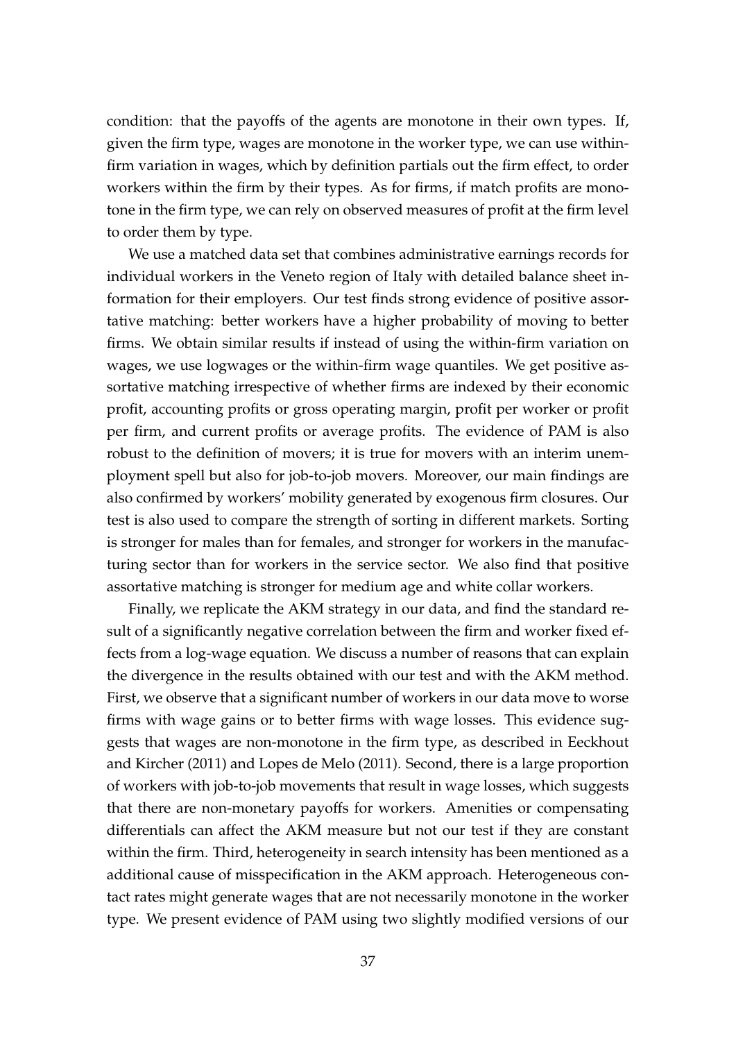condition: that the payoffs of the agents are monotone in their own types. If, given the firm type, wages are monotone in the worker type, we can use within-firm variation in wages, which by definition partials out the firm effect, to order workers within the firm by their types. As for firms, if match profits are monotone in the firm type, we can rely on observed measures of profit at the firm level to order them by type.

We use a matched data set that combines administrative earnings records for individual workers in the Veneto region of Italy with detailed balance sheet information for their employers. Our test finds strong evidence of positive assortative matching: better workers have a higher probability of moving to better firms. We obtain similar results if instead of using the within-firm variation on wages, we use logwages or the within-firm wage quantiles. We get positive assortative matching irrespective of whether firms are indexed by their economic profit, accounting profits or gross operating margin, profit per worker or profit per firm, and current profits or average profits. The evidence of PAM is also robust to the definition of movers; it is true for movers with an interim unemployment spell but also for job-to-job movers. Moreover, our main findings are also confirmed by workers' mobility generated by exogenous firm closures. Our test is also used to compare the strength of sorting in different markets. Sorting is stronger for males than for females, and stronger for workers in the manufacturing sector than for workers in the service sector. We also find that positive assortative matching is stronger for medium age and white collar workers.

Finally, we replicate the AKM strategy in our data, and find the standard result of a significantly negative correlation between the firm and worker fixed effects from a log-wage equation. We discuss a number of reasons that can explain the divergence in the results obtained with our test and with the AKM method. First, we observe that a significant number of workers in our data move to worse firms with wage gains or to better firms with wage losses. This evidence suggests that wages are non-monotone in the firm type, as described in Eeckhout and Kircher (2011) and Lopes de Melo (2011). Second, there is a large proportion of workers with job-to-job movements that result in wage losses, which suggests that there are non-monetary payoffs for workers. Amenities or compensating differentials can affect the AKM measure but not our test if they are constant within the firm. Third, heterogeneity in search intensity has been mentioned as a additional cause of misspecification in the AKM approach. Heterogeneous contact rates might generate wages that are not necessarily monotone in the worker type. We present evidence of PAM using two slightly modified versions of our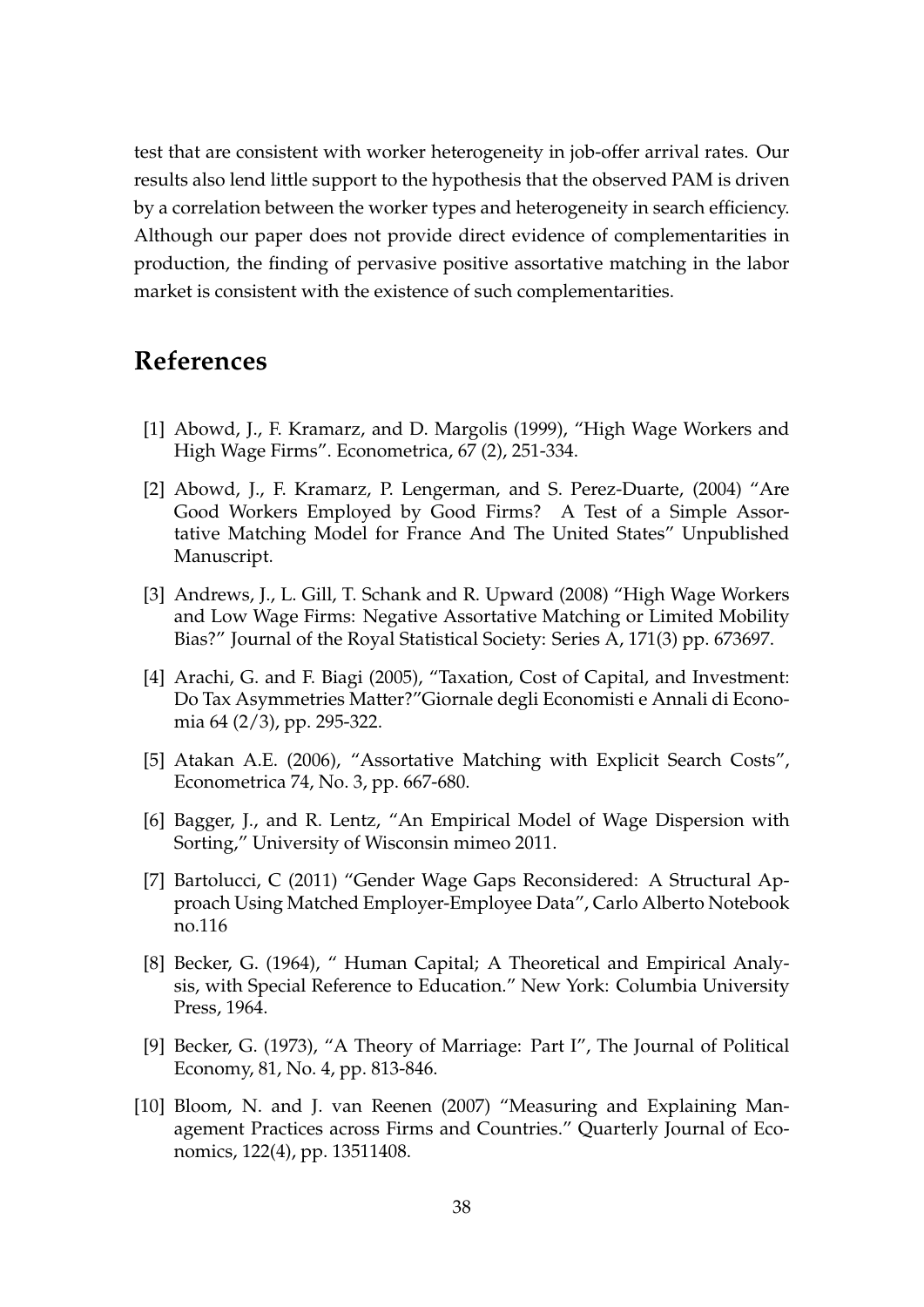test that are consistent with worker heterogeneity in job-offer arrival rates. Our results also lend little support to the hypothesis that the observed PAM is driven by a correlation between the worker types and heterogeneity in search efficiency. Although our paper does not provide direct evidence of complementarities in production, the finding of pervasive positive assortative matching in the labor market is consistent with the existence of such complementarities.

# References

[1] Abowd, J., F. Kramarz, and D. Margolis (1999), "High Wage Workers and High Wage Firms". Econometrica, 67 (2), 251-334.

[2] Abowd, J., F. Kramarz, P. Lengerman, and S. Perez-Duarte, (2004) "Are Good Workers Employed by Good Firms? A Test of a Simple Assortative Matching Model for France And The United States" Unpublished Manuscript.

[3] Andrews, J., L. Gill, T. Schank and R. Upward (2008) "High Wage Workers and Low Wage Firms: Negative Assortative Matching or Limited Mobility Bias?" Journal of the Royal Statistical Society: Series A, 171(3) pp. 673697.

[4] Arachi, G. and F. Biagi (2005), "Taxation, Cost of Capital, and Investment: Do Tax Asymmetries Matter?"Giornale degli Economisti e Annali di Economia 64 (2/3), pp. 295-322.

[5] Atakan A.E. (2006), "Assortative Matching with Explicit Search Costs", Econometrica 74, No. 3, pp. 667-680.

[6] Bagger, J., and R. Lentz, "An Empirical Model of Wage Dispersion with Sorting," University of Wisconsin mimeo 2011.

[7] Bartolucci, C (2011) "Gender Wage Gaps Reconsidered: A Structural Approach Using Matched Employer-Employee Data", Carlo Alberto Notebook no.116

[8] Becker, G. (1964), " Human Capital; A Theoretical and Empirical Analysis, with Special Reference to Education." New York: Columbia University Press, 1964.

[9] Becker, G. (1973), "A Theory of Marriage: Part I", The Journal of Political Economy, 81, No. 4, pp. 813-846.

[10] Bloom, N. and J. van Reenen (2007) "Measuring and Explaining Management Practices across Firms and Countries." Quarterly Journal of Economics, 122(4), pp. 13511408.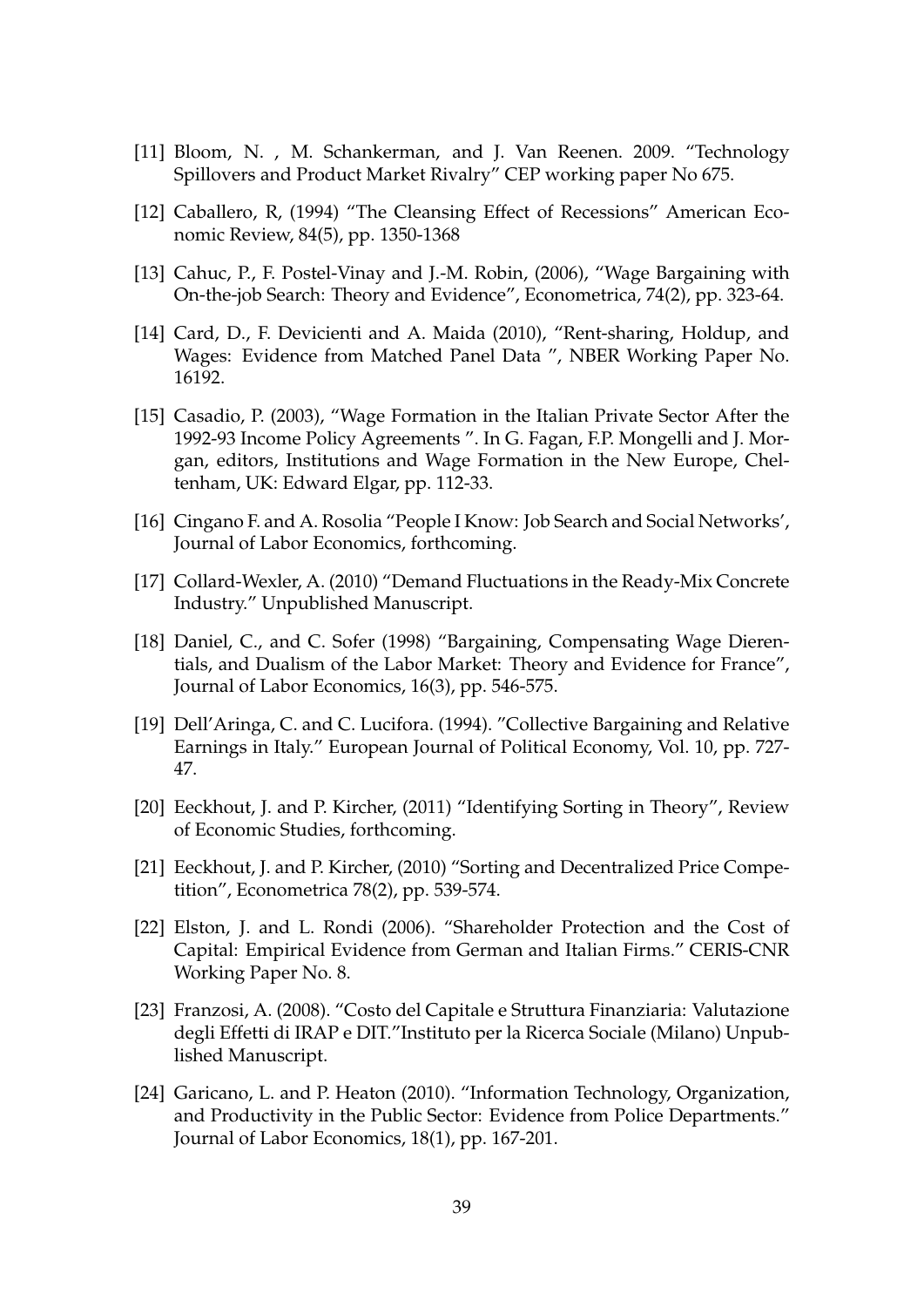[11] Bloom, N. , M. Schankerman, and J. Van Reenen. 2009. "Technology Spillovers and Product Market Rivalry" CEP working paper No 675.

[12] Caballero, R, (1994) "The Cleansing Effect of Recessions" American Economic Review, 84(5), pp. 1350-1368

[13] Cahuc, P., F. Postel-Vinay and J.-M. Robin, (2006), "Wage Bargaining with On-the-job Search: Theory and Evidence", Econometrica, 74(2), pp. 323-64.

[14] Card, D., F. Devicienti and A. Maida (2010), "Rent-sharing, Holdup, and Wages: Evidence from Matched Panel Data ", NBER Working Paper No. 16192.

[15] Casadio, P. (2003), "Wage Formation in the Italian Private Sector After the 1992-93 Income Policy Agreements ". In G. Fagan, F.P. Mongelli and J. Morgan, editors, Institutions and Wage Formation in the New Europe, Cheltenham, UK: Edward Elgar, pp. 112-33.

[16] Cingano F. and A. Rosolia "People I Know: Job Search and Social Networks', Journal of Labor Economics, forthcoming.

[17] Collard-Wexler, A. (2010) "Demand Fluctuations in the Ready-Mix Concrete Industry." Unpublished Manuscript.

[18] Daniel, C., and C. Sofer (1998) "Bargaining, Compensating Wage Dierentials, and Dualism of the Labor Market: Theory and Evidence for France", Journal of Labor Economics, 16(3), pp. 546-575.

[19] Dell'Aringa, C. and C. Lucifora. (1994). "Collective Bargaining and Relative Earnings in Italy." European Journal of Political Economy, Vol. 10, pp. 727-47.

[20] Eeckhout, J. and P. Kircher, (2011) "Identifying Sorting in Theory", Review of Economic Studies, forthcoming.

[21] Eeckhout, J. and P. Kircher, (2010) "Sorting and Decentralized Price Competition", Econometrica 78(2), pp. 539-574.

[22] Elston, J. and L. Rondi (2006). "Shareholder Protection and the Cost of Capital: Empirical Evidence from German and Italian Firms." CERIS-CNR Working Paper No. 8.

[23] Franzosi, A. (2008). "Costo del Capitale e Struttura Finanziaria: Valutazione degli Effetti di IRAP e DIT."Instituto per la Ricerca Sociale (Milano) Unpublished Manuscript.

[24] Garicano, L. and P. Heaton (2010). "Information Technology, Organization, and Productivity in the Public Sector: Evidence from Police Departments." Journal of Labor Economics, 18(1), pp. 167-201.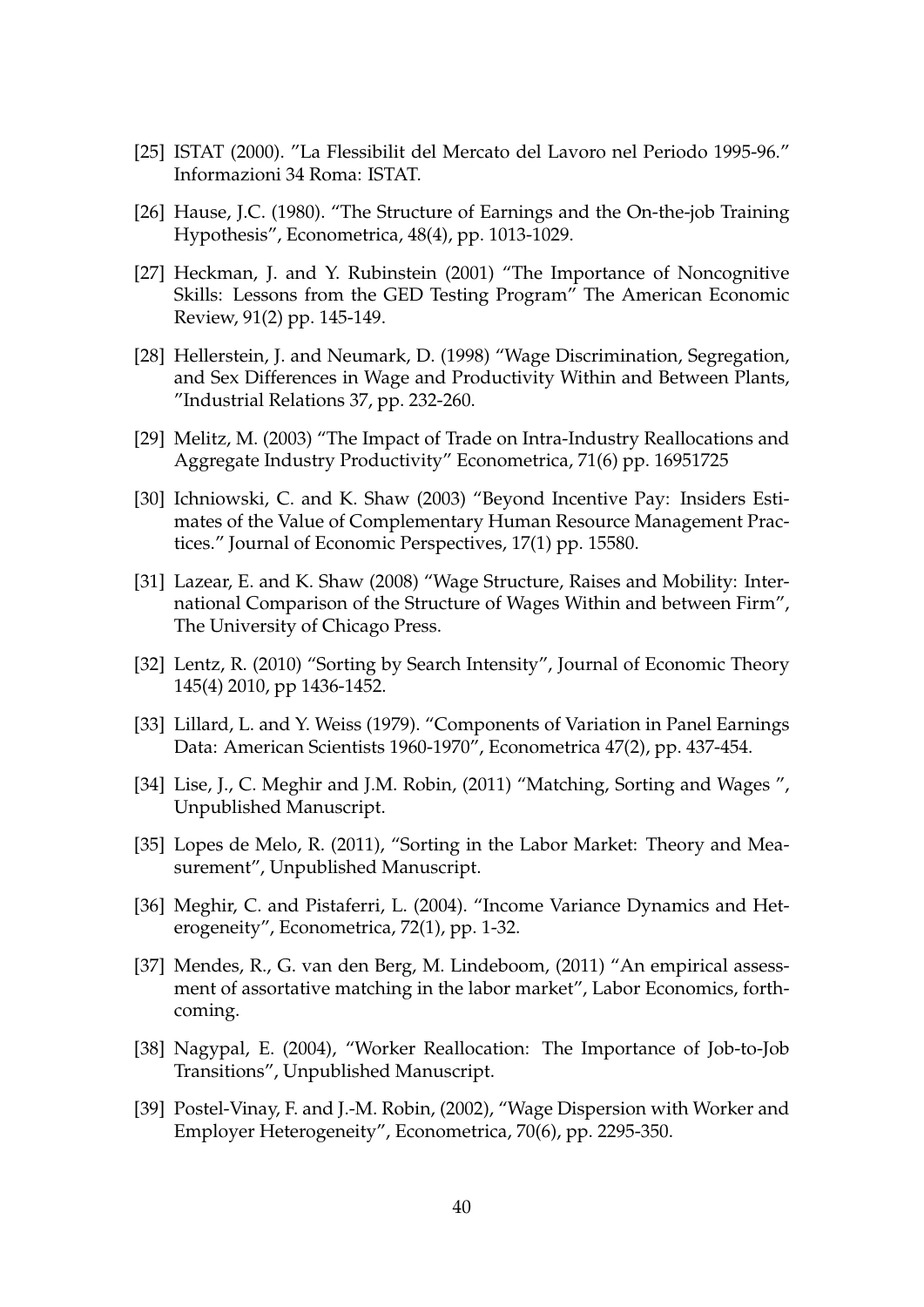[25] ISTAT (2000). "La Flessibilit del Mercato del Lavoro nel Periodo 1995-96." Informazioni 34 Roma: ISTAT.

[26] Hause, J.C. (1980). "The Structure of Earnings and the On-the-job Training Hypothesis", Econometrica, 48(4), pp. 1013-1029.

[27] Heckman, J. and Y. Rubinstein (2001) "The Importance of Noncognitive Skills: Lessons from the GED Testing Program" The American Economic Review, 91(2) pp. 145-149.

[28] Hellerstein, J. and Neumark, D. (1998) "Wage Discrimination, Segregation, and Sex Differences in Wage and Productivity Within and Between Plants, "Industrial Relations 37, pp. 232-260.

[29] Melitz, M. (2003) "The Impact of Trade on Intra-Industry Reallocations and Aggregate Industry Productivity" Econometrica, 71(6) pp. 16951725

[30] Ichniowski, C. and K. Shaw (2003) "Beyond Incentive Pay: Insiders Estimates of the Value of Complementary Human Resource Management Practices." Journal of Economic Perspectives, 17(1) pp. 15580.

[31] Lazear, E. and K. Shaw (2008) "Wage Structure, Raises and Mobility: International Comparison of the Structure of Wages Within and between Firm", The University of Chicago Press.

[32] Lentz, R. (2010) "Sorting by Search Intensity", Journal of Economic Theory 145(4) 2010, pp 1436-1452.

[33] Lillard, L. and Y. Weiss (1979). "Components of Variation in Panel Earnings Data: American Scientists 1960-1970", Econometrica 47(2), pp. 437-454.

[34] Lise, J., C. Meghir and J.M. Robin, (2011) "Matching, Sorting and Wages ", Unpublished Manuscript.

[35] Lopes de Melo, R. (2011), "Sorting in the Labor Market: Theory and Measurement", Unpublished Manuscript.

[36] Meghir, C. and Pistaferri, L. (2004). "Income Variance Dynamics and Heterogeneity", Econometrica, 72(1), pp. 1-32.

[37] Mendes, R., G. van den Berg, M. Lindeboom, (2011) "An empirical assessment of assortative matching in the labor market", Labor Economics, forthcoming.

[38] Nagypal, E. (2004), "Worker Reallocation: The Importance of Job-to-Job Transitions", Unpublished Manuscript.

[39] Postel-Vinay, F. and J.-M. Robin, (2002), "Wage Dispersion with Worker and Employer Heterogeneity", Econometrica, 70(6), pp. 2295-350.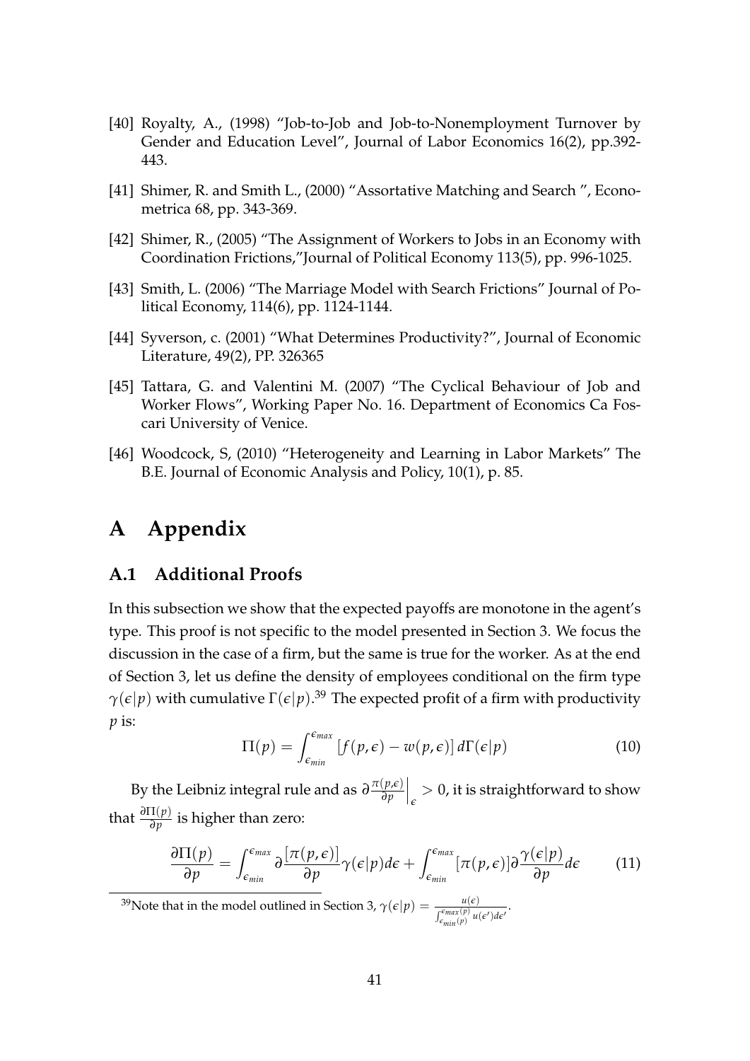[40] Royalty, A., (1998) "Job-to-Job and Job-to-Nonemployment Turnover by Gender and Education Level", Journal of Labor Economics 16(2), pp.392-443.

[41] Shimer, R. and Smith L., (2000) "Assortative Matching and Search ", Econometrica 68, pp. 343-369.

[42] Shimer, R., (2005) "The Assignment of Workers to Jobs in an Economy with Coordination Frictions,"Journal of Political Economy 113(5), pp. 996-1025.

[43] Smith, L. (2006) "The Marriage Model with Search Frictions" Journal of Political Economy, 114(6), pp. 1124-1144.

[44] Syverson, c. (2001) "What Determines Productivity?", Journal of Economic Literature, 49(2), PP. 326365

[45] Tattara, G. and Valentini M. (2007) "The Cyclical Behaviour of Job and Worker Flows", Working Paper No. 16. Department of Economics Ca Foscari University of Venice.

[46] Woodcock, S, (2010) "Heterogeneity and Learning in Labor Markets" The B.E. Journal of Economic Analysis and Policy, 10(1), p. 85.

# A Appendix

## A.1 Additional Proofs

In this subsection we show that the expected payoffs are monotone in the agent's type. This proof is not specific to the model presented in Section 3. We focus the discussion in the case of a firm, but the same is true for the worker. As at the end of Section 3, let us define the density of employees conditional on the firm type $\gamma(\epsilon|p)$ with cumulative $\Gamma(\epsilon|p)$.[39] The expected profit of a firm with productivity $p$ is:

$$\Pi(p) = \int_{\epsilon_{min}}^{\epsilon_{max}} \left[f(p,\epsilon) - w(p,\epsilon)\right] d\Gamma(\epsilon|p) \tag{10}$$

By the Leibniz integral rule and as $\partial \frac{\pi(p,\epsilon)}{\partial p}\Big|_{\epsilon} > 0$, it is straightforward to show that $\frac{\partial \Pi(p)}{\partial p}$ is higher than zero:

$$\frac{\partial \Pi(p)}{\partial p} = \int_{\epsilon_{min}}^{\epsilon_{max}} \partial \frac{[\pi(p,\epsilon)]}{\partial p} \gamma(\epsilon|p) d\epsilon + \int_{\epsilon_{min}}^{\epsilon_{max}} [\pi(p,\epsilon)] \partial \frac{\gamma(\epsilon|p)}{\partial p} d\epsilon \tag{11}$$

[39] Note that in the model outlined in Section 3, $\gamma(\epsilon|p) = \frac{u(\epsilon)}{\int_{\epsilon_{min}(p)}^{\epsilon_{max}(p)} u(\epsilon')d\epsilon'}$.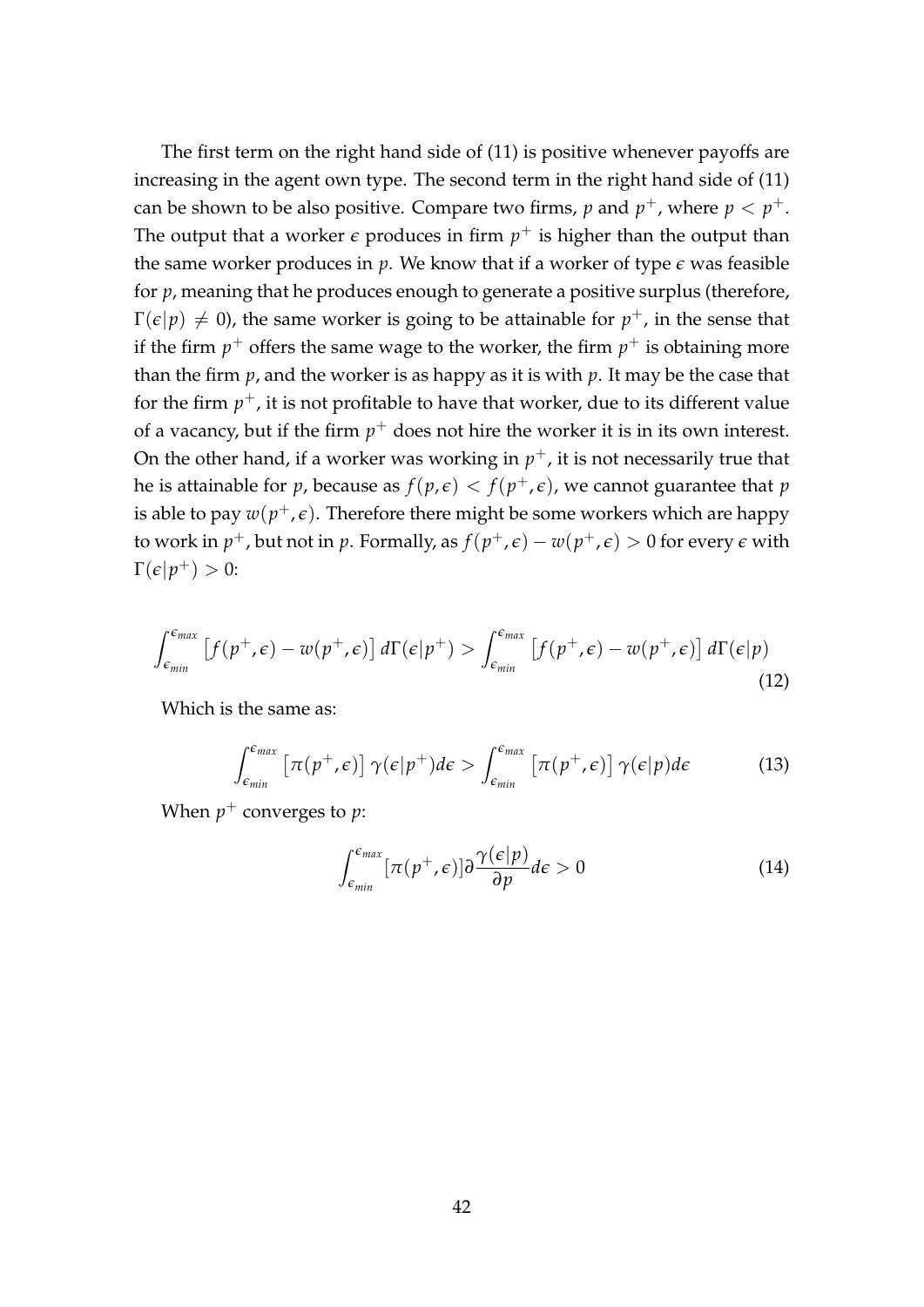The first term on the right hand side of (11) is positive whenever payoffs are increasing in the agent own type. The second term in the right hand side of (11) can be shown to be also positive. Compare two firms, $p$ and $p^+$, where $p < p^+$. The output that a worker $\epsilon$ produces in firm $p^+$ is higher than the output than the same worker produces in $p$. We know that if a worker of type $\epsilon$ was feasible for $p$, meaning that he produces enough to generate a positive surplus (therefore, $\Gamma(\epsilon|p) \neq 0$), the same worker is going to be attainable for $p^+$, in the sense that if the firm $p^+$ offers the same wage to the worker, the firm $p^+$ is obtaining more than the firm $p$, and the worker is as happy as it is with $p$. It may be the case that for the firm $p^+$, it is not profitable to have that worker, due to its different value of a vacancy, but if the firm $p^+$ does not hire the worker it is in its own interest. On the other hand, if a worker was working in $p^+$, it is not necessarily true that he is attainable for $p$, because as $f(p, \epsilon) < f(p^+, \epsilon)$, we cannot guarantee that $p$ is able to pay $w(p^+, \epsilon)$. Therefore there might be some workers which are happy to work in $p^+$, but not in $p$. Formally, as $f(p^+, \epsilon) - w(p^+, \epsilon) > 0$ for every $\epsilon$ with $\Gamma(\epsilon|p^+) > 0$:

$$\int_{\epsilon_{min}}^{\epsilon_{max}} \left[f(p^+, \epsilon) - w(p^+, \epsilon)\right] d\Gamma(\epsilon|p^+) > \int_{\epsilon_{min}}^{\epsilon_{max}} \left[f(p^+, \epsilon) - w(p^+, \epsilon)\right] d\Gamma(\epsilon|p) \tag{12}$$

Which is the same as:

$$\int_{\epsilon_{min}}^{\epsilon_{max}} \left[\pi(p^+, \epsilon)\right] \gamma(\epsilon|p^+) d\epsilon > \int_{\epsilon_{min}}^{\epsilon_{max}} \left[\pi(p^+, \epsilon)\right] \gamma(\epsilon|p) d\epsilon \tag{13}$$

When $p^+$ converges to $p$:

$$\int_{\epsilon_{min}}^{\epsilon_{max}} [\pi(p^+, \epsilon)] \partial \frac{\gamma(\epsilon|p)}{\partial p} d\epsilon > 0 \tag{14}$$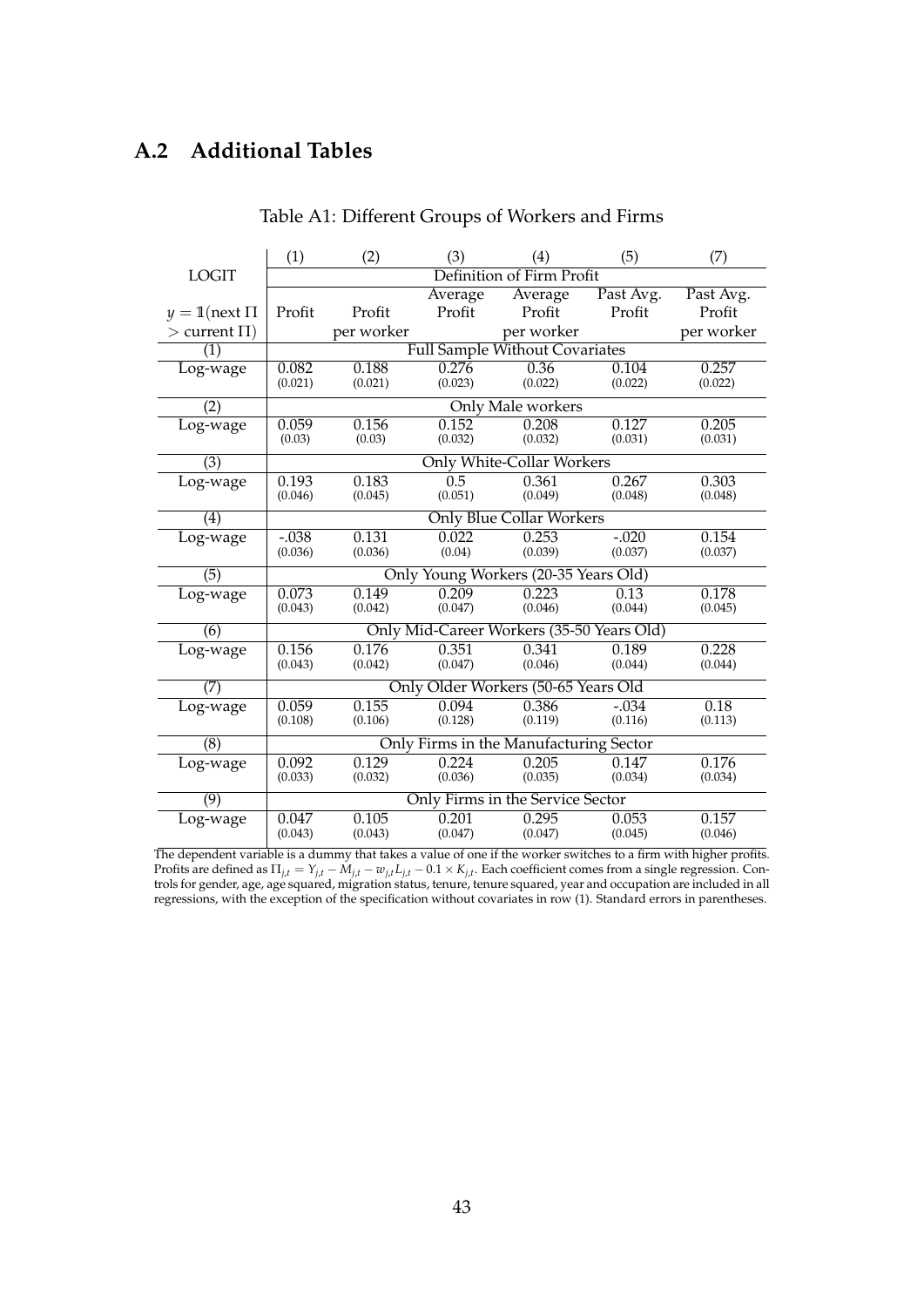## A.2 Additional Tables

Table A1: Different Groups of Workers and Firms

| | (1) | (2) | (3) | (4) | (5) | (7) |
|---|---|---|---|---|---|---|
| LOGIT | Definition of Firm Profit | | | | | |
| $y = \mathbb{1}(\text{next } \Pi$ | Profit | Profit | Average Profit | Average Profit | Past Avg. Profit | Past Avg. Profit |
| $> \text{current } \Pi)$ | | per worker | | per worker | | per worker |
| (1) | Full Sample Without Covariates | | | | | |
| Log-wage | 0.082 | 0.188 | 0.276 | 0.36 | 0.104 | 0.257 |
| | (0.021) | (0.021) | (0.023) | (0.022) | (0.022) | (0.022) |
| (2) | Only Male workers | | | | | |
| Log-wage | 0.059 | 0.156 | 0.152 | 0.208 | 0.127 | 0.205 |
| | (0.03) | (0.03) | (0.032) | (0.032) | (0.031) | (0.031) |
| (3) | Only White-Collar Workers | | | | | |
| Log-wage | 0.193 | 0.183 | 0.5 | 0.361 | 0.267 | 0.303 |
| | (0.046) | (0.045) | (0.051) | (0.049) | (0.048) | (0.048) |
| (4) | Only Blue Collar Workers | | | | | |
| Log-wage | -.038 | 0.131 | 0.022 | 0.253 | -.020 | 0.154 |
| | (0.036) | (0.036) | (0.04) | (0.039) | (0.037) | (0.037) |
| (5) | Only Young Workers (20-35 Years Old) | | | | | |
| Log-wage | 0.073 | 0.149 | 0.209 | 0.223 | 0.13 | 0.178 |
| | (0.043) | (0.042) | (0.047) | (0.046) | (0.044) | (0.045) |
| (6) | Only Mid-Career Workers (35-50 Years Old) | | | | | |
| Log-wage | 0.156 | 0.176 | 0.351 | 0.341 | 0.189 | 0.228 |
| | (0.043) | (0.042) | (0.047) | (0.046) | (0.044) | (0.044) |
| (7) | Only Older Workers (50-65 Years Old | | | | | |
| Log-wage | 0.059 | 0.155 | 0.094 | 0.386 | -.034 | 0.18 |
| | (0.108) | (0.106) | (0.128) | (0.119) | (0.116) | (0.113) |
| (8) | Only Firms in the Manufacturing Sector | | | | | |
| Log-wage | 0.092 | 0.129 | 0.224 | 0.205 | 0.147 | 0.176 |
| | (0.033) | (0.032) | (0.036) | (0.035) | (0.034) | (0.034) |
| (9) | Only Firms in the Service Sector | | | | | |
| Log-wage | 0.047 | 0.105 | 0.201 | 0.295 | 0.053 | 0.157 |
| | (0.043) | (0.043) | (0.047) | (0.047) | (0.045) | (0.046) |

The dependent variable is a dummy that takes a value of one if the worker switches to a firm with higher profits. Profits are defined as $\Pi_{j,t} = Y_{j,t} - M_{j,t} - w_{j,t}L_{j,t} - 0.1 \times K_{j,t}$. Each coefficient comes from a single regression. Controls for gender, age, age squared, migration status, tenure, tenure squared, year and occupation are included in all regressions, with the exception of the specification without covariates in row (1). Standard errors in parentheses.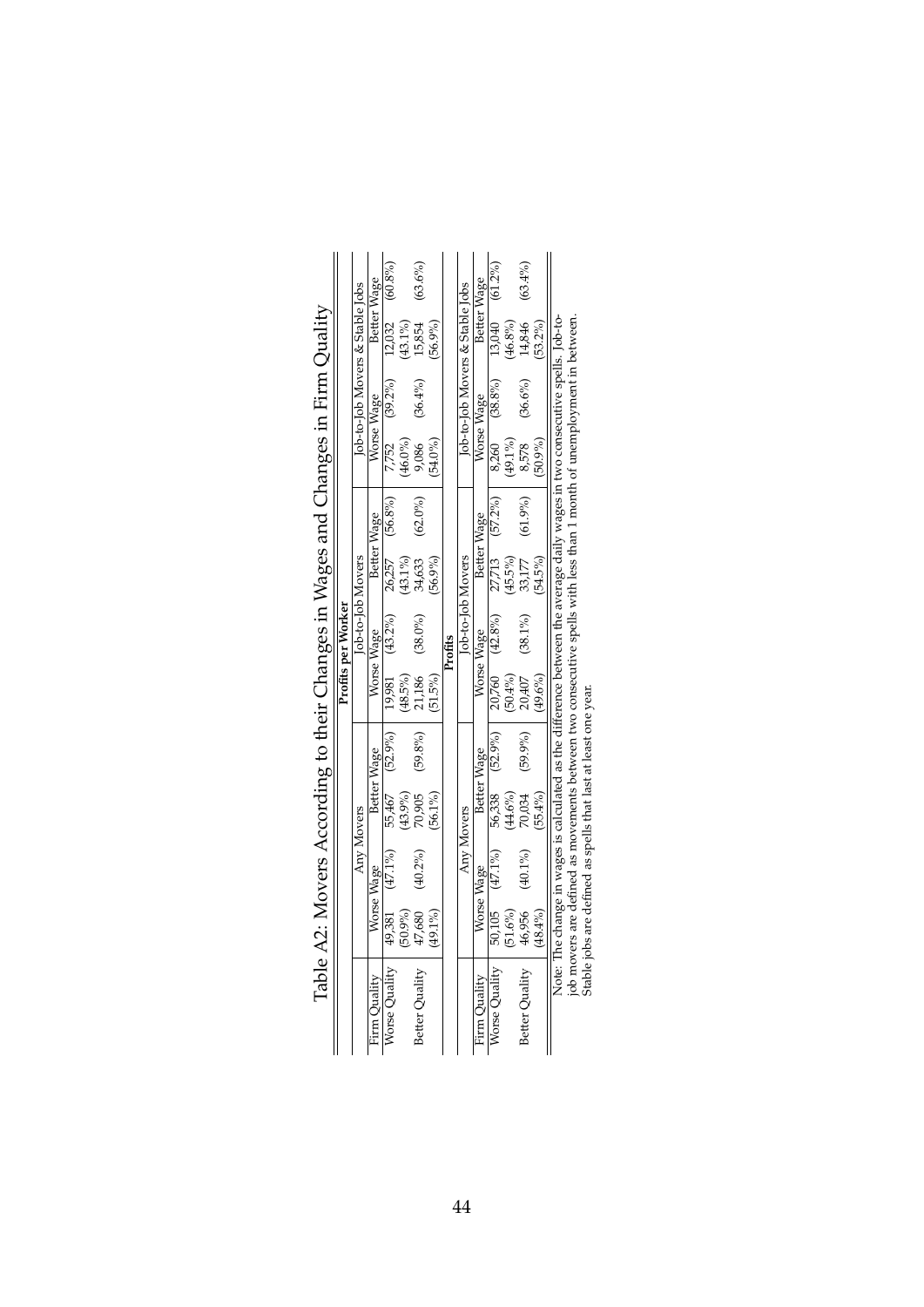# Table A2: Movers According to their Changes in Wages and Changes in Firm Quality

**Profits per Worker**

| Firm Quality | Any Movers | | | | Job-to-Job Movers | | | | Job-to-Job Movers & Stable Jobs | | | |
|---|---|---|---|---|---|---|---|---|---|---|---|---|
| | Worse Wage | | Better Wage | | Worse Wage | | Better Wage | | Worse Wage | | Better Wage | |
| Worse Quality | 49,381 | (47.1%) | 55,467 | (52.9%) | 19,981 | (43.2%) | 26,257 | (56.8%) | 7,752 | (39.2%) | 12,032 | (60.8%) |
| | (50.9%) | | (43.9%) | | (48.5%) | | (43.1%) | | (46.0%) | | (43.1%) | |
| Better Quality | 47,680 | (40.2%) | 70,905 | (59.8%) | 21,186 | (38.0%) | 34,633 | (62.0%) | 9,086 | (36.4%) | 15,854 | (63.6%) |
| | (49.1%) | | (56.1%) | | (51.5%) | | (56.9%) | | (54.0%) | | (56.9%) | |

**Profits**

| Firm Quality | Any Movers | | | | Job-to-Job Movers | | | | Job-to-Job Movers & Stable Jobs | | | |
|---|---|---|---|---|---|---|---|---|---|---|---|---|
| | Worse Wage | | Better Wage | | Worse Wage | | Better Wage | | Worse Wage | | Better Wage | |
| Worse Quality | 50,105 | (47.1%) | 56,338 | (52.9%) | 20,760 | (42.8%) | 27,713 | (57.2%) | 8,260 | (38.8%) | 13,040 | (61.2%) |
| | (51.6%) | | (44.6%) | | (50.4%) | | (45.5%) | | (49.1%) | | (46.8%) | |
| Better Quality | 46,956 | (40.1%) | 70,034 | (59.9%) | 20,407 | (38.1%) | 33,177 | (61.9%) | 8,578 | (36.6%) | 14,846 | (63.4%) |
| | (48.4%) | | (55.4%) | | (49.6%) | | (54.5%) | | (50.9%) | | (53.2%) | |

Note: The change in wages is calculated as the difference between the average daily wages in two consecutive spells. Job-to-job movers are defined as movements between two consecutive spells with less than 1 month of unemployment in between. Stable jobs are defined as spells that last at least one year.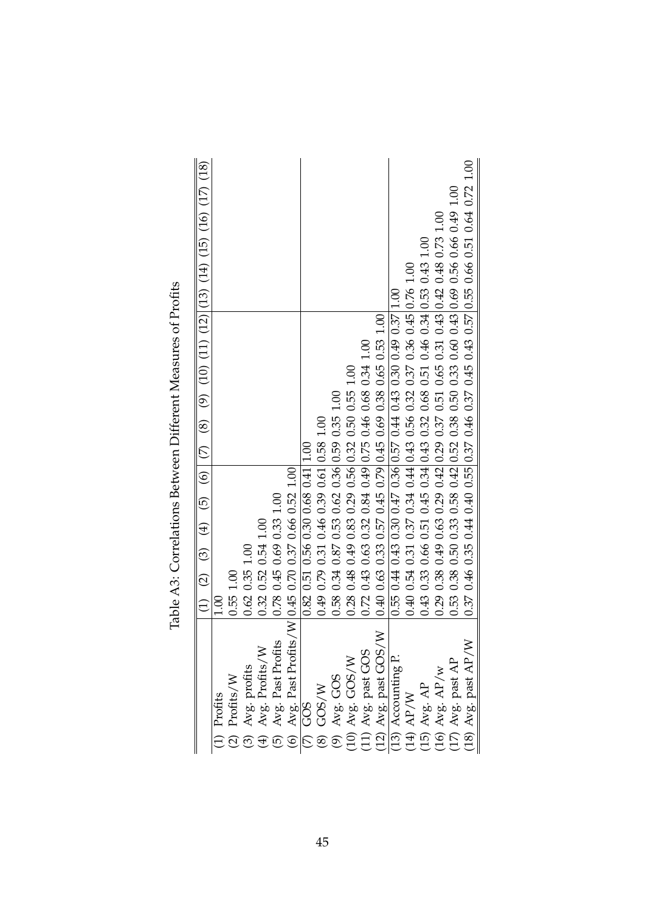# Table A3: Correlations Between Different Measures of Profits

| | (1) | (2) | (3) | (4) | (5) | (6) | (7) | (8) | (9) | (10) | (11) | (12) | (13) | (14) | (15) | (16) | (17) | (18) |
|---|---|---|---|---|---|---|---|---|---|---|---|---|---|---|---|---|---|---|
| (1) Profits | 1.00 | | | | | | | | | | | | | | | | | |
| (2) Profits/W | 0.55 | 1.00 | | | | | | | | | | | | | | | | |
| (3) Avg. profits | 0.62 | 0.35 | 1.00 | | | | | | | | | | | | | | | |
| (4) Avg. Profits/W | 0.32 | 0.52 | 0.54 | 1.00 | | | | | | | | | | | | | | |
| (5) Avg. Past Profits | 0.78 | 0.45 | 0.69 | 0.33 | 1.00 | | | | | | | | | | | | | |
| (6) Avg. Past Profits/W | 0.45 | 0.70 | 0.37 | 0.66 | 0.52 | 1.00 | | | | | | | | | | | | |
| (7) GOS | 0.82 | 0.51 | 0.56 | 0.30 | 0.68 | 0.41 | 1.00 | | | | | | | | | | | |
| (8) GOS/W | 0.49 | 0.79 | 0.31 | 0.46 | 0.39 | 0.61 | 0.58 | 1.00 | | | | | | | | | | |
| (9) Avg. GOS | 0.58 | 0.34 | 0.87 | 0.53 | 0.62 | 0.36 | 0.59 | 0.35 | 1.00 | | | | | | | | | |
| (10) Avg. GOS/W | 0.28 | 0.48 | 0.49 | 0.83 | 0.29 | 0.56 | 0.32 | 0.50 | 0.55 | 1.00 | | | | | | | | |
| (11) Avg. past GOS | 0.72 | 0.43 | 0.63 | 0.32 | 0.84 | 0.49 | 0.75 | 0.46 | 0.68 | 0.34 | 1.00 | | | | | | | |
| (12) Avg. past GOS/W | 0.40 | 0.63 | 0.33 | 0.57 | 0.45 | 0.79 | 0.45 | 0.69 | 0.38 | 0.65 | 0.53 | 1.00 | | | | | | |
| (13) Accounting P. | 0.55 | 0.44 | 0.43 | 0.30 | 0.47 | 0.36 | 0.57 | 0.44 | 0.43 | 0.30 | 0.49 | 0.37 | 1.00 | | | | | |
| (14) AP/W | 0.40 | 0.54 | 0.31 | 0.37 | 0.34 | 0.44 | 0.43 | 0.56 | 0.32 | 0.37 | 0.36 | 0.45 | 0.76 | 1.00 | | | | |
| (15) Avg. AP | 0.43 | 0.33 | 0.66 | 0.51 | 0.45 | 0.34 | 0.43 | 0.32 | 0.68 | 0.51 | 0.46 | 0.34 | 0.53 | 0.43 | 1.00 | | | |
| (16) Avg. AP/w | 0.29 | 0.38 | 0.49 | 0.63 | 0.29 | 0.42 | 0.29 | 0.37 | 0.51 | 0.65 | 0.31 | 0.43 | 0.42 | 0.48 | 0.73 | 1.00 | | |
| (17) Avg. past AP | 0.53 | 0.38 | 0.50 | 0.33 | 0.58 | 0.42 | 0.52 | 0.38 | 0.50 | 0.33 | 0.60 | 0.43 | 0.69 | 0.56 | 0.66 | 0.49 | 1.00 | |
| (18) Avg. past AP/W | 0.37 | 0.46 | 0.35 | 0.44 | 0.40 | 0.55 | 0.37 | 0.46 | 0.37 | 0.45 | 0.43 | 0.57 | 0.55 | 0.66 | 0.51 | 0.64 | 0.72 | 1.00 |